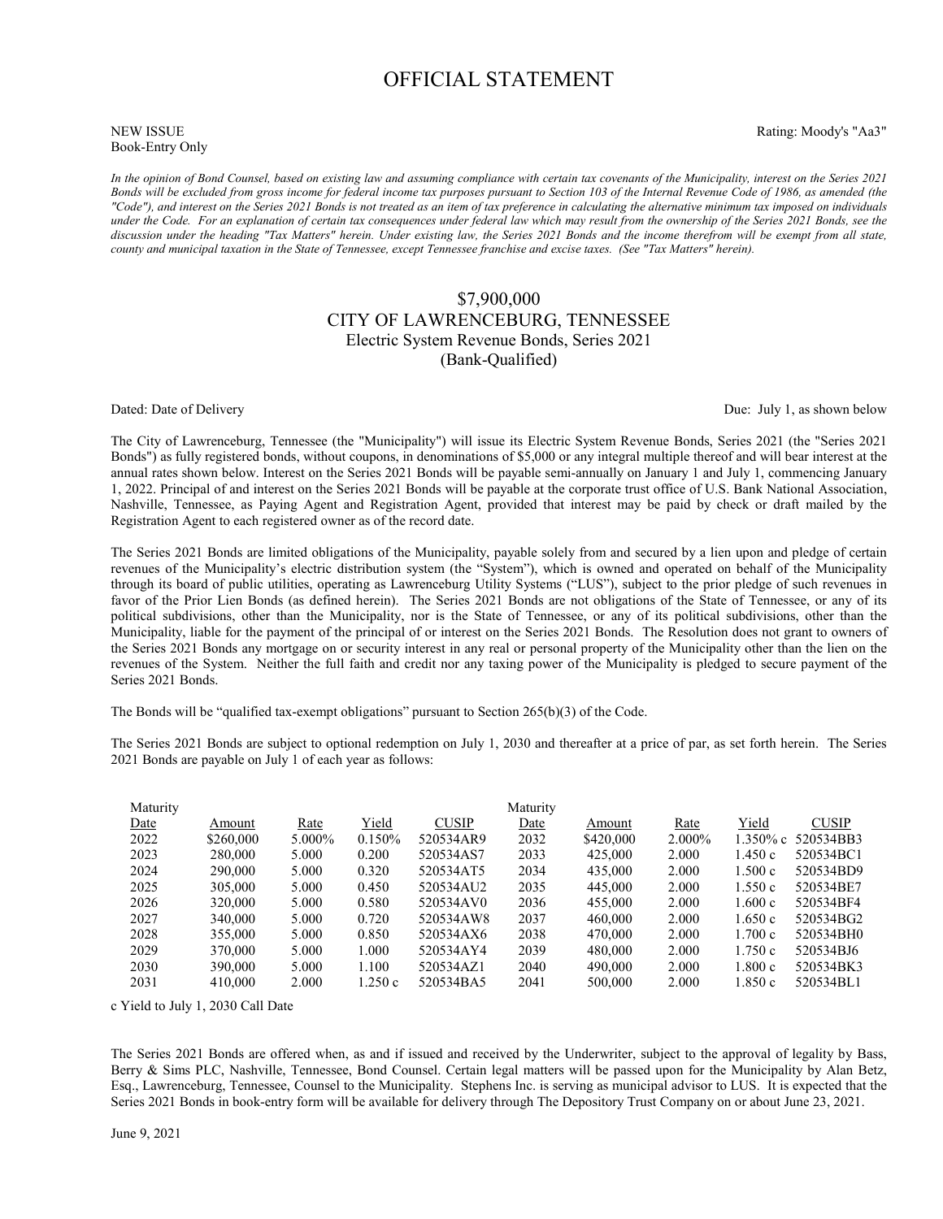# OFFICIAL STATEMENT

NEW ISSUE
Book-Entry Only

Rating: Moody's "Aa3"

*In the opinion of Bond Counsel, based on existing law and assuming compliance with certain tax covenants of the Municipality, interest on the Series 2021 Bonds will be excluded from gross income for federal income tax purposes pursuant to Section 103 of the Internal Revenue Code of 1986, as amended (the "Code"), and interest on the Series 2021 Bonds is not treated as an item of tax preference in calculating the alternative minimum tax imposed on individuals under the Code. For an explanation of certain tax consequences under federal law which may result from the ownership of the Series 2021 Bonds, see the discussion under the heading "Tax Matters" herein. Under existing law, the Series 2021 Bonds and the income therefrom will be exempt from all state, county and municipal taxation in the State of Tennessee, except Tennessee franchise and excise taxes. (See "Tax Matters" herein).*

## $7,900,000
## CITY OF LAWRENCEBURG, TENNESSEE
### Electric System Revenue Bonds, Series 2021
### (Bank-Qualified)

Dated: Date of Delivery

Due: July 1, as shown below

The City of Lawrenceburg, Tennessee (the "Municipality") will issue its Electric System Revenue Bonds, Series 2021 (the "Series 2021 Bonds") as fully registered bonds, without coupons, in denominations of $5,000 or any integral multiple thereof and will bear interest at the annual rates shown below. Interest on the Series 2021 Bonds will be payable semi-annually on January 1 and July 1, commencing January 1, 2022. Principal of and interest on the Series 2021 Bonds will be payable at the corporate trust office of U.S. Bank National Association, Nashville, Tennessee, as Paying Agent and Registration Agent, provided that interest may be paid by check or draft mailed by the Registration Agent to each registered owner as of the record date.

The Series 2021 Bonds are limited obligations of the Municipality, payable solely from and secured by a lien upon and pledge of certain revenues of the Municipality's electric distribution system (the "System"), which is owned and operated on behalf of the Municipality through its board of public utilities, operating as Lawrenceburg Utility Systems ("LUS"), subject to the prior pledge of such revenues in favor of the Prior Lien Bonds (as defined herein). The Series 2021 Bonds are not obligations of the State of Tennessee, or any of its political subdivisions, other than the Municipality, nor is the State of Tennessee, or any of its political subdivisions, other than the Municipality, liable for the payment of the principal of or interest on the Series 2021 Bonds. The Resolution does not grant to owners of the Series 2021 Bonds any mortgage on or security interest in any real or personal property of the Municipality other than the lien on the revenues of the System. Neither the full faith and credit nor any taxing power of the Municipality is pledged to secure payment of the Series 2021 Bonds.

The Bonds will be "qualified tax-exempt obligations" pursuant to Section 265(b)(3) of the Code.

The Series 2021 Bonds are subject to optional redemption on July 1, 2030 and thereafter at a price of par, as set forth herein. The Series 2021 Bonds are payable on July 1 of each year as follows:

| Maturity Date | Amount | Rate | Yield | CUSIP | Maturity Date | Amount | Rate | Yield | CUSIP |
|---|---|---|---|---|---|---|---|---|---|
| 2022 | $260,000 | 5.000% | 0.150% | 520534AR9 | 2032 | $420,000 | 2.000% | 1.350% c | 520534BB3 |
| 2023 | 280,000 | 5.000 | 0.200 | 520534AS7 | 2033 | 425,000 | 2.000 | 1.450 c | 520534BC1 |
| 2024 | 290,000 | 5.000 | 0.320 | 520534AT5 | 2034 | 435,000 | 2.000 | 1.500 c | 520534BD9 |
| 2025 | 305,000 | 5.000 | 0.450 | 520534AU2 | 2035 | 445,000 | 2.000 | 1.550 c | 520534BE7 |
| 2026 | 320,000 | 5.000 | 0.580 | 520534AV0 | 2036 | 455,000 | 2.000 | 1.600 c | 520534BF4 |
| 2027 | 340,000 | 5.000 | 0.720 | 520534AW8 | 2037 | 460,000 | 2.000 | 1.650 c | 520534BG2 |
| 2028 | 355,000 | 5.000 | 0.850 | 520534AX6 | 2038 | 470,000 | 2.000 | 1.700 c | 520534BH0 |
| 2029 | 370,000 | 5.000 | 1.000 | 520534AY4 | 2039 | 480,000 | 2.000 | 1.750 c | 520534BJ6 |
| 2030 | 390,000 | 5.000 | 1.100 | 520534AZ1 | 2040 | 490,000 | 2.000 | 1.800 c | 520534BK3 |
| 2031 | 410,000 | 2.000 | 1.250 c | 520534BA5 | 2041 | 500,000 | 2.000 | 1.850 c | 520534BL1 |

c Yield to July 1, 2030 Call Date

The Series 2021 Bonds are offered when, as and if issued and received by the Underwriter, subject to the approval of legality by Bass, Berry & Sims PLC, Nashville, Tennessee, Bond Counsel. Certain legal matters will be passed upon for the Municipality by Alan Betz, Esq., Lawrenceburg, Tennessee, Counsel to the Municipality. Stephens Inc. is serving as municipal advisor to LUS. It is expected that the Series 2021 Bonds in book-entry form will be available for delivery through The Depository Trust Company on or about June 23, 2021.

June 9, 2021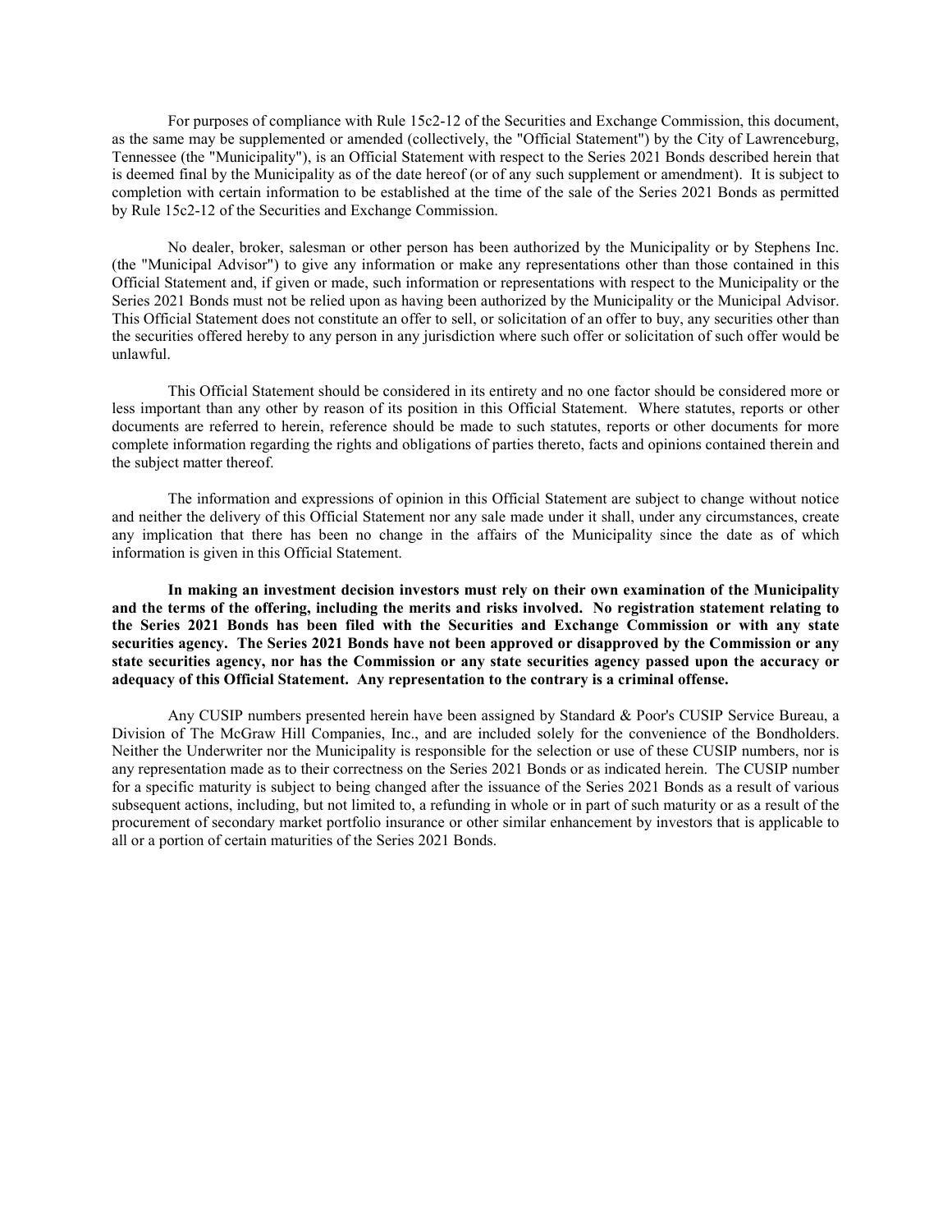For purposes of compliance with Rule 15c2-12 of the Securities and Exchange Commission, this document, as the same may be supplemented or amended (collectively, the "Official Statement") by the City of Lawrenceburg, Tennessee (the "Municipality"), is an Official Statement with respect to the Series 2021 Bonds described herein that is deemed final by the Municipality as of the date hereof (or of any such supplement or amendment). It is subject to completion with certain information to be established at the time of the sale of the Series 2021 Bonds as permitted by Rule 15c2-12 of the Securities and Exchange Commission.

No dealer, broker, salesman or other person has been authorized by the Municipality or by Stephens Inc. (the "Municipal Advisor") to give any information or make any representations other than those contained in this Official Statement and, if given or made, such information or representations with respect to the Municipality or the Series 2021 Bonds must not be relied upon as having been authorized by the Municipality or the Municipal Advisor. This Official Statement does not constitute an offer to sell, or solicitation of an offer to buy, any securities other than the securities offered hereby to any person in any jurisdiction where such offer or solicitation of such offer would be unlawful.

This Official Statement should be considered in its entirety and no one factor should be considered more or less important than any other by reason of its position in this Official Statement. Where statutes, reports or other documents are referred to herein, reference should be made to such statutes, reports or other documents for more complete information regarding the rights and obligations of parties thereto, facts and opinions contained therein and the subject matter thereof.

The information and expressions of opinion in this Official Statement are subject to change without notice and neither the delivery of this Official Statement nor any sale made under it shall, under any circumstances, create any implication that there has been no change in the affairs of the Municipality since the date as of which information is given in this Official Statement.

**In making an investment decision investors must rely on their own examination of the Municipality and the terms of the offering, including the merits and risks involved. No registration statement relating to the Series 2021 Bonds has been filed with the Securities and Exchange Commission or with any state securities agency. The Series 2021 Bonds have not been approved or disapproved by the Commission or any state securities agency, nor has the Commission or any state securities agency passed upon the accuracy or adequacy of this Official Statement. Any representation to the contrary is a criminal offense.**

Any CUSIP numbers presented herein have been assigned by Standard & Poor's CUSIP Service Bureau, a Division of The McGraw Hill Companies, Inc., and are included solely for the convenience of the Bondholders. Neither the Underwriter nor the Municipality is responsible for the selection or use of these CUSIP numbers, nor is any representation made as to their correctness on the Series 2021 Bonds or as indicated herein. The CUSIP number for a specific maturity is subject to being changed after the issuance of the Series 2021 Bonds as a result of various subsequent actions, including, but not limited to, a refunding in whole or in part of such maturity or as a result of the procurement of secondary market portfolio insurance or other similar enhancement by investors that is applicable to all or a portion of certain maturities of the Series 2021 Bonds.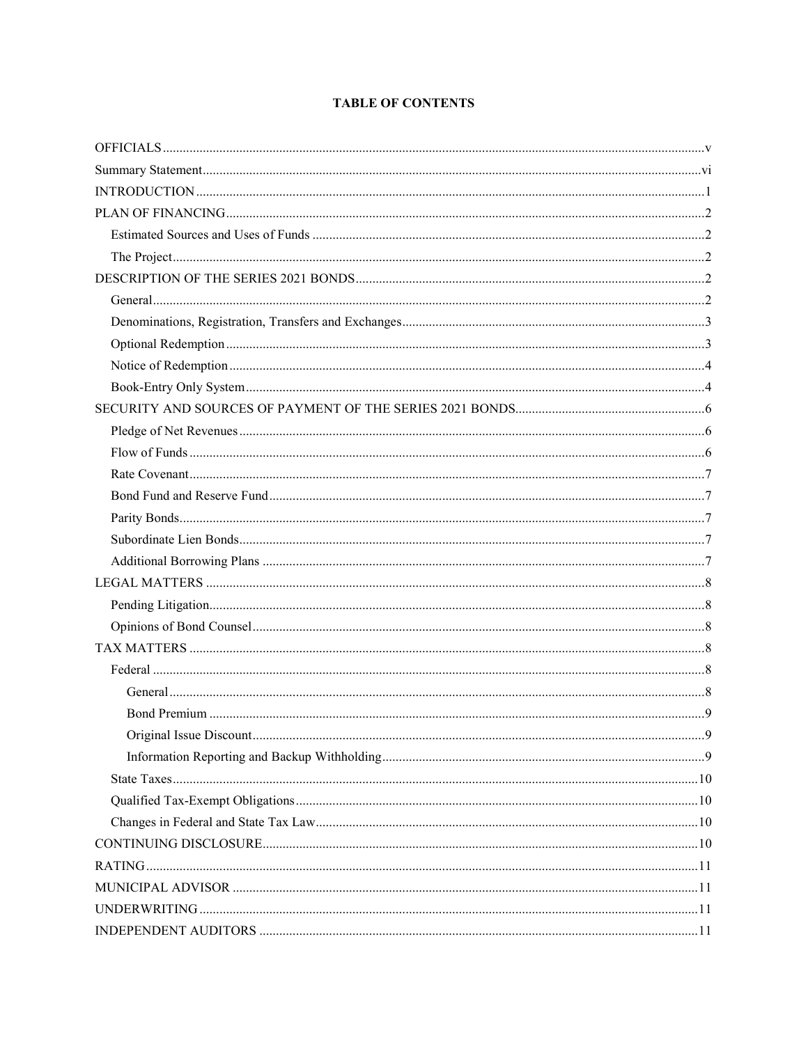**TABLE OF CONTENTS**

OFFICIALS ..... v
Summary Statement ..... vi
INTRODUCTION ..... 1
PLAN OF FINANCING ..... 2
  Estimated Sources and Uses of Funds ..... 2
  The Project ..... 2
DESCRIPTION OF THE SERIES 2021 BONDS ..... 2
  General ..... 2
  Denominations, Registration, Transfers and Exchanges ..... 3
  Optional Redemption ..... 3
  Notice of Redemption ..... 4
  Book-Entry Only System ..... 4
SECURITY AND SOURCES OF PAYMENT OF THE SERIES 2021 BONDS ..... 6
  Pledge of Net Revenues ..... 6
  Flow of Funds ..... 6
  Rate Covenant ..... 7
  Bond Fund and Reserve Fund ..... 7
  Parity Bonds ..... 7
  Subordinate Lien Bonds ..... 7
  Additional Borrowing Plans ..... 7
LEGAL MATTERS ..... 8
  Pending Litigation ..... 8
  Opinions of Bond Counsel ..... 8
TAX MATTERS ..... 8
  Federal ..... 8
    General ..... 8
    Bond Premium ..... 9
    Original Issue Discount ..... 9
    Information Reporting and Backup Withholding ..... 9
  State Taxes ..... 10
  Qualified Tax-Exempt Obligations ..... 10
  Changes in Federal and State Tax Law ..... 10
CONTINUING DISCLOSURE ..... 10
RATING ..... 11
MUNICIPAL ADVISOR ..... 11
UNDERWRITING ..... 11
INDEPENDENT AUDITORS ..... 11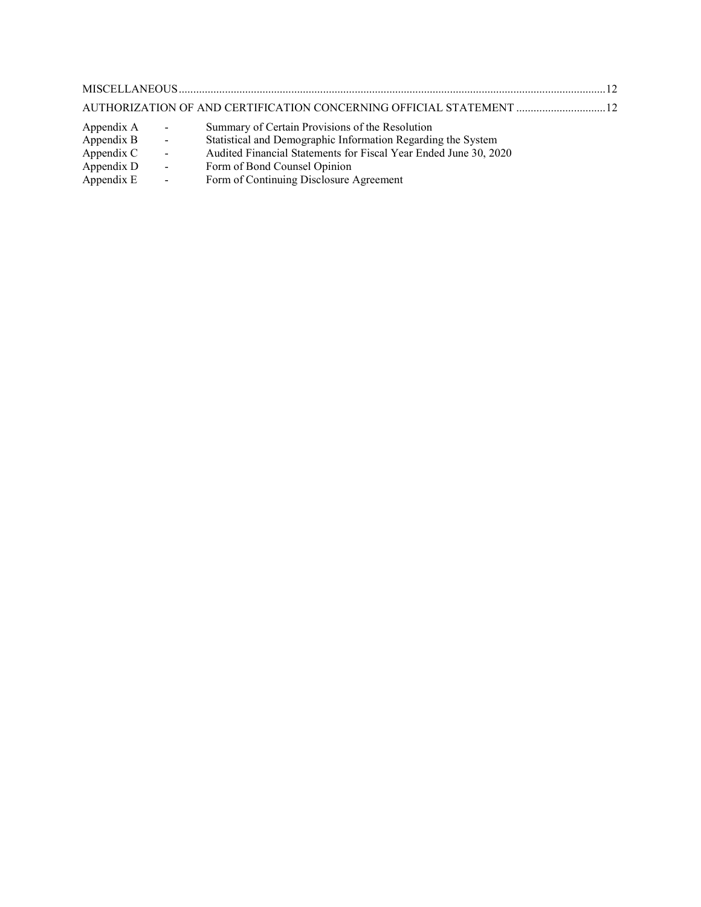MISCELLANEOUS .......... 12

AUTHORIZATION OF AND CERTIFICATION CONCERNING OFFICIAL STATEMENT .......... 12

| | | |
|---|---|---|
| Appendix A | - | Summary of Certain Provisions of the Resolution |
| Appendix B | - | Statistical and Demographic Information Regarding the System |
| Appendix C | - | Audited Financial Statements for Fiscal Year Ended June 30, 2020 |
| Appendix D | - | Form of Bond Counsel Opinion |
| Appendix E | - | Form of Continuing Disclosure Agreement |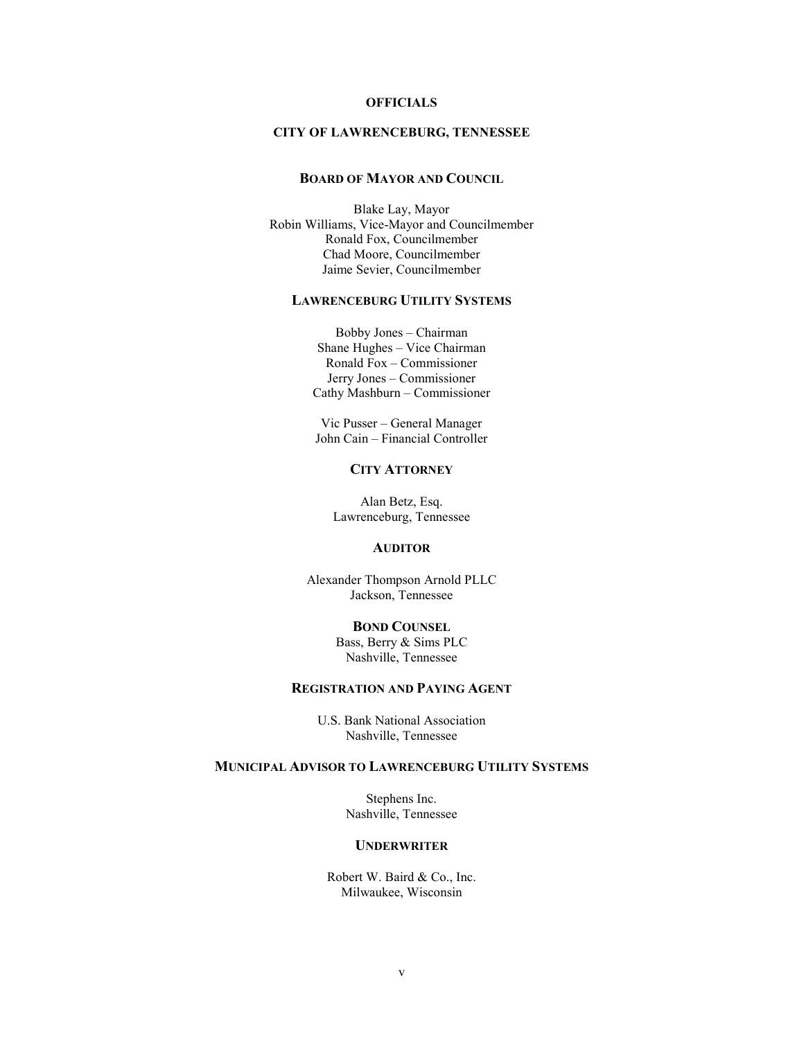# OFFICIALS

# CITY OF LAWRENCEBURG, TENNESSEE

## BOARD OF MAYOR AND COUNCIL

Blake Lay, Mayor
Robin Williams, Vice-Mayor and Councilmember
Ronald Fox, Councilmember
Chad Moore, Councilmember
Jaime Sevier, Councilmember

## LAWRENCEBURG UTILITY SYSTEMS

Bobby Jones – Chairman
Shane Hughes – Vice Chairman
Ronald Fox – Commissioner
Jerry Jones – Commissioner
Cathy Mashburn – Commissioner

Vic Pusser – General Manager
John Cain – Financial Controller

## CITY ATTORNEY

Alan Betz, Esq.
Lawrenceburg, Tennessee

## AUDITOR

Alexander Thompson Arnold PLLC
Jackson, Tennessee

## BOND COUNSEL

Bass, Berry & Sims PLC
Nashville, Tennessee

## REGISTRATION AND PAYING AGENT

U.S. Bank National Association
Nashville, Tennessee

## MUNICIPAL ADVISOR TO LAWRENCEBURG UTILITY SYSTEMS

Stephens Inc.
Nashville, Tennessee

## UNDERWRITER

Robert W. Baird & Co., Inc.
Milwaukee, Wisconsin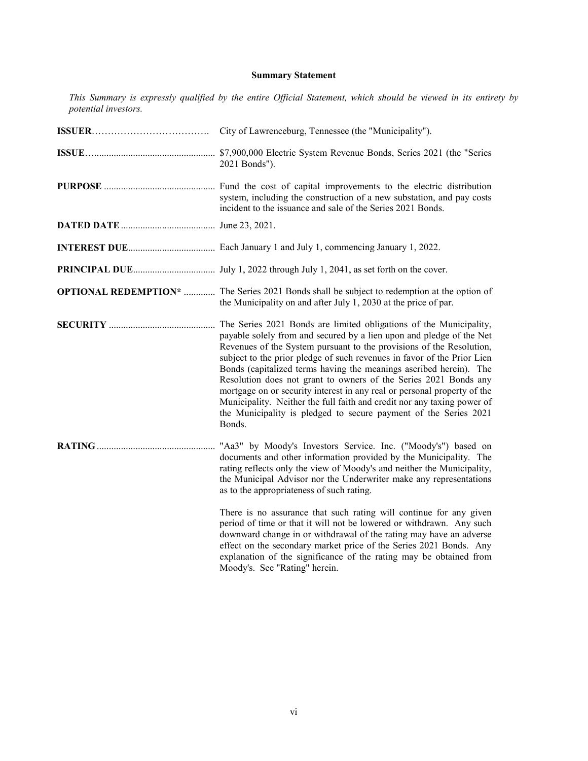**Summary Statement**

*This Summary is expressly qualified by the entire Official Statement, which should be viewed in its entirety by potential investors.*

| | |
|---|---|
| **ISSUER** | City of Lawrenceburg, Tennessee (the "Municipality"). |
| **ISSUE** | $7,900,000 Electric System Revenue Bonds, Series 2021 (the "Series 2021 Bonds"). |
| **PURPOSE** | Fund the cost of capital improvements to the electric distribution system, including the construction of a new substation, and pay costs incident to the issuance and sale of the Series 2021 Bonds. |
| **DATED DATE** | June 23, 2021. |
| **INTEREST DUE** | Each January 1 and July 1, commencing January 1, 2022. |
| **PRINCIPAL DUE** | July 1, 2022 through July 1, 2041, as set forth on the cover. |
| **OPTIONAL REDEMPTION*** | The Series 2021 Bonds shall be subject to redemption at the option of the Municipality on and after July 1, 2030 at the price of par. |
| **SECURITY** | The Series 2021 Bonds are limited obligations of the Municipality, payable solely from and secured by a lien upon and pledge of the Net Revenues of the System pursuant to the provisions of the Resolution, subject to the prior pledge of such revenues in favor of the Prior Lien Bonds (capitalized terms having the meanings ascribed herein). The Resolution does not grant to owners of the Series 2021 Bonds any mortgage on or security interest in any real or personal property of the Municipality. Neither the full faith and credit nor any taxing power of the Municipality is pledged to secure payment of the Series 2021 Bonds. |
| **RATING** | "Aa3" by Moody's Investors Service. Inc. ("Moody's") based on documents and other information provided by the Municipality. The rating reflects only the view of Moody's and neither the Municipality, the Municipal Advisor nor the Underwriter make any representations as to the appropriateness of such rating.<br><br>There is no assurance that such rating will continue for any given period of time or that it will not be lowered or withdrawn. Any such downward change in or withdrawal of the rating may have an adverse effect on the secondary market price of the Series 2021 Bonds. Any explanation of the significance of the rating may be obtained from Moody's. See "Rating" herein. |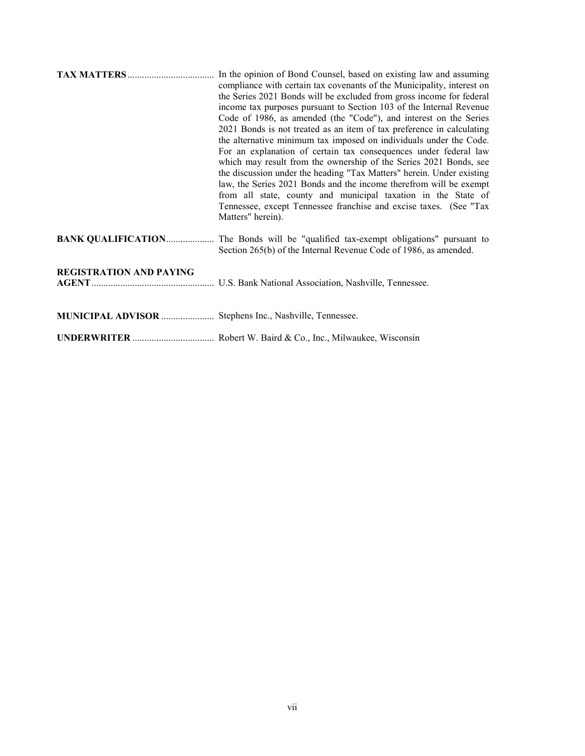**TAX MATTERS**.................................... In the opinion of Bond Counsel, based on existing law and assuming compliance with certain tax covenants of the Municipality, interest on the Series 2021 Bonds will be excluded from gross income for federal income tax purposes pursuant to Section 103 of the Internal Revenue Code of 1986, as amended (the "Code"), and interest on the Series 2021 Bonds is not treated as an item of tax preference in calculating the alternative minimum tax imposed on individuals under the Code. For an explanation of certain tax consequences under federal law which may result from the ownership of the Series 2021 Bonds, see the discussion under the heading "Tax Matters" herein. Under existing law, the Series 2021 Bonds and the income therefrom will be exempt from all state, county and municipal taxation in the State of Tennessee, except Tennessee franchise and excise taxes. (See "Tax Matters" herein).

**BANK QUALIFICATION**.................... The Bonds will be "qualified tax-exempt obligations" pursuant to Section 265(b) of the Internal Revenue Code of 1986, as amended.

**REGISTRATION AND PAYING AGENT**.................................................. U.S. Bank National Association, Nashville, Tennessee.

**MUNICIPAL ADVISOR** ...................... Stephens Inc., Nashville, Tennessee.

**UNDERWRITER** ................................. Robert W. Baird & Co., Inc., Milwaukee, Wisconsin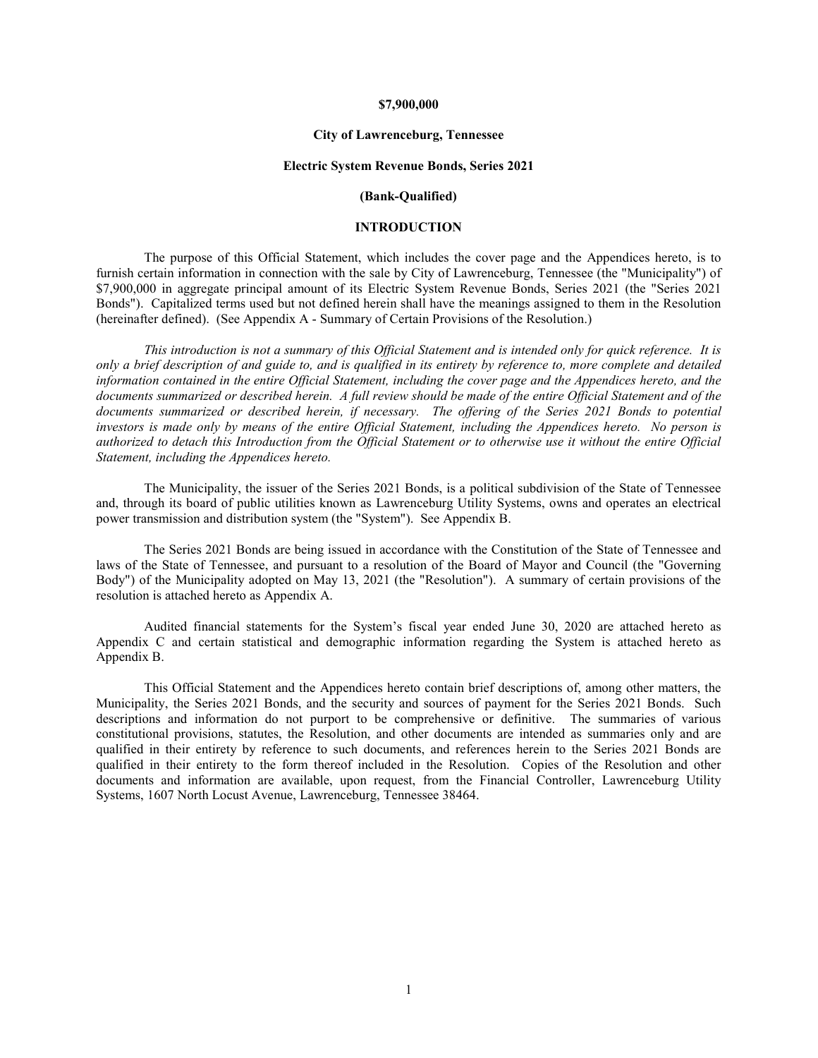**$7,900,000**

**City of Lawrenceburg, Tennessee**

**Electric System Revenue Bonds, Series 2021**

**(Bank-Qualified)**

## INTRODUCTION

The purpose of this Official Statement, which includes the cover page and the Appendices hereto, is to furnish certain information in connection with the sale by City of Lawrenceburg, Tennessee (the "Municipality") of $7,900,000 in aggregate principal amount of its Electric System Revenue Bonds, Series 2021 (the "Series 2021 Bonds"). Capitalized terms used but not defined herein shall have the meanings assigned to them in the Resolution (hereinafter defined). (See Appendix A - Summary of Certain Provisions of the Resolution.)

*This introduction is not a summary of this Official Statement and is intended only for quick reference. It is only a brief description of and guide to, and is qualified in its entirety by reference to, more complete and detailed information contained in the entire Official Statement, including the cover page and the Appendices hereto, and the documents summarized or described herein. A full review should be made of the entire Official Statement and of the documents summarized or described herein, if necessary. The offering of the Series 2021 Bonds to potential investors is made only by means of the entire Official Statement, including the Appendices hereto. No person is authorized to detach this Introduction from the Official Statement or to otherwise use it without the entire Official Statement, including the Appendices hereto.*

The Municipality, the issuer of the Series 2021 Bonds, is a political subdivision of the State of Tennessee and, through its board of public utilities known as Lawrenceburg Utility Systems, owns and operates an electrical power transmission and distribution system (the "System"). See Appendix B.

The Series 2021 Bonds are being issued in accordance with the Constitution of the State of Tennessee and laws of the State of Tennessee, and pursuant to a resolution of the Board of Mayor and Council (the "Governing Body") of the Municipality adopted on May 13, 2021 (the "Resolution"). A summary of certain provisions of the resolution is attached hereto as Appendix A.

Audited financial statements for the System's fiscal year ended June 30, 2020 are attached hereto as Appendix C and certain statistical and demographic information regarding the System is attached hereto as Appendix B.

This Official Statement and the Appendices hereto contain brief descriptions of, among other matters, the Municipality, the Series 2021 Bonds, and the security and sources of payment for the Series 2021 Bonds. Such descriptions and information do not purport to be comprehensive or definitive. The summaries of various constitutional provisions, statutes, the Resolution, and other documents are intended as summaries only and are qualified in their entirety by reference to such documents, and references herein to the Series 2021 Bonds are qualified in their entirety to the form thereof included in the Resolution. Copies of the Resolution and other documents and information are available, upon request, from the Financial Controller, Lawrenceburg Utility Systems, 1607 North Locust Avenue, Lawrenceburg, Tennessee 38464.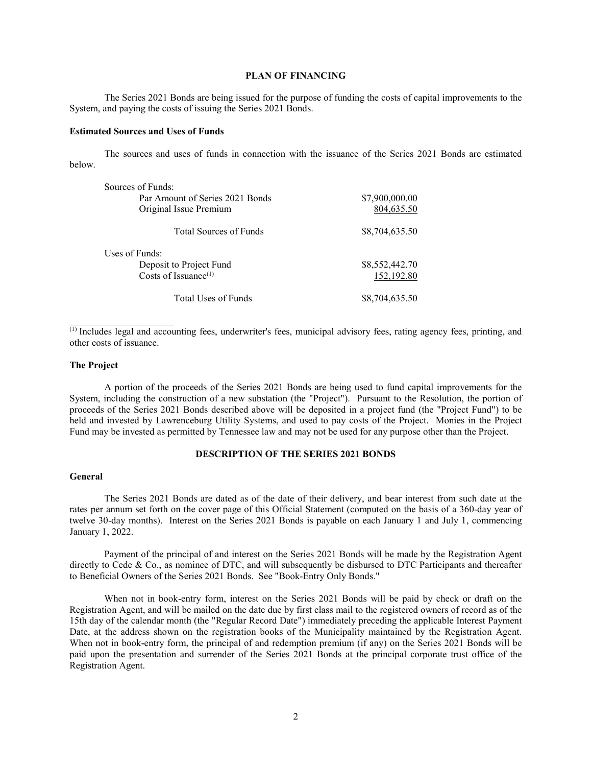## PLAN OF FINANCING

The Series 2021 Bonds are being issued for the purpose of funding the costs of capital improvements to the System, and paying the costs of issuing the Series 2021 Bonds.

### Estimated Sources and Uses of Funds

The sources and uses of funds in connection with the issuance of the Series 2021 Bonds are estimated below.

| | |
|---|---|
| Sources of Funds: | |
| Par Amount of Series 2021 Bonds | $7,900,000.00 |
| Original Issue Premium | 804,635.50 |
| Total Sources of Funds | $8,704,635.50 |
| Uses of Funds: | |
| Deposit to Project Fund | $8,552,442.70 |
| Costs of Issuance[(1)] | 152,192.80 |
| Total Uses of Funds | $8,704,635.50 |

[(1)] Includes legal and accounting fees, underwriter's fees, municipal advisory fees, rating agency fees, printing, and other costs of issuance.

### The Project

A portion of the proceeds of the Series 2021 Bonds are being used to fund capital improvements for the System, including the construction of a new substation (the "Project"). Pursuant to the Resolution, the portion of proceeds of the Series 2021 Bonds described above will be deposited in a project fund (the "Project Fund") to be held and invested by Lawrenceburg Utility Systems, and used to pay costs of the Project. Monies in the Project Fund may be invested as permitted by Tennessee law and may not be used for any purpose other than the Project.

## DESCRIPTION OF THE SERIES 2021 BONDS

### General

The Series 2021 Bonds are dated as of the date of their delivery, and bear interest from such date at the rates per annum set forth on the cover page of this Official Statement (computed on the basis of a 360-day year of twelve 30-day months). Interest on the Series 2021 Bonds is payable on each January 1 and July 1, commencing January 1, 2022.

Payment of the principal of and interest on the Series 2021 Bonds will be made by the Registration Agent directly to Cede & Co., as nominee of DTC, and will subsequently be disbursed to DTC Participants and thereafter to Beneficial Owners of the Series 2021 Bonds. See "Book-Entry Only Bonds."

When not in book-entry form, interest on the Series 2021 Bonds will be paid by check or draft on the Registration Agent, and will be mailed on the date due by first class mail to the registered owners of record as of the 15th day of the calendar month (the "Regular Record Date") immediately preceding the applicable Interest Payment Date, at the address shown on the registration books of the Municipality maintained by the Registration Agent. When not in book-entry form, the principal of and redemption premium (if any) on the Series 2021 Bonds will be paid upon the presentation and surrender of the Series 2021 Bonds at the principal corporate trust office of the Registration Agent.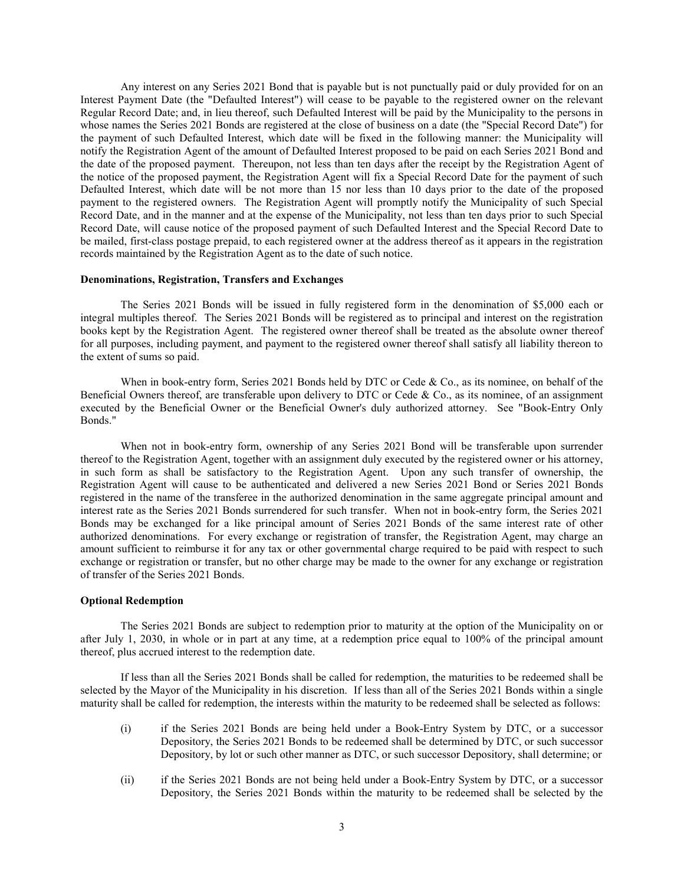Any interest on any Series 2021 Bond that is payable but is not punctually paid or duly provided for on an Interest Payment Date (the "Defaulted Interest") will cease to be payable to the registered owner on the relevant Regular Record Date; and, in lieu thereof, such Defaulted Interest will be paid by the Municipality to the persons in whose names the Series 2021 Bonds are registered at the close of business on a date (the "Special Record Date") for the payment of such Defaulted Interest, which date will be fixed in the following manner: the Municipality will notify the Registration Agent of the amount of Defaulted Interest proposed to be paid on each Series 2021 Bond and the date of the proposed payment. Thereupon, not less than ten days after the receipt by the Registration Agent of the notice of the proposed payment, the Registration Agent will fix a Special Record Date for the payment of such Defaulted Interest, which date will be not more than 15 nor less than 10 days prior to the date of the proposed payment to the registered owners. The Registration Agent will promptly notify the Municipality of such Special Record Date, and in the manner and at the expense of the Municipality, not less than ten days prior to such Special Record Date, will cause notice of the proposed payment of such Defaulted Interest and the Special Record Date to be mailed, first-class postage prepaid, to each registered owner at the address thereof as it appears in the registration records maintained by the Registration Agent as to the date of such notice.

**Denominations, Registration, Transfers and Exchanges**

The Series 2021 Bonds will be issued in fully registered form in the denomination of $5,000 each or integral multiples thereof. The Series 2021 Bonds will be registered as to principal and interest on the registration books kept by the Registration Agent. The registered owner thereof shall be treated as the absolute owner thereof for all purposes, including payment, and payment to the registered owner thereof shall satisfy all liability thereon to the extent of sums so paid.

When in book-entry form, Series 2021 Bonds held by DTC or Cede & Co., as its nominee, on behalf of the Beneficial Owners thereof, are transferable upon delivery to DTC or Cede & Co., as its nominee, of an assignment executed by the Beneficial Owner or the Beneficial Owner's duly authorized attorney. See "Book-Entry Only Bonds."

When not in book-entry form, ownership of any Series 2021 Bond will be transferable upon surrender thereof to the Registration Agent, together with an assignment duly executed by the registered owner or his attorney, in such form as shall be satisfactory to the Registration Agent. Upon any such transfer of ownership, the Registration Agent will cause to be authenticated and delivered a new Series 2021 Bond or Series 2021 Bonds registered in the name of the transferee in the authorized denomination in the same aggregate principal amount and interest rate as the Series 2021 Bonds surrendered for such transfer. When not in book-entry form, the Series 2021 Bonds may be exchanged for a like principal amount of Series 2021 Bonds of the same interest rate of other authorized denominations. For every exchange or registration of transfer, the Registration Agent, may charge an amount sufficient to reimburse it for any tax or other governmental charge required to be paid with respect to such exchange or registration or transfer, but no other charge may be made to the owner for any exchange or registration of transfer of the Series 2021 Bonds.

**Optional Redemption**

The Series 2021 Bonds are subject to redemption prior to maturity at the option of the Municipality on or after July 1, 2030, in whole or in part at any time, at a redemption price equal to 100% of the principal amount thereof, plus accrued interest to the redemption date.

If less than all the Series 2021 Bonds shall be called for redemption, the maturities to be redeemed shall be selected by the Mayor of the Municipality in his discretion. If less than all of the Series 2021 Bonds within a single maturity shall be called for redemption, the interests within the maturity to be redeemed shall be selected as follows:

(i) if the Series 2021 Bonds are being held under a Book-Entry System by DTC, or a successor Depository, the Series 2021 Bonds to be redeemed shall be determined by DTC, or such successor Depository, by lot or such other manner as DTC, or such successor Depository, shall determine; or

(ii) if the Series 2021 Bonds are not being held under a Book-Entry System by DTC, or a successor Depository, the Series 2021 Bonds within the maturity to be redeemed shall be selected by the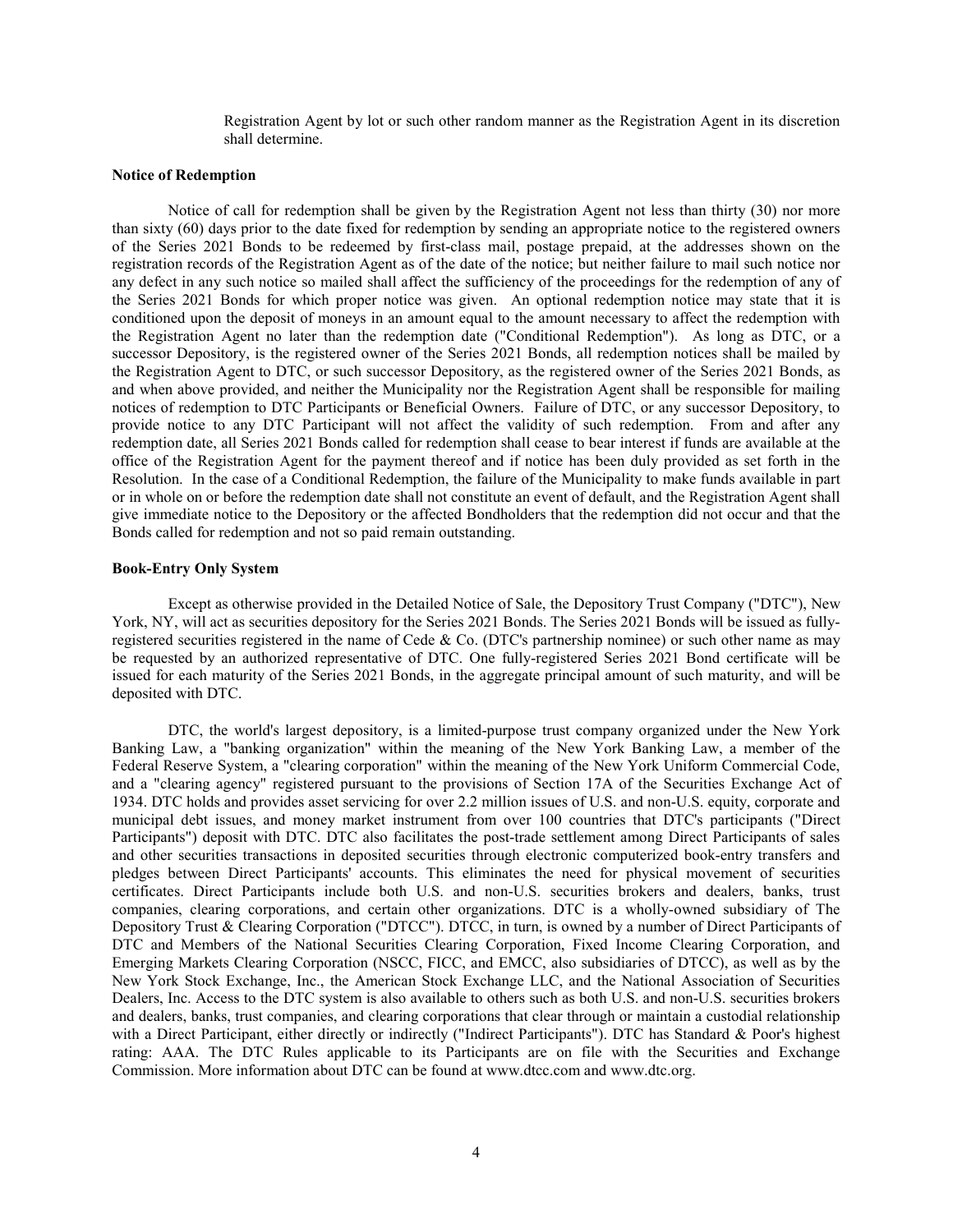Registration Agent by lot or such other random manner as the Registration Agent in its discretion shall determine.

**Notice of Redemption**

Notice of call for redemption shall be given by the Registration Agent not less than thirty (30) nor more than sixty (60) days prior to the date fixed for redemption by sending an appropriate notice to the registered owners of the Series 2021 Bonds to be redeemed by first-class mail, postage prepaid, at the addresses shown on the registration records of the Registration Agent as of the date of the notice; but neither failure to mail such notice nor any defect in any such notice so mailed shall affect the sufficiency of the proceedings for the redemption of any of the Series 2021 Bonds for which proper notice was given. An optional redemption notice may state that it is conditioned upon the deposit of moneys in an amount equal to the amount necessary to affect the redemption with the Registration Agent no later than the redemption date ("Conditional Redemption"). As long as DTC, or a successor Depository, is the registered owner of the Series 2021 Bonds, all redemption notices shall be mailed by the Registration Agent to DTC, or such successor Depository, as the registered owner of the Series 2021 Bonds, as and when above provided, and neither the Municipality nor the Registration Agent shall be responsible for mailing notices of redemption to DTC Participants or Beneficial Owners. Failure of DTC, or any successor Depository, to provide notice to any DTC Participant will not affect the validity of such redemption. From and after any redemption date, all Series 2021 Bonds called for redemption shall cease to bear interest if funds are available at the office of the Registration Agent for the payment thereof and if notice has been duly provided as set forth in the Resolution. In the case of a Conditional Redemption, the failure of the Municipality to make funds available in part or in whole on or before the redemption date shall not constitute an event of default, and the Registration Agent shall give immediate notice to the Depository or the affected Bondholders that the redemption did not occur and that the Bonds called for redemption and not so paid remain outstanding.

**Book-Entry Only System**

Except as otherwise provided in the Detailed Notice of Sale, the Depository Trust Company ("DTC"), New York, NY, will act as securities depository for the Series 2021 Bonds. The Series 2021 Bonds will be issued as fully-registered securities registered in the name of Cede & Co. (DTC's partnership nominee) or such other name as may be requested by an authorized representative of DTC. One fully-registered Series 2021 Bond certificate will be issued for each maturity of the Series 2021 Bonds, in the aggregate principal amount of such maturity, and will be deposited with DTC.

DTC, the world's largest depository, is a limited-purpose trust company organized under the New York Banking Law, a "banking organization" within the meaning of the New York Banking Law, a member of the Federal Reserve System, a "clearing corporation" within the meaning of the New York Uniform Commercial Code, and a "clearing agency" registered pursuant to the provisions of Section 17A of the Securities Exchange Act of 1934. DTC holds and provides asset servicing for over 2.2 million issues of U.S. and non-U.S. equity, corporate and municipal debt issues, and money market instrument from over 100 countries that DTC's participants ("Direct Participants") deposit with DTC. DTC also facilitates the post-trade settlement among Direct Participants of sales and other securities transactions in deposited securities through electronic computerized book-entry transfers and pledges between Direct Participants' accounts. This eliminates the need for physical movement of securities certificates. Direct Participants include both U.S. and non-U.S. securities brokers and dealers, banks, trust companies, clearing corporations, and certain other organizations. DTC is a wholly-owned subsidiary of The Depository Trust & Clearing Corporation ("DTCC"). DTCC, in turn, is owned by a number of Direct Participants of DTC and Members of the National Securities Clearing Corporation, Fixed Income Clearing Corporation, and Emerging Markets Clearing Corporation (NSCC, FICC, and EMCC, also subsidiaries of DTCC), as well as by the New York Stock Exchange, Inc., the American Stock Exchange LLC, and the National Association of Securities Dealers, Inc. Access to the DTC system is also available to others such as both U.S. and non-U.S. securities brokers and dealers, banks, trust companies, and clearing corporations that clear through or maintain a custodial relationship with a Direct Participant, either directly or indirectly ("Indirect Participants"). DTC has Standard & Poor's highest rating: AAA. The DTC Rules applicable to its Participants are on file with the Securities and Exchange Commission. More information about DTC can be found at www.dtcc.com and www.dtc.org.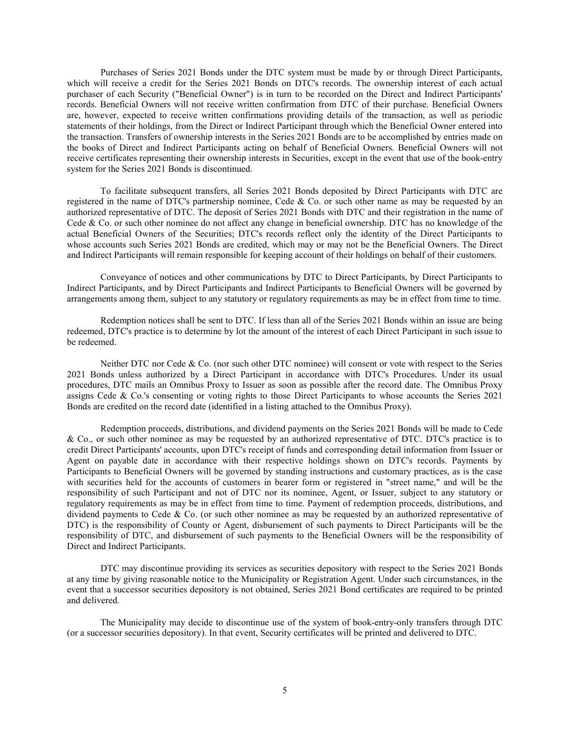Purchases of Series 2021 Bonds under the DTC system must be made by or through Direct Participants, which will receive a credit for the Series 2021 Bonds on DTC's records. The ownership interest of each actual purchaser of each Security ("Beneficial Owner") is in turn to be recorded on the Direct and Indirect Participants' records. Beneficial Owners will not receive written confirmation from DTC of their purchase. Beneficial Owners are, however, expected to receive written confirmations providing details of the transaction, as well as periodic statements of their holdings, from the Direct or Indirect Participant through which the Beneficial Owner entered into the transaction. Transfers of ownership interests in the Series 2021 Bonds are to be accomplished by entries made on the books of Direct and Indirect Participants acting on behalf of Beneficial Owners. Beneficial Owners will not receive certificates representing their ownership interests in Securities, except in the event that use of the book-entry system for the Series 2021 Bonds is discontinued.

To facilitate subsequent transfers, all Series 2021 Bonds deposited by Direct Participants with DTC are registered in the name of DTC's partnership nominee, Cede & Co. or such other name as may be requested by an authorized representative of DTC. The deposit of Series 2021 Bonds with DTC and their registration in the name of Cede & Co. or such other nominee do not affect any change in beneficial ownership. DTC has no knowledge of the actual Beneficial Owners of the Securities; DTC's records reflect only the identity of the Direct Participants to whose accounts such Series 2021 Bonds are credited, which may or may not be the Beneficial Owners. The Direct and Indirect Participants will remain responsible for keeping account of their holdings on behalf of their customers.

Conveyance of notices and other communications by DTC to Direct Participants, by Direct Participants to Indirect Participants, and by Direct Participants and Indirect Participants to Beneficial Owners will be governed by arrangements among them, subject to any statutory or regulatory requirements as may be in effect from time to time.

Redemption notices shall be sent to DTC. If less than all of the Series 2021 Bonds within an issue are being redeemed, DTC's practice is to determine by lot the amount of the interest of each Direct Participant in such issue to be redeemed.

Neither DTC nor Cede & Co. (nor such other DTC nominee) will consent or vote with respect to the Series 2021 Bonds unless authorized by a Direct Participant in accordance with DTC's Procedures. Under its usual procedures, DTC mails an Omnibus Proxy to Issuer as soon as possible after the record date. The Omnibus Proxy assigns Cede & Co.'s consenting or voting rights to those Direct Participants to whose accounts the Series 2021 Bonds are credited on the record date (identified in a listing attached to the Omnibus Proxy).

Redemption proceeds, distributions, and dividend payments on the Series 2021 Bonds will be made to Cede & Co., or such other nominee as may be requested by an authorized representative of DTC. DTC's practice is to credit Direct Participants' accounts, upon DTC's receipt of funds and corresponding detail information from Issuer or Agent on payable date in accordance with their respective holdings shown on DTC's records. Payments by Participants to Beneficial Owners will be governed by standing instructions and customary practices, as is the case with securities held for the accounts of customers in bearer form or registered in "street name," and will be the responsibility of such Participant and not of DTC nor its nominee, Agent, or Issuer, subject to any statutory or regulatory requirements as may be in effect from time to time. Payment of redemption proceeds, distributions, and dividend payments to Cede & Co. (or such other nominee as may be requested by an authorized representative of DTC) is the responsibility of County or Agent, disbursement of such payments to Direct Participants will be the responsibility of DTC, and disbursement of such payments to the Beneficial Owners will be the responsibility of Direct and Indirect Participants.

DTC may discontinue providing its services as securities depository with respect to the Series 2021 Bonds at any time by giving reasonable notice to the Municipality or Registration Agent. Under such circumstances, in the event that a successor securities depository is not obtained, Series 2021 Bond certificates are required to be printed and delivered.

The Municipality may decide to discontinue use of the system of book-entry-only transfers through DTC (or a successor securities depository). In that event, Security certificates will be printed and delivered to DTC.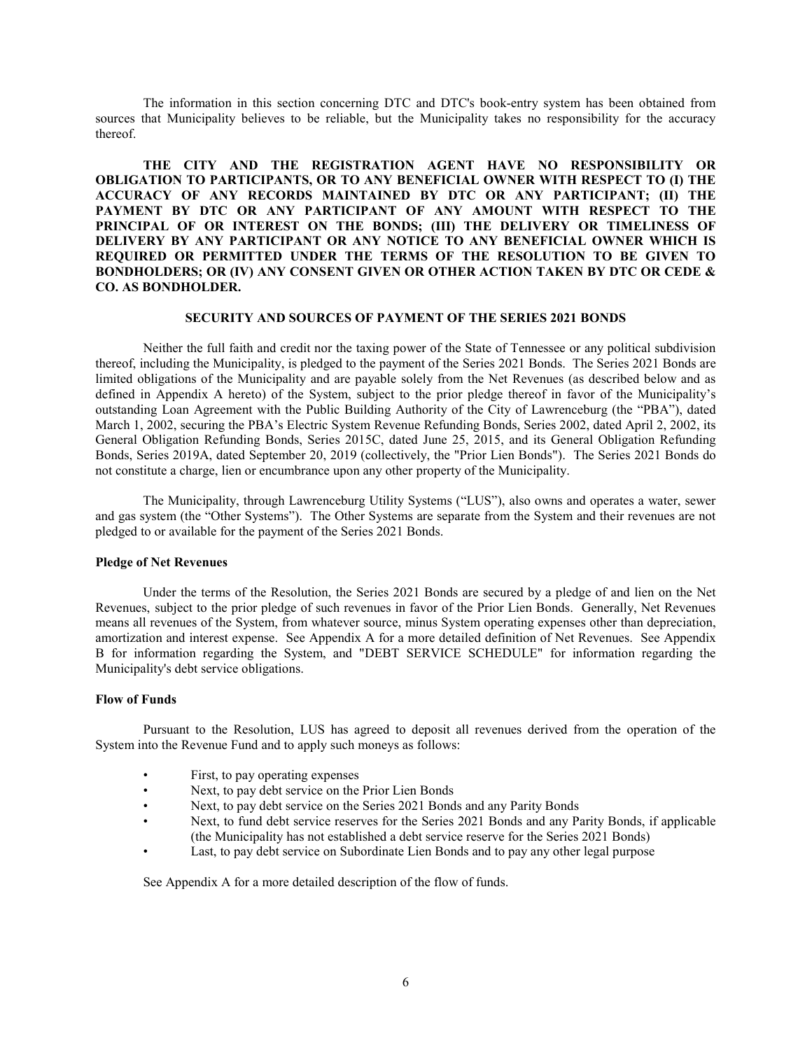The information in this section concerning DTC and DTC's book-entry system has been obtained from sources that Municipality believes to be reliable, but the Municipality takes no responsibility for the accuracy thereof.

**THE CITY AND THE REGISTRATION AGENT HAVE NO RESPONSIBILITY OR OBLIGATION TO PARTICIPANTS, OR TO ANY BENEFICIAL OWNER WITH RESPECT TO (I) THE ACCURACY OF ANY RECORDS MAINTAINED BY DTC OR ANY PARTICIPANT; (II) THE PAYMENT BY DTC OR ANY PARTICIPANT OF ANY AMOUNT WITH RESPECT TO THE PRINCIPAL OF OR INTEREST ON THE BONDS; (III) THE DELIVERY OR TIMELINESS OF DELIVERY BY ANY PARTICIPANT OR ANY NOTICE TO ANY BENEFICIAL OWNER WHICH IS REQUIRED OR PERMITTED UNDER THE TERMS OF THE RESOLUTION TO BE GIVEN TO BONDHOLDERS; OR (IV) ANY CONSENT GIVEN OR OTHER ACTION TAKEN BY DTC OR CEDE & CO. AS BONDHOLDER.**

## SECURITY AND SOURCES OF PAYMENT OF THE SERIES 2021 BONDS

Neither the full faith and credit nor the taxing power of the State of Tennessee or any political subdivision thereof, including the Municipality, is pledged to the payment of the Series 2021 Bonds. The Series 2021 Bonds are limited obligations of the Municipality and are payable solely from the Net Revenues (as described below and as defined in Appendix A hereto) of the System, subject to the prior pledge thereof in favor of the Municipality's outstanding Loan Agreement with the Public Building Authority of the City of Lawrenceburg (the "PBA"), dated March 1, 2002, securing the PBA's Electric System Revenue Refunding Bonds, Series 2002, dated April 2, 2002, its General Obligation Refunding Bonds, Series 2015C, dated June 25, 2015, and its General Obligation Refunding Bonds, Series 2019A, dated September 20, 2019 (collectively, the "Prior Lien Bonds"). The Series 2021 Bonds do not constitute a charge, lien or encumbrance upon any other property of the Municipality.

The Municipality, through Lawrenceburg Utility Systems ("LUS"), also owns and operates a water, sewer and gas system (the "Other Systems"). The Other Systems are separate from the System and their revenues are not pledged to or available for the payment of the Series 2021 Bonds.

### Pledge of Net Revenues

Under the terms of the Resolution, the Series 2021 Bonds are secured by a pledge of and lien on the Net Revenues, subject to the prior pledge of such revenues in favor of the Prior Lien Bonds. Generally, Net Revenues means all revenues of the System, from whatever source, minus System operating expenses other than depreciation, amortization and interest expense. See Appendix A for a more detailed definition of Net Revenues. See Appendix B for information regarding the System, and "DEBT SERVICE SCHEDULE" for information regarding the Municipality's debt service obligations.

### Flow of Funds

Pursuant to the Resolution, LUS has agreed to deposit all revenues derived from the operation of the System into the Revenue Fund and to apply such moneys as follows:

- First, to pay operating expenses
- Next, to pay debt service on the Prior Lien Bonds
- Next, to pay debt service on the Series 2021 Bonds and any Parity Bonds
- Next, to fund debt service reserves for the Series 2021 Bonds and any Parity Bonds, if applicable (the Municipality has not established a debt service reserve for the Series 2021 Bonds)
- Last, to pay debt service on Subordinate Lien Bonds and to pay any other legal purpose

See Appendix A for a more detailed description of the flow of funds.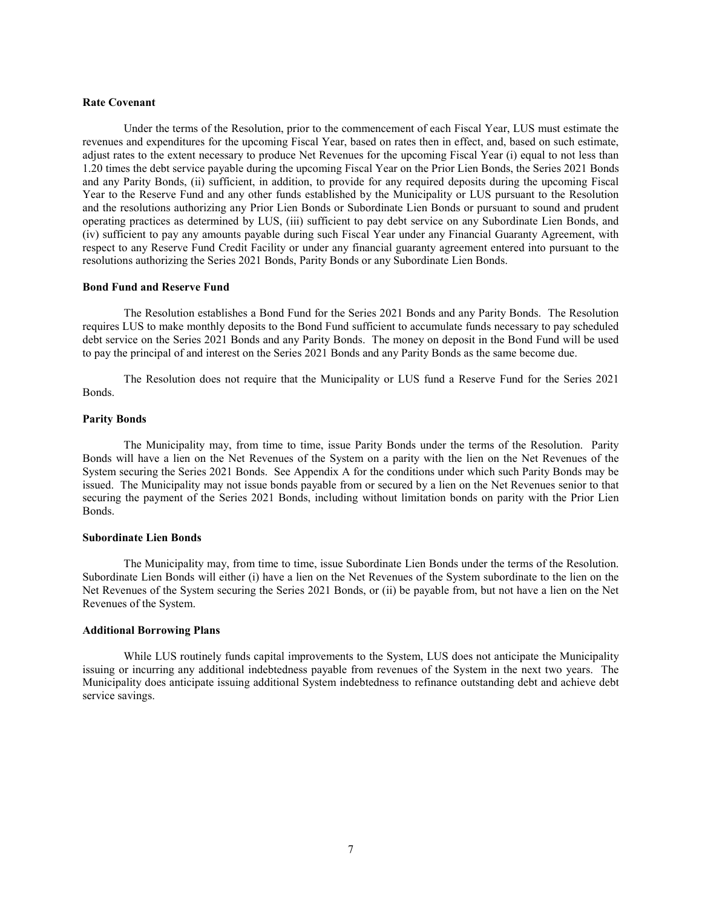**Rate Covenant**

Under the terms of the Resolution, prior to the commencement of each Fiscal Year, LUS must estimate the revenues and expenditures for the upcoming Fiscal Year, based on rates then in effect, and, based on such estimate, adjust rates to the extent necessary to produce Net Revenues for the upcoming Fiscal Year (i) equal to not less than 1.20 times the debt service payable during the upcoming Fiscal Year on the Prior Lien Bonds, the Series 2021 Bonds and any Parity Bonds, (ii) sufficient, in addition, to provide for any required deposits during the upcoming Fiscal Year to the Reserve Fund and any other funds established by the Municipality or LUS pursuant to the Resolution and the resolutions authorizing any Prior Lien Bonds or Subordinate Lien Bonds or pursuant to sound and prudent operating practices as determined by LUS, (iii) sufficient to pay debt service on any Subordinate Lien Bonds, and (iv) sufficient to pay any amounts payable during such Fiscal Year under any Financial Guaranty Agreement, with respect to any Reserve Fund Credit Facility or under any financial guaranty agreement entered into pursuant to the resolutions authorizing the Series 2021 Bonds, Parity Bonds or any Subordinate Lien Bonds.

**Bond Fund and Reserve Fund**

The Resolution establishes a Bond Fund for the Series 2021 Bonds and any Parity Bonds. The Resolution requires LUS to make monthly deposits to the Bond Fund sufficient to accumulate funds necessary to pay scheduled debt service on the Series 2021 Bonds and any Parity Bonds. The money on deposit in the Bond Fund will be used to pay the principal of and interest on the Series 2021 Bonds and any Parity Bonds as the same become due.

The Resolution does not require that the Municipality or LUS fund a Reserve Fund for the Series 2021 Bonds.

**Parity Bonds**

The Municipality may, from time to time, issue Parity Bonds under the terms of the Resolution. Parity Bonds will have a lien on the Net Revenues of the System on a parity with the lien on the Net Revenues of the System securing the Series 2021 Bonds. See Appendix A for the conditions under which such Parity Bonds may be issued. The Municipality may not issue bonds payable from or secured by a lien on the Net Revenues senior to that securing the payment of the Series 2021 Bonds, including without limitation bonds on parity with the Prior Lien Bonds.

**Subordinate Lien Bonds**

The Municipality may, from time to time, issue Subordinate Lien Bonds under the terms of the Resolution. Subordinate Lien Bonds will either (i) have a lien on the Net Revenues of the System subordinate to the lien on the Net Revenues of the System securing the Series 2021 Bonds, or (ii) be payable from, but not have a lien on the Net Revenues of the System.

**Additional Borrowing Plans**

While LUS routinely funds capital improvements to the System, LUS does not anticipate the Municipality issuing or incurring any additional indebtedness payable from revenues of the System in the next two years. The Municipality does anticipate issuing additional System indebtedness to refinance outstanding debt and achieve debt service savings.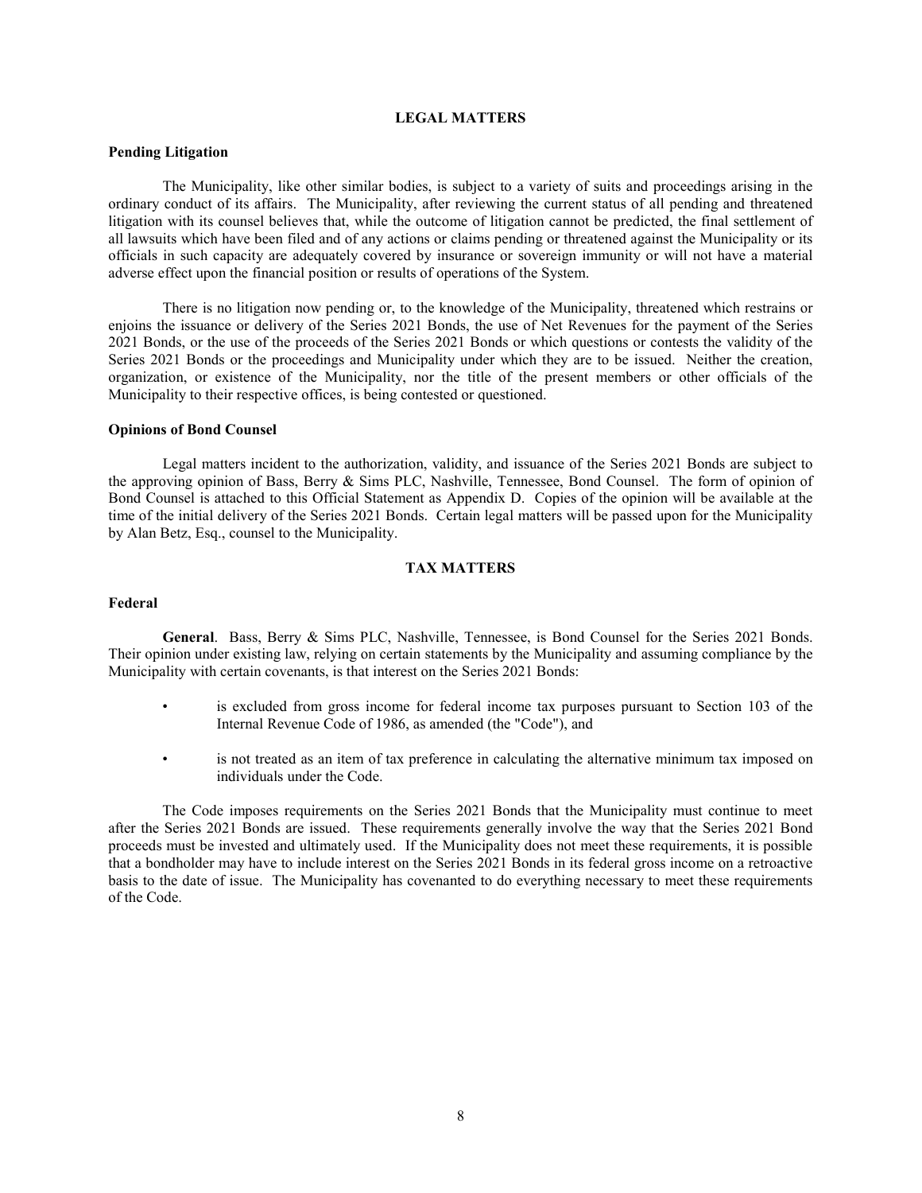## LEGAL MATTERS

### Pending Litigation

The Municipality, like other similar bodies, is subject to a variety of suits and proceedings arising in the ordinary conduct of its affairs. The Municipality, after reviewing the current status of all pending and threatened litigation with its counsel believes that, while the outcome of litigation cannot be predicted, the final settlement of all lawsuits which have been filed and of any actions or claims pending or threatened against the Municipality or its officials in such capacity are adequately covered by insurance or sovereign immunity or will not have a material adverse effect upon the financial position or results of operations of the System.

There is no litigation now pending or, to the knowledge of the Municipality, threatened which restrains or enjoins the issuance or delivery of the Series 2021 Bonds, the use of Net Revenues for the payment of the Series 2021 Bonds, or the use of the proceeds of the Series 2021 Bonds or which questions or contests the validity of the Series 2021 Bonds or the proceedings and Municipality under which they are to be issued. Neither the creation, organization, or existence of the Municipality, nor the title of the present members or other officials of the Municipality to their respective offices, is being contested or questioned.

### Opinions of Bond Counsel

Legal matters incident to the authorization, validity, and issuance of the Series 2021 Bonds are subject to the approving opinion of Bass, Berry & Sims PLC, Nashville, Tennessee, Bond Counsel. The form of opinion of Bond Counsel is attached to this Official Statement as Appendix D. Copies of the opinion will be available at the time of the initial delivery of the Series 2021 Bonds. Certain legal matters will be passed upon for the Municipality by Alan Betz, Esq., counsel to the Municipality.

## TAX MATTERS

### Federal

**General**. Bass, Berry & Sims PLC, Nashville, Tennessee, is Bond Counsel for the Series 2021 Bonds. Their opinion under existing law, relying on certain statements by the Municipality and assuming compliance by the Municipality with certain covenants, is that interest on the Series 2021 Bonds:

- is excluded from gross income for federal income tax purposes pursuant to Section 103 of the Internal Revenue Code of 1986, as amended (the "Code"), and
- is not treated as an item of tax preference in calculating the alternative minimum tax imposed on individuals under the Code.

The Code imposes requirements on the Series 2021 Bonds that the Municipality must continue to meet after the Series 2021 Bonds are issued. These requirements generally involve the way that the Series 2021 Bond proceeds must be invested and ultimately used. If the Municipality does not meet these requirements, it is possible that a bondholder may have to include interest on the Series 2021 Bonds in its federal gross income on a retroactive basis to the date of issue. The Municipality has covenanted to do everything necessary to meet these requirements of the Code.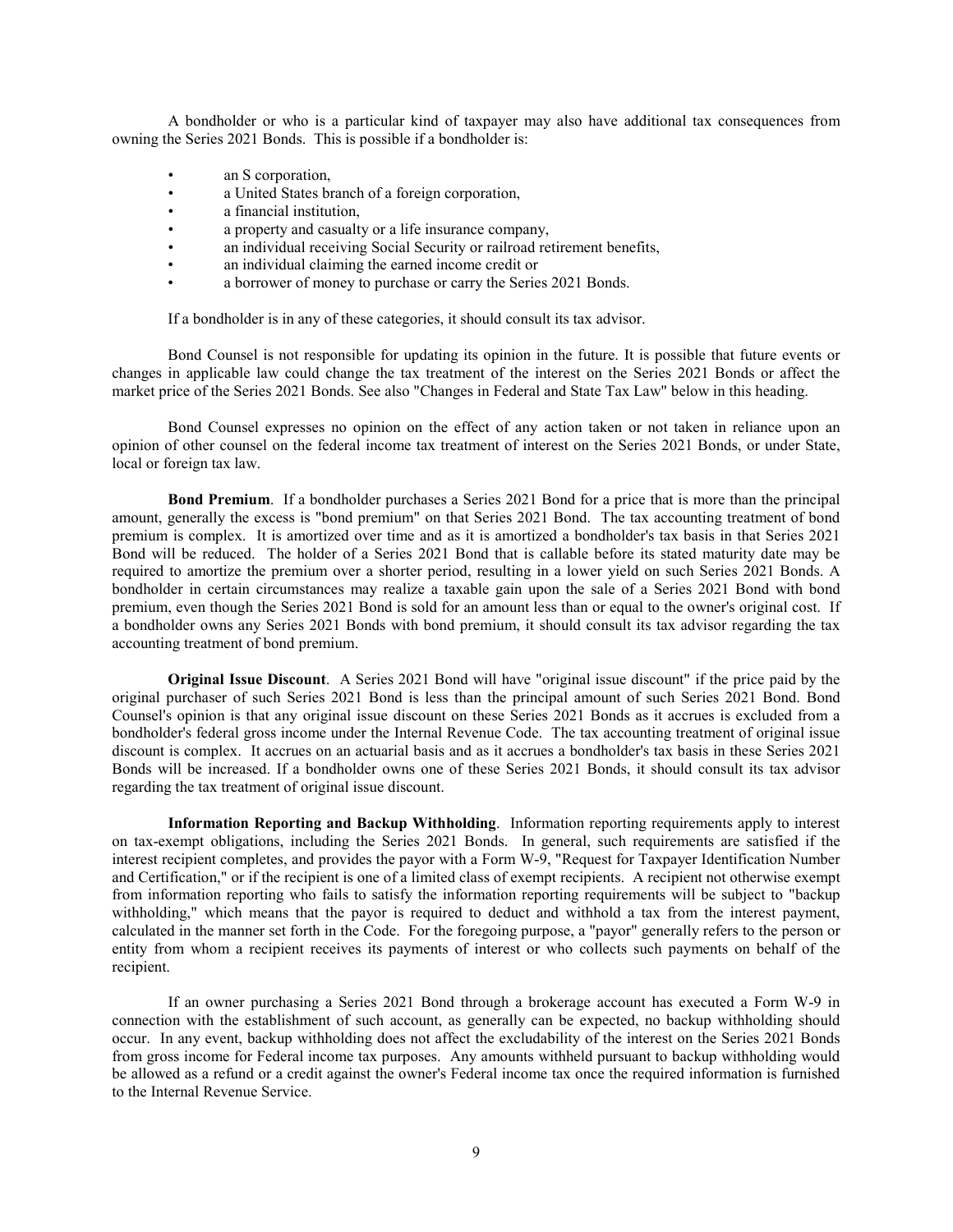A bondholder or who is a particular kind of taxpayer may also have additional tax consequences from owning the Series 2021 Bonds. This is possible if a bondholder is:

- an S corporation,
- a United States branch of a foreign corporation,
- a financial institution,
- a property and casualty or a life insurance company,
- an individual receiving Social Security or railroad retirement benefits,
- an individual claiming the earned income credit or
- a borrower of money to purchase or carry the Series 2021 Bonds.

If a bondholder is in any of these categories, it should consult its tax advisor.

Bond Counsel is not responsible for updating its opinion in the future. It is possible that future events or changes in applicable law could change the tax treatment of the interest on the Series 2021 Bonds or affect the market price of the Series 2021 Bonds. See also "Changes in Federal and State Tax Law" below in this heading.

Bond Counsel expresses no opinion on the effect of any action taken or not taken in reliance upon an opinion of other counsel on the federal income tax treatment of interest on the Series 2021 Bonds, or under State, local or foreign tax law.

**Bond Premium**. If a bondholder purchases a Series 2021 Bond for a price that is more than the principal amount, generally the excess is "bond premium" on that Series 2021 Bond. The tax accounting treatment of bond premium is complex. It is amortized over time and as it is amortized a bondholder's tax basis in that Series 2021 Bond will be reduced. The holder of a Series 2021 Bond that is callable before its stated maturity date may be required to amortize the premium over a shorter period, resulting in a lower yield on such Series 2021 Bonds. A bondholder in certain circumstances may realize a taxable gain upon the sale of a Series 2021 Bond with bond premium, even though the Series 2021 Bond is sold for an amount less than or equal to the owner's original cost. If a bondholder owns any Series 2021 Bonds with bond premium, it should consult its tax advisor regarding the tax accounting treatment of bond premium.

**Original Issue Discount**. A Series 2021 Bond will have "original issue discount" if the price paid by the original purchaser of such Series 2021 Bond is less than the principal amount of such Series 2021 Bond. Bond Counsel's opinion is that any original issue discount on these Series 2021 Bonds as it accrues is excluded from a bondholder's federal gross income under the Internal Revenue Code. The tax accounting treatment of original issue discount is complex. It accrues on an actuarial basis and as it accrues a bondholder's tax basis in these Series 2021 Bonds will be increased. If a bondholder owns one of these Series 2021 Bonds, it should consult its tax advisor regarding the tax treatment of original issue discount.

**Information Reporting and Backup Withholding**. Information reporting requirements apply to interest on tax-exempt obligations, including the Series 2021 Bonds. In general, such requirements are satisfied if the interest recipient completes, and provides the payor with a Form W-9, "Request for Taxpayer Identification Number and Certification," or if the recipient is one of a limited class of exempt recipients. A recipient not otherwise exempt from information reporting who fails to satisfy the information reporting requirements will be subject to "backup withholding," which means that the payor is required to deduct and withhold a tax from the interest payment, calculated in the manner set forth in the Code. For the foregoing purpose, a "payor" generally refers to the person or entity from whom a recipient receives its payments of interest or who collects such payments on behalf of the recipient.

If an owner purchasing a Series 2021 Bond through a brokerage account has executed a Form W-9 in connection with the establishment of such account, as generally can be expected, no backup withholding should occur. In any event, backup withholding does not affect the excludability of the interest on the Series 2021 Bonds from gross income for Federal income tax purposes. Any amounts withheld pursuant to backup withholding would be allowed as a refund or a credit against the owner's Federal income tax once the required information is furnished to the Internal Revenue Service.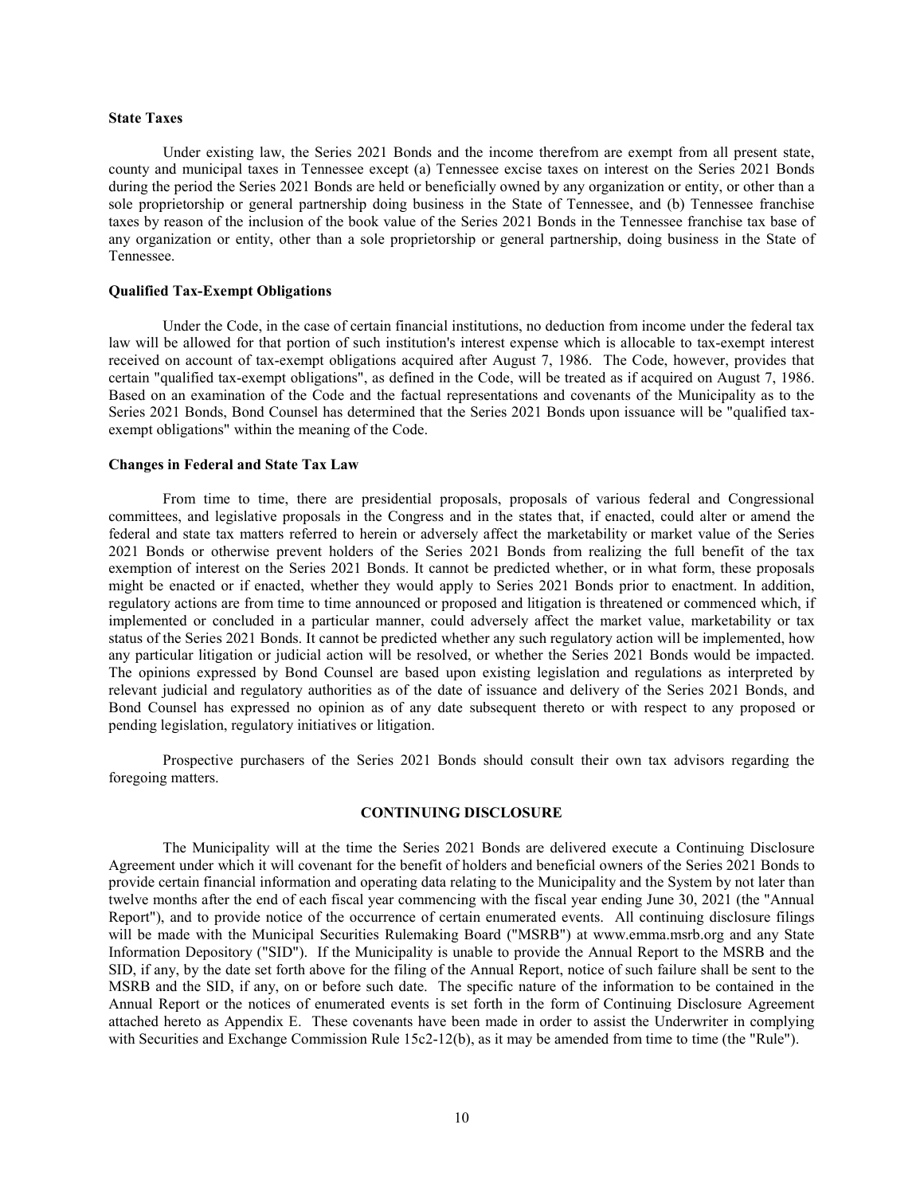**State Taxes**

Under existing law, the Series 2021 Bonds and the income therefrom are exempt from all present state, county and municipal taxes in Tennessee except (a) Tennessee excise taxes on interest on the Series 2021 Bonds during the period the Series 2021 Bonds are held or beneficially owned by any organization or entity, or other than a sole proprietorship or general partnership doing business in the State of Tennessee, and (b) Tennessee franchise taxes by reason of the inclusion of the book value of the Series 2021 Bonds in the Tennessee franchise tax base of any organization or entity, other than a sole proprietorship or general partnership, doing business in the State of Tennessee.

**Qualified Tax-Exempt Obligations**

Under the Code, in the case of certain financial institutions, no deduction from income under the federal tax law will be allowed for that portion of such institution's interest expense which is allocable to tax-exempt interest received on account of tax-exempt obligations acquired after August 7, 1986. The Code, however, provides that certain "qualified tax-exempt obligations", as defined in the Code, will be treated as if acquired on August 7, 1986. Based on an examination of the Code and the factual representations and covenants of the Municipality as to the Series 2021 Bonds, Bond Counsel has determined that the Series 2021 Bonds upon issuance will be "qualified tax-exempt obligations" within the meaning of the Code.

**Changes in Federal and State Tax Law**

From time to time, there are presidential proposals, proposals of various federal and Congressional committees, and legislative proposals in the Congress and in the states that, if enacted, could alter or amend the federal and state tax matters referred to herein or adversely affect the marketability or market value of the Series 2021 Bonds or otherwise prevent holders of the Series 2021 Bonds from realizing the full benefit of the tax exemption of interest on the Series 2021 Bonds. It cannot be predicted whether, or in what form, these proposals might be enacted or if enacted, whether they would apply to Series 2021 Bonds prior to enactment. In addition, regulatory actions are from time to time announced or proposed and litigation is threatened or commenced which, if implemented or concluded in a particular manner, could adversely affect the market value, marketability or tax status of the Series 2021 Bonds. It cannot be predicted whether any such regulatory action will be implemented, how any particular litigation or judicial action will be resolved, or whether the Series 2021 Bonds would be impacted. The opinions expressed by Bond Counsel are based upon existing legislation and regulations as interpreted by relevant judicial and regulatory authorities as of the date of issuance and delivery of the Series 2021 Bonds, and Bond Counsel has expressed no opinion as of any date subsequent thereto or with respect to any proposed or pending legislation, regulatory initiatives or litigation.

Prospective purchasers of the Series 2021 Bonds should consult their own tax advisors regarding the foregoing matters.

## CONTINUING DISCLOSURE

The Municipality will at the time the Series 2021 Bonds are delivered execute a Continuing Disclosure Agreement under which it will covenant for the benefit of holders and beneficial owners of the Series 2021 Bonds to provide certain financial information and operating data relating to the Municipality and the System by not later than twelve months after the end of each fiscal year commencing with the fiscal year ending June 30, 2021 (the "Annual Report"), and to provide notice of the occurrence of certain enumerated events. All continuing disclosure filings will be made with the Municipal Securities Rulemaking Board ("MSRB") at www.emma.msrb.org and any State Information Depository ("SID"). If the Municipality is unable to provide the Annual Report to the MSRB and the SID, if any, by the date set forth above for the filing of the Annual Report, notice of such failure shall be sent to the MSRB and the SID, if any, on or before such date. The specific nature of the information to be contained in the Annual Report or the notices of enumerated events is set forth in the form of Continuing Disclosure Agreement attached hereto as Appendix E. These covenants have been made in order to assist the Underwriter in complying with Securities and Exchange Commission Rule 15c2-12(b), as it may be amended from time to time (the "Rule").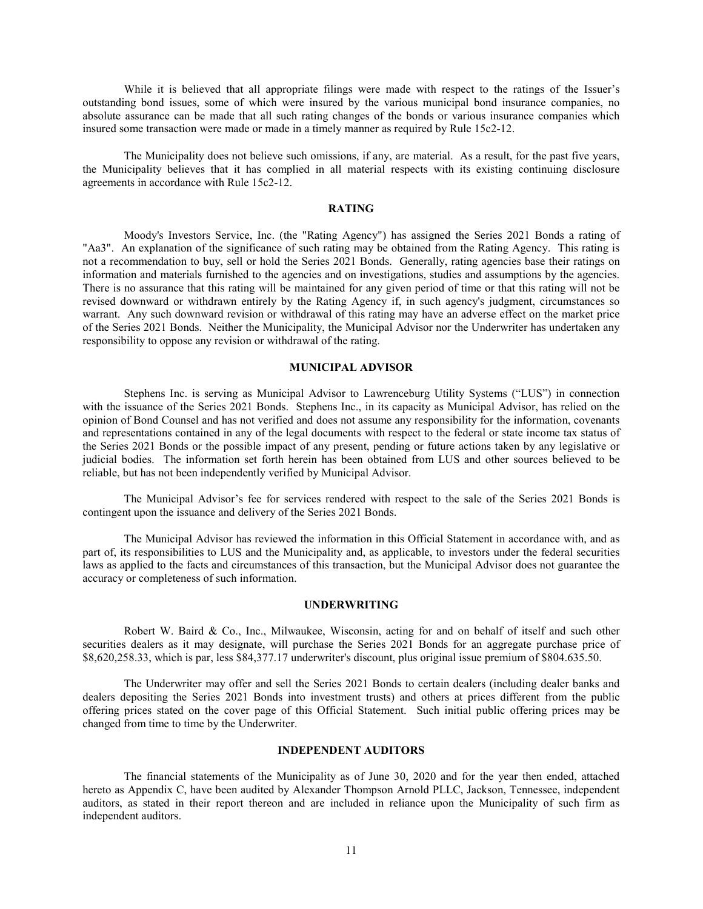While it is believed that all appropriate filings were made with respect to the ratings of the Issuer's outstanding bond issues, some of which were insured by the various municipal bond insurance companies, no absolute assurance can be made that all such rating changes of the bonds or various insurance companies which insured some transaction were made or made in a timely manner as required by Rule 15c2-12.

The Municipality does not believe such omissions, if any, are material. As a result, for the past five years, the Municipality believes that it has complied in all material respects with its existing continuing disclosure agreements in accordance with Rule 15c2-12.

## RATING

Moody's Investors Service, Inc. (the "Rating Agency") has assigned the Series 2021 Bonds a rating of "Aa3". An explanation of the significance of such rating may be obtained from the Rating Agency. This rating is not a recommendation to buy, sell or hold the Series 2021 Bonds. Generally, rating agencies base their ratings on information and materials furnished to the agencies and on investigations, studies and assumptions by the agencies. There is no assurance that this rating will be maintained for any given period of time or that this rating will not be revised downward or withdrawn entirely by the Rating Agency if, in such agency's judgment, circumstances so warrant. Any such downward revision or withdrawal of this rating may have an adverse effect on the market price of the Series 2021 Bonds. Neither the Municipality, the Municipal Advisor nor the Underwriter has undertaken any responsibility to oppose any revision or withdrawal of the rating.

## MUNICIPAL ADVISOR

Stephens Inc. is serving as Municipal Advisor to Lawrenceburg Utility Systems ("LUS") in connection with the issuance of the Series 2021 Bonds. Stephens Inc., in its capacity as Municipal Advisor, has relied on the opinion of Bond Counsel and has not verified and does not assume any responsibility for the information, covenants and representations contained in any of the legal documents with respect to the federal or state income tax status of the Series 2021 Bonds or the possible impact of any present, pending or future actions taken by any legislative or judicial bodies. The information set forth herein has been obtained from LUS and other sources believed to be reliable, but has not been independently verified by Municipal Advisor.

The Municipal Advisor's fee for services rendered with respect to the sale of the Series 2021 Bonds is contingent upon the issuance and delivery of the Series 2021 Bonds.

The Municipal Advisor has reviewed the information in this Official Statement in accordance with, and as part of, its responsibilities to LUS and the Municipality and, as applicable, to investors under the federal securities laws as applied to the facts and circumstances of this transaction, but the Municipal Advisor does not guarantee the accuracy or completeness of such information.

## UNDERWRITING

Robert W. Baird & Co., Inc., Milwaukee, Wisconsin, acting for and on behalf of itself and such other securities dealers as it may designate, will purchase the Series 2021 Bonds for an aggregate purchase price of \$8,620,258.33, which is par, less \$84,377.17 underwriter's discount, plus original issue premium of \$804.635.50.

The Underwriter may offer and sell the Series 2021 Bonds to certain dealers (including dealer banks and dealers depositing the Series 2021 Bonds into investment trusts) and others at prices different from the public offering prices stated on the cover page of this Official Statement. Such initial public offering prices may be changed from time to time by the Underwriter.

## INDEPENDENT AUDITORS

The financial statements of the Municipality as of June 30, 2020 and for the year then ended, attached hereto as Appendix C, have been audited by Alexander Thompson Arnold PLLC, Jackson, Tennessee, independent auditors, as stated in their report thereon and are included in reliance upon the Municipality of such firm as independent auditors.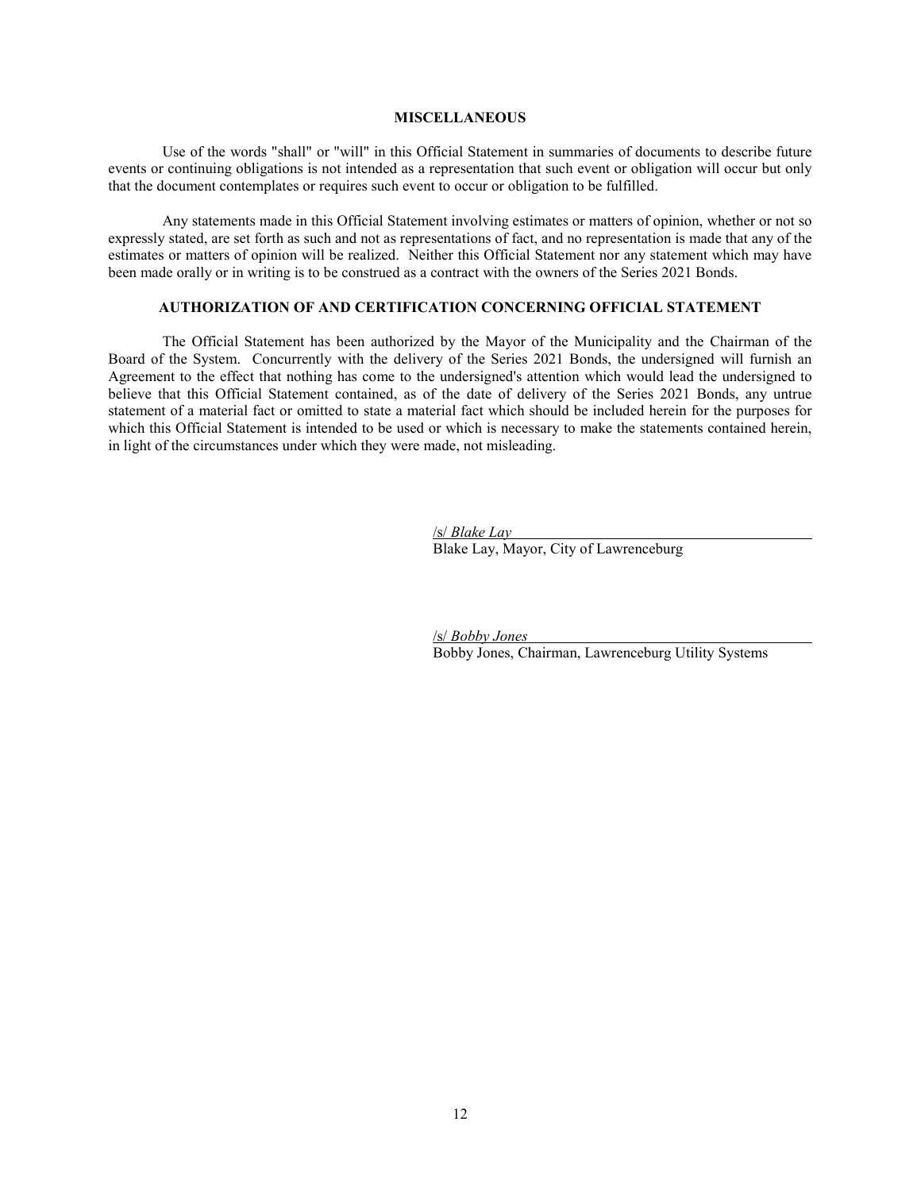## MISCELLANEOUS

Use of the words "shall" or "will" in this Official Statement in summaries of documents to describe future events or continuing obligations is not intended as a representation that such event or obligation will occur but only that the document contemplates or requires such event to occur or obligation to be fulfilled.

Any statements made in this Official Statement involving estimates or matters of opinion, whether or not so expressly stated, are set forth as such and not as representations of fact, and no representation is made that any of the estimates or matters of opinion will be realized. Neither this Official Statement nor any statement which may have been made orally or in writing is to be construed as a contract with the owners of the Series 2021 Bonds.

## AUTHORIZATION OF AND CERTIFICATION CONCERNING OFFICIAL STATEMENT

The Official Statement has been authorized by the Mayor of the Municipality and the Chairman of the Board of the System. Concurrently with the delivery of the Series 2021 Bonds, the undersigned will furnish an Agreement to the effect that nothing has come to the undersigned's attention which would lead the undersigned to believe that this Official Statement contained, as of the date of delivery of the Series 2021 Bonds, any untrue statement of a material fact or omitted to state a material fact which should be included herein for the purposes for which this Official Statement is intended to be used or which is necessary to make the statements contained herein, in light of the circumstances under which they were made, not misleading.

/s/ *Blake Lay*
Blake Lay, Mayor, City of Lawrenceburg

/s/ *Bobby Jones*
Bobby Jones, Chairman, Lawrenceburg Utility Systems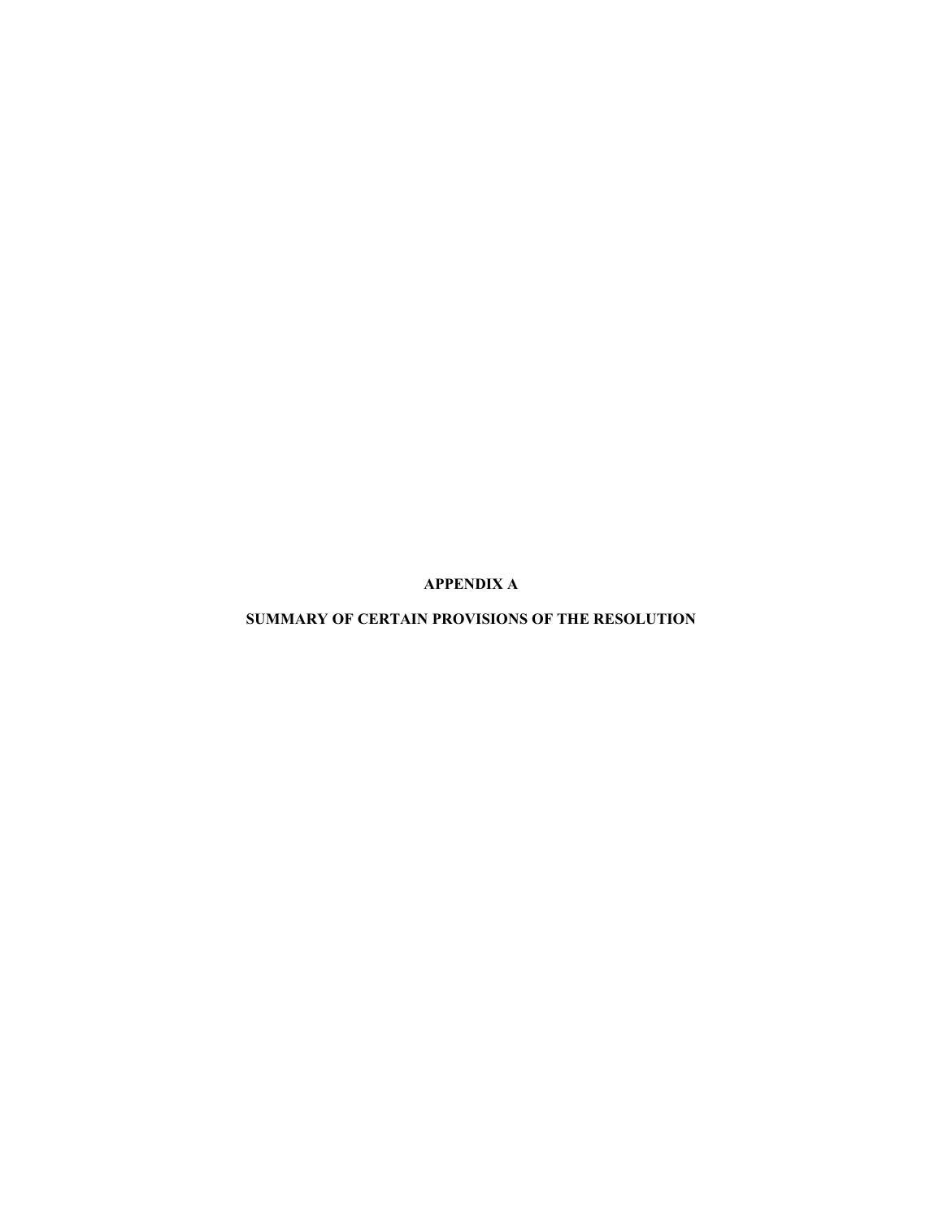# APPENDIX A

## SUMMARY OF CERTAIN PROVISIONS OF THE RESOLUTION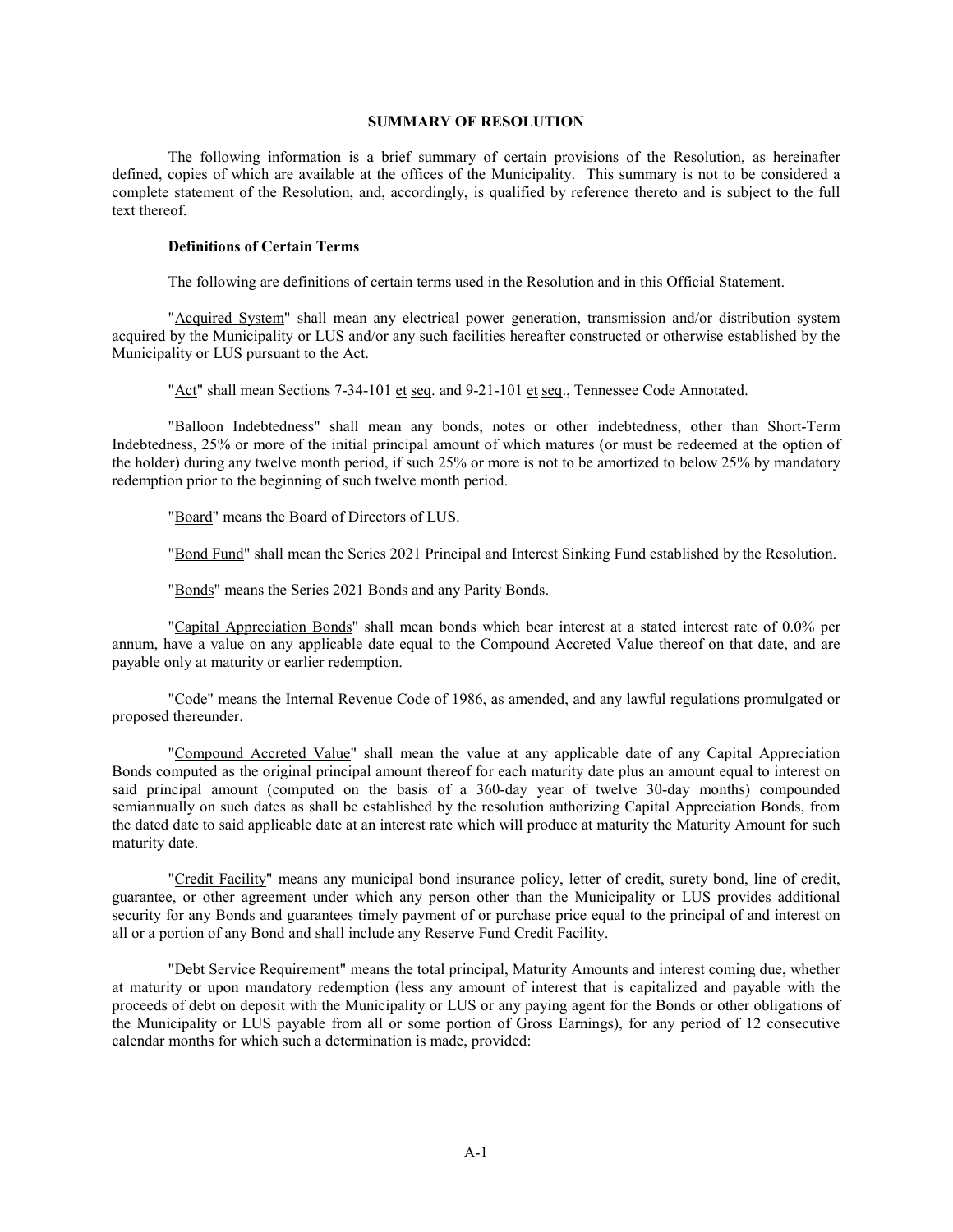## SUMMARY OF RESOLUTION

The following information is a brief summary of certain provisions of the Resolution, as hereinafter defined, copies of which are available at the offices of the Municipality. This summary is not to be considered a complete statement of the Resolution, and, accordingly, is qualified by reference thereto and is subject to the full text thereof.

### Definitions of Certain Terms

The following are definitions of certain terms used in the Resolution and in this Official Statement.

"Acquired System" shall mean any electrical power generation, transmission and/or distribution system acquired by the Municipality or LUS and/or any such facilities hereafter constructed or otherwise established by the Municipality or LUS pursuant to the Act.

"Act" shall mean Sections 7-34-101 et seq. and 9-21-101 et seq., Tennessee Code Annotated.

"Balloon Indebtedness" shall mean any bonds, notes or other indebtedness, other than Short-Term Indebtedness, 25% or more of the initial principal amount of which matures (or must be redeemed at the option of the holder) during any twelve month period, if such 25% or more is not to be amortized to below 25% by mandatory redemption prior to the beginning of such twelve month period.

"Board" means the Board of Directors of LUS.

"Bond Fund" shall mean the Series 2021 Principal and Interest Sinking Fund established by the Resolution.

"Bonds" means the Series 2021 Bonds and any Parity Bonds.

"Capital Appreciation Bonds" shall mean bonds which bear interest at a stated interest rate of 0.0% per annum, have a value on any applicable date equal to the Compound Accreted Value thereof on that date, and are payable only at maturity or earlier redemption.

"Code" means the Internal Revenue Code of 1986, as amended, and any lawful regulations promulgated or proposed thereunder.

"Compound Accreted Value" shall mean the value at any applicable date of any Capital Appreciation Bonds computed as the original principal amount thereof for each maturity date plus an amount equal to interest on said principal amount (computed on the basis of a 360-day year of twelve 30-day months) compounded semiannually on such dates as shall be established by the resolution authorizing Capital Appreciation Bonds, from the dated date to said applicable date at an interest rate which will produce at maturity the Maturity Amount for such maturity date.

"Credit Facility" means any municipal bond insurance policy, letter of credit, surety bond, line of credit, guarantee, or other agreement under which any person other than the Municipality or LUS provides additional security for any Bonds and guarantees timely payment of or purchase price equal to the principal of and interest on all or a portion of any Bond and shall include any Reserve Fund Credit Facility.

"Debt Service Requirement" means the total principal, Maturity Amounts and interest coming due, whether at maturity or upon mandatory redemption (less any amount of interest that is capitalized and payable with the proceeds of debt on deposit with the Municipality or LUS or any paying agent for the Bonds or other obligations of the Municipality or LUS payable from all or some portion of Gross Earnings), for any period of 12 consecutive calendar months for which such a determination is made, provided: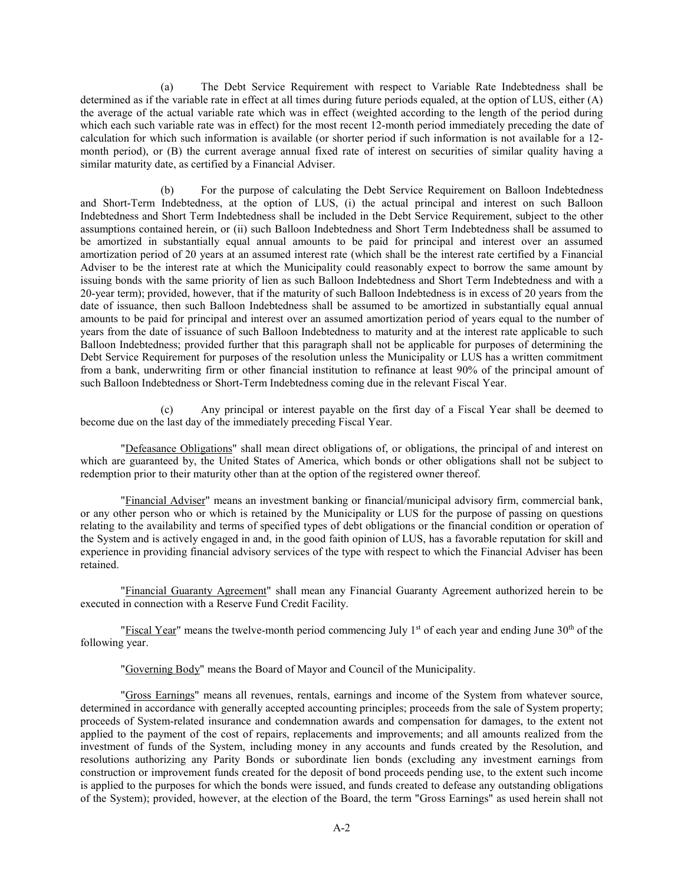(a) The Debt Service Requirement with respect to Variable Rate Indebtedness shall be determined as if the variable rate in effect at all times during future periods equaled, at the option of LUS, either (A) the average of the actual variable rate which was in effect (weighted according to the length of the period during which each such variable rate was in effect) for the most recent 12-month period immediately preceding the date of calculation for which such information is available (or shorter period if such information is not available for a 12-month period), or (B) the current average annual fixed rate of interest on securities of similar quality having a similar maturity date, as certified by a Financial Adviser.

(b) For the purpose of calculating the Debt Service Requirement on Balloon Indebtedness and Short-Term Indebtedness, at the option of LUS, (i) the actual principal and interest on such Balloon Indebtedness and Short Term Indebtedness shall be included in the Debt Service Requirement, subject to the other assumptions contained herein, or (ii) such Balloon Indebtedness and Short Term Indebtedness shall be assumed to be amortized in substantially equal annual amounts to be paid for principal and interest over an assumed amortization period of 20 years at an assumed interest rate (which shall be the interest rate certified by a Financial Adviser to be the interest rate at which the Municipality could reasonably expect to borrow the same amount by issuing bonds with the same priority of lien as such Balloon Indebtedness and Short Term Indebtedness and with a 20-year term); provided, however, that if the maturity of such Balloon Indebtedness is in excess of 20 years from the date of issuance, then such Balloon Indebtedness shall be assumed to be amortized in substantially equal annual amounts to be paid for principal and interest over an assumed amortization period of years equal to the number of years from the date of issuance of such Balloon Indebtedness to maturity and at the interest rate applicable to such Balloon Indebtedness; provided further that this paragraph shall not be applicable for purposes of determining the Debt Service Requirement for purposes of the resolution unless the Municipality or LUS has a written commitment from a bank, underwriting firm or other financial institution to refinance at least 90% of the principal amount of such Balloon Indebtedness or Short-Term Indebtedness coming due in the relevant Fiscal Year.

(c) Any principal or interest payable on the first day of a Fiscal Year shall be deemed to become due on the last day of the immediately preceding Fiscal Year.

"Defeasance Obligations" shall mean direct obligations of, or obligations, the principal of and interest on which are guaranteed by, the United States of America, which bonds or other obligations shall not be subject to redemption prior to their maturity other than at the option of the registered owner thereof.

"Financial Adviser" means an investment banking or financial/municipal advisory firm, commercial bank, or any other person who or which is retained by the Municipality or LUS for the purpose of passing on questions relating to the availability and terms of specified types of debt obligations or the financial condition or operation of the System and is actively engaged in and, in the good faith opinion of LUS, has a favorable reputation for skill and experience in providing financial advisory services of the type with respect to which the Financial Adviser has been retained.

"Financial Guaranty Agreement" shall mean any Financial Guaranty Agreement authorized herein to be executed in connection with a Reserve Fund Credit Facility.

"Fiscal Year" means the twelve-month period commencing July 1st of each year and ending June 30th of the following year.

"Governing Body" means the Board of Mayor and Council of the Municipality.

"Gross Earnings" means all revenues, rentals, earnings and income of the System from whatever source, determined in accordance with generally accepted accounting principles; proceeds from the sale of System property; proceeds of System-related insurance and condemnation awards and compensation for damages, to the extent not applied to the payment of the cost of repairs, replacements and improvements; and all amounts realized from the investment of funds of the System, including money in any accounts and funds created by the Resolution, and resolutions authorizing any Parity Bonds or subordinate lien bonds (excluding any investment earnings from construction or improvement funds created for the deposit of bond proceeds pending use, to the extent such income is applied to the purposes for which the bonds were issued, and funds created to defease any outstanding obligations of the System); provided, however, at the election of the Board, the term "Gross Earnings" as used herein shall not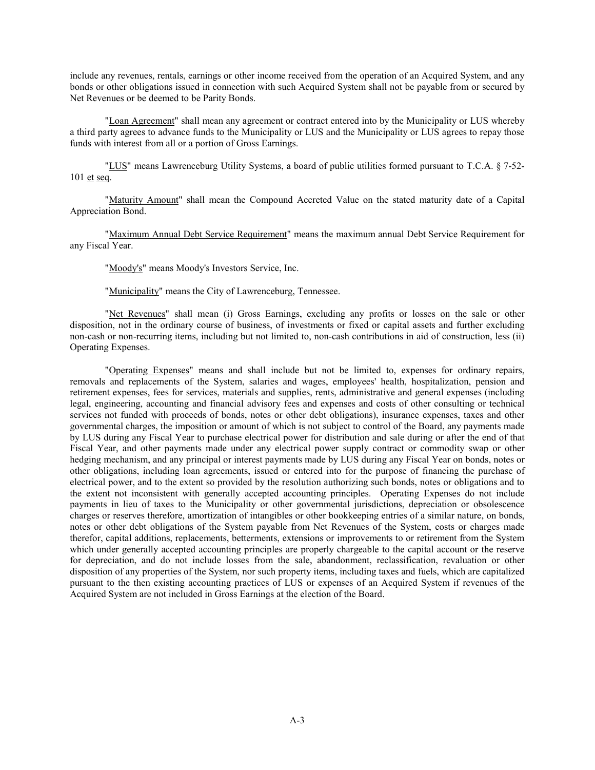include any revenues, rentals, earnings or other income received from the operation of an Acquired System, and any bonds or other obligations issued in connection with such Acquired System shall not be payable from or secured by Net Revenues or be deemed to be Parity Bonds.

"Loan Agreement" shall mean any agreement or contract entered into by the Municipality or LUS whereby a third party agrees to advance funds to the Municipality or LUS and the Municipality or LUS agrees to repay those funds with interest from all or a portion of Gross Earnings.

"LUS" means Lawrenceburg Utility Systems, a board of public utilities formed pursuant to T.C.A. § 7-52-101 et seq.

"Maturity Amount" shall mean the Compound Accreted Value on the stated maturity date of a Capital Appreciation Bond.

"Maximum Annual Debt Service Requirement" means the maximum annual Debt Service Requirement for any Fiscal Year.

"Moody's" means Moody's Investors Service, Inc.

"Municipality" means the City of Lawrenceburg, Tennessee.

"Net Revenues" shall mean (i) Gross Earnings, excluding any profits or losses on the sale or other disposition, not in the ordinary course of business, of investments or fixed or capital assets and further excluding non-cash or non-recurring items, including but not limited to, non-cash contributions in aid of construction, less (ii) Operating Expenses.

"Operating Expenses" means and shall include but not be limited to, expenses for ordinary repairs, removals and replacements of the System, salaries and wages, employees' health, hospitalization, pension and retirement expenses, fees for services, materials and supplies, rents, administrative and general expenses (including legal, engineering, accounting and financial advisory fees and expenses and costs of other consulting or technical services not funded with proceeds of bonds, notes or other debt obligations), insurance expenses, taxes and other governmental charges, the imposition or amount of which is not subject to control of the Board, any payments made by LUS during any Fiscal Year to purchase electrical power for distribution and sale during or after the end of that Fiscal Year, and other payments made under any electrical power supply contract or commodity swap or other hedging mechanism, and any principal or interest payments made by LUS during any Fiscal Year on bonds, notes or other obligations, including loan agreements, issued or entered into for the purpose of financing the purchase of electrical power, and to the extent so provided by the resolution authorizing such bonds, notes or obligations and to the extent not inconsistent with generally accepted accounting principles. Operating Expenses do not include payments in lieu of taxes to the Municipality or other governmental jurisdictions, depreciation or obsolescence charges or reserves therefore, amortization of intangibles or other bookkeeping entries of a similar nature, on bonds, notes or other debt obligations of the System payable from Net Revenues of the System, costs or charges made therefor, capital additions, replacements, betterments, extensions or improvements to or retirement from the System which under generally accepted accounting principles are properly chargeable to the capital account or the reserve for depreciation, and do not include losses from the sale, abandonment, reclassification, revaluation or other disposition of any properties of the System, nor such property items, including taxes and fuels, which are capitalized pursuant to the then existing accounting practices of LUS or expenses of an Acquired System if revenues of the Acquired System are not included in Gross Earnings at the election of the Board.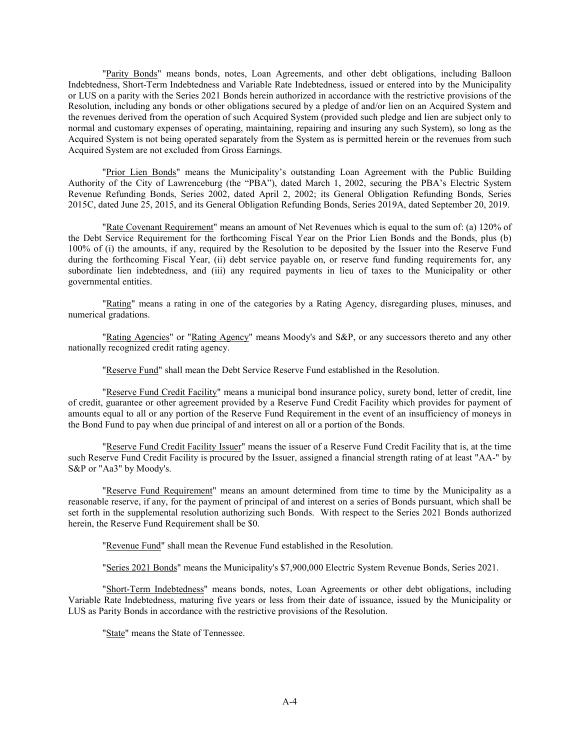"Parity Bonds" means bonds, notes, Loan Agreements, and other debt obligations, including Balloon Indebtedness, Short-Term Indebtedness and Variable Rate Indebtedness, issued or entered into by the Municipality or LUS on a parity with the Series 2021 Bonds herein authorized in accordance with the restrictive provisions of the Resolution, including any bonds or other obligations secured by a pledge of and/or lien on an Acquired System and the revenues derived from the operation of such Acquired System (provided such pledge and lien are subject only to normal and customary expenses of operating, maintaining, repairing and insuring any such System), so long as the Acquired System is not being operated separately from the System as is permitted herein or the revenues from such Acquired System are not excluded from Gross Earnings.

"Prior Lien Bonds" means the Municipality's outstanding Loan Agreement with the Public Building Authority of the City of Lawrenceburg (the "PBA"), dated March 1, 2002, securing the PBA's Electric System Revenue Refunding Bonds, Series 2002, dated April 2, 2002; its General Obligation Refunding Bonds, Series 2015C, dated June 25, 2015, and its General Obligation Refunding Bonds, Series 2019A, dated September 20, 2019.

"Rate Covenant Requirement" means an amount of Net Revenues which is equal to the sum of: (a) 120% of the Debt Service Requirement for the forthcoming Fiscal Year on the Prior Lien Bonds and the Bonds, plus (b) 100% of (i) the amounts, if any, required by the Resolution to be deposited by the Issuer into the Reserve Fund during the forthcoming Fiscal Year, (ii) debt service payable on, or reserve fund funding requirements for, any subordinate lien indebtedness, and (iii) any required payments in lieu of taxes to the Municipality or other governmental entities.

"Rating" means a rating in one of the categories by a Rating Agency, disregarding pluses, minuses, and numerical gradations.

"Rating Agencies" or "Rating Agency" means Moody's and S&P, or any successors thereto and any other nationally recognized credit rating agency.

"Reserve Fund" shall mean the Debt Service Reserve Fund established in the Resolution.

"Reserve Fund Credit Facility" means a municipal bond insurance policy, surety bond, letter of credit, line of credit, guarantee or other agreement provided by a Reserve Fund Credit Facility which provides for payment of amounts equal to all or any portion of the Reserve Fund Requirement in the event of an insufficiency of moneys in the Bond Fund to pay when due principal of and interest on all or a portion of the Bonds.

"Reserve Fund Credit Facility Issuer" means the issuer of a Reserve Fund Credit Facility that is, at the time such Reserve Fund Credit Facility is procured by the Issuer, assigned a financial strength rating of at least "AA-" by S&P or "Aa3" by Moody's.

"Reserve Fund Requirement" means an amount determined from time to time by the Municipality as a reasonable reserve, if any, for the payment of principal of and interest on a series of Bonds pursuant, which shall be set forth in the supplemental resolution authorizing such Bonds. With respect to the Series 2021 Bonds authorized herein, the Reserve Fund Requirement shall be $0.

"Revenue Fund" shall mean the Revenue Fund established in the Resolution.

"Series 2021 Bonds" means the Municipality's $7,900,000 Electric System Revenue Bonds, Series 2021.

"Short-Term Indebtedness" means bonds, notes, Loan Agreements or other debt obligations, including Variable Rate Indebtedness, maturing five years or less from their date of issuance, issued by the Municipality or LUS as Parity Bonds in accordance with the restrictive provisions of the Resolution.

"State" means the State of Tennessee.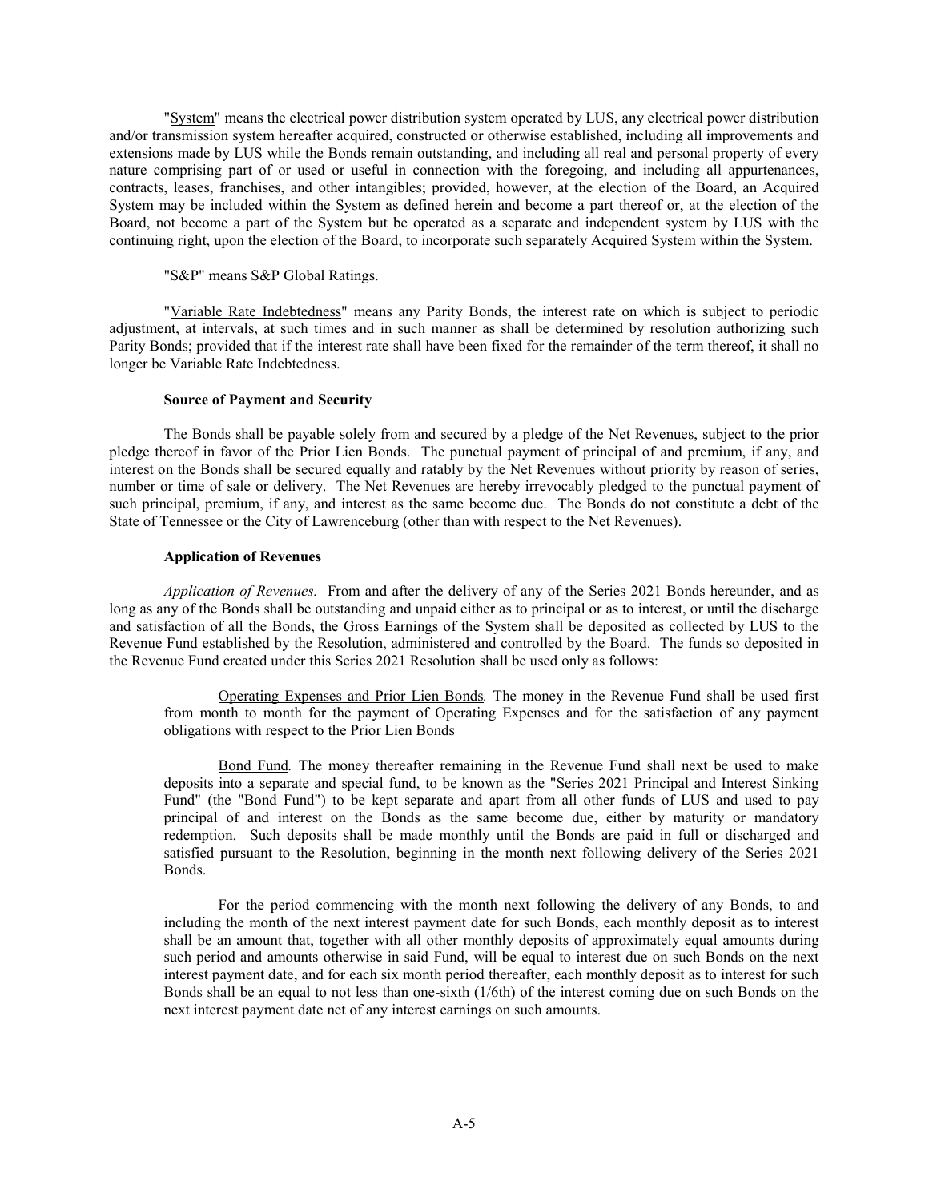"System" means the electrical power distribution system operated by LUS, any electrical power distribution and/or transmission system hereafter acquired, constructed or otherwise established, including all improvements and extensions made by LUS while the Bonds remain outstanding, and including all real and personal property of every nature comprising part of or used or useful in connection with the foregoing, and including all appurtenances, contracts, leases, franchises, and other intangibles; provided, however, at the election of the Board, an Acquired System may be included within the System as defined herein and become a part thereof or, at the election of the Board, not become a part of the System but be operated as a separate and independent system by LUS with the continuing right, upon the election of the Board, to incorporate such separately Acquired System within the System.

"S&P" means S&P Global Ratings.

"Variable Rate Indebtedness" means any Parity Bonds, the interest rate on which is subject to periodic adjustment, at intervals, at such times and in such manner as shall be determined by resolution authorizing such Parity Bonds; provided that if the interest rate shall have been fixed for the remainder of the term thereof, it shall no longer be Variable Rate Indebtedness.

**Source of Payment and Security**

The Bonds shall be payable solely from and secured by a pledge of the Net Revenues, subject to the prior pledge thereof in favor of the Prior Lien Bonds. The punctual payment of principal of and premium, if any, and interest on the Bonds shall be secured equally and ratably by the Net Revenues without priority by reason of series, number or time of sale or delivery. The Net Revenues are hereby irrevocably pledged to the punctual payment of such principal, premium, if any, and interest as the same become due. The Bonds do not constitute a debt of the State of Tennessee or the City of Lawrenceburg (other than with respect to the Net Revenues).

**Application of Revenues**

*Application of Revenues.* From and after the delivery of any of the Series 2021 Bonds hereunder, and as long as any of the Bonds shall be outstanding and unpaid either as to principal or as to interest, or until the discharge and satisfaction of all the Bonds, the Gross Earnings of the System shall be deposited as collected by LUS to the Revenue Fund established by the Resolution, administered and controlled by the Board. The funds so deposited in the Revenue Fund created under this Series 2021 Resolution shall be used only as follows:

Operating Expenses and Prior Lien Bonds*.* The money in the Revenue Fund shall be used first from month to month for the payment of Operating Expenses and for the satisfaction of any payment obligations with respect to the Prior Lien Bonds

Bond Fund*.* The money thereafter remaining in the Revenue Fund shall next be used to make deposits into a separate and special fund, to be known as the "Series 2021 Principal and Interest Sinking Fund" (the "Bond Fund") to be kept separate and apart from all other funds of LUS and used to pay principal of and interest on the Bonds as the same become due, either by maturity or mandatory redemption. Such deposits shall be made monthly until the Bonds are paid in full or discharged and satisfied pursuant to the Resolution, beginning in the month next following delivery of the Series 2021 Bonds.

For the period commencing with the month next following the delivery of any Bonds, to and including the month of the next interest payment date for such Bonds, each monthly deposit as to interest shall be an amount that, together with all other monthly deposits of approximately equal amounts during such period and amounts otherwise in said Fund, will be equal to interest due on such Bonds on the next interest payment date, and for each six month period thereafter, each monthly deposit as to interest for such Bonds shall be an equal to not less than one-sixth (1/6th) of the interest coming due on such Bonds on the next interest payment date net of any interest earnings on such amounts.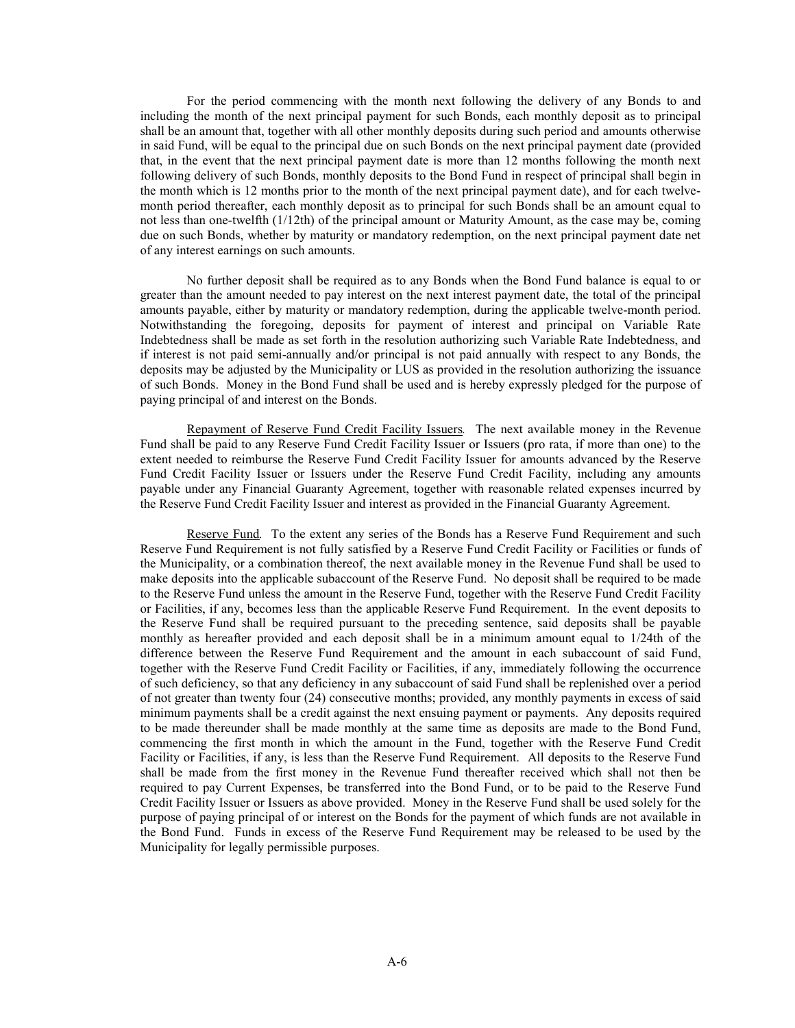For the period commencing with the month next following the delivery of any Bonds to and including the month of the next principal payment for such Bonds, each monthly deposit as to principal shall be an amount that, together with all other monthly deposits during such period and amounts otherwise in said Fund, will be equal to the principal due on such Bonds on the next principal payment date (provided that, in the event that the next principal payment date is more than 12 months following the month next following delivery of such Bonds, monthly deposits to the Bond Fund in respect of principal shall begin in the month which is 12 months prior to the month of the next principal payment date), and for each twelve-month period thereafter, each monthly deposit as to principal for such Bonds shall be an amount equal to not less than one-twelfth (1/12th) of the principal amount or Maturity Amount, as the case may be, coming due on such Bonds, whether by maturity or mandatory redemption, on the next principal payment date net of any interest earnings on such amounts.

No further deposit shall be required as to any Bonds when the Bond Fund balance is equal to or greater than the amount needed to pay interest on the next interest payment date, the total of the principal amounts payable, either by maturity or mandatory redemption, during the applicable twelve-month period. Notwithstanding the foregoing, deposits for payment of interest and principal on Variable Rate Indebtedness shall be made as set forth in the resolution authorizing such Variable Rate Indebtedness, and if interest is not paid semi-annually and/or principal is not paid annually with respect to any Bonds, the deposits may be adjusted by the Municipality or LUS as provided in the resolution authorizing the issuance of such Bonds. Money in the Bond Fund shall be used and is hereby expressly pledged for the purpose of paying principal of and interest on the Bonds.

Repayment of Reserve Fund Credit Facility Issuers. The next available money in the Revenue Fund shall be paid to any Reserve Fund Credit Facility Issuer or Issuers (pro rata, if more than one) to the extent needed to reimburse the Reserve Fund Credit Facility Issuer for amounts advanced by the Reserve Fund Credit Facility Issuer or Issuers under the Reserve Fund Credit Facility, including any amounts payable under any Financial Guaranty Agreement, together with reasonable related expenses incurred by the Reserve Fund Credit Facility Issuer and interest as provided in the Financial Guaranty Agreement.

Reserve Fund. To the extent any series of the Bonds has a Reserve Fund Requirement and such Reserve Fund Requirement is not fully satisfied by a Reserve Fund Credit Facility or Facilities or funds of the Municipality, or a combination thereof, the next available money in the Revenue Fund shall be used to make deposits into the applicable subaccount of the Reserve Fund. No deposit shall be required to be made to the Reserve Fund unless the amount in the Reserve Fund, together with the Reserve Fund Credit Facility or Facilities, if any, becomes less than the applicable Reserve Fund Requirement. In the event deposits to the Reserve Fund shall be required pursuant to the preceding sentence, said deposits shall be payable monthly as hereafter provided and each deposit shall be in a minimum amount equal to 1/24th of the difference between the Reserve Fund Requirement and the amount in each subaccount of said Fund, together with the Reserve Fund Credit Facility or Facilities, if any, immediately following the occurrence of such deficiency, so that any deficiency in any subaccount of said Fund shall be replenished over a period of not greater than twenty four (24) consecutive months; provided, any monthly payments in excess of said minimum payments shall be a credit against the next ensuing payment or payments. Any deposits required to be made thereunder shall be made monthly at the same time as deposits are made to the Bond Fund, commencing the first month in which the amount in the Fund, together with the Reserve Fund Credit Facility or Facilities, if any, is less than the Reserve Fund Requirement. All deposits to the Reserve Fund shall be made from the first money in the Revenue Fund thereafter received which shall not then be required to pay Current Expenses, be transferred into the Bond Fund, or to be paid to the Reserve Fund Credit Facility Issuer or Issuers as above provided. Money in the Reserve Fund shall be used solely for the purpose of paying principal of or interest on the Bonds for the payment of which funds are not available in the Bond Fund. Funds in excess of the Reserve Fund Requirement may be released to be used by the Municipality for legally permissible purposes.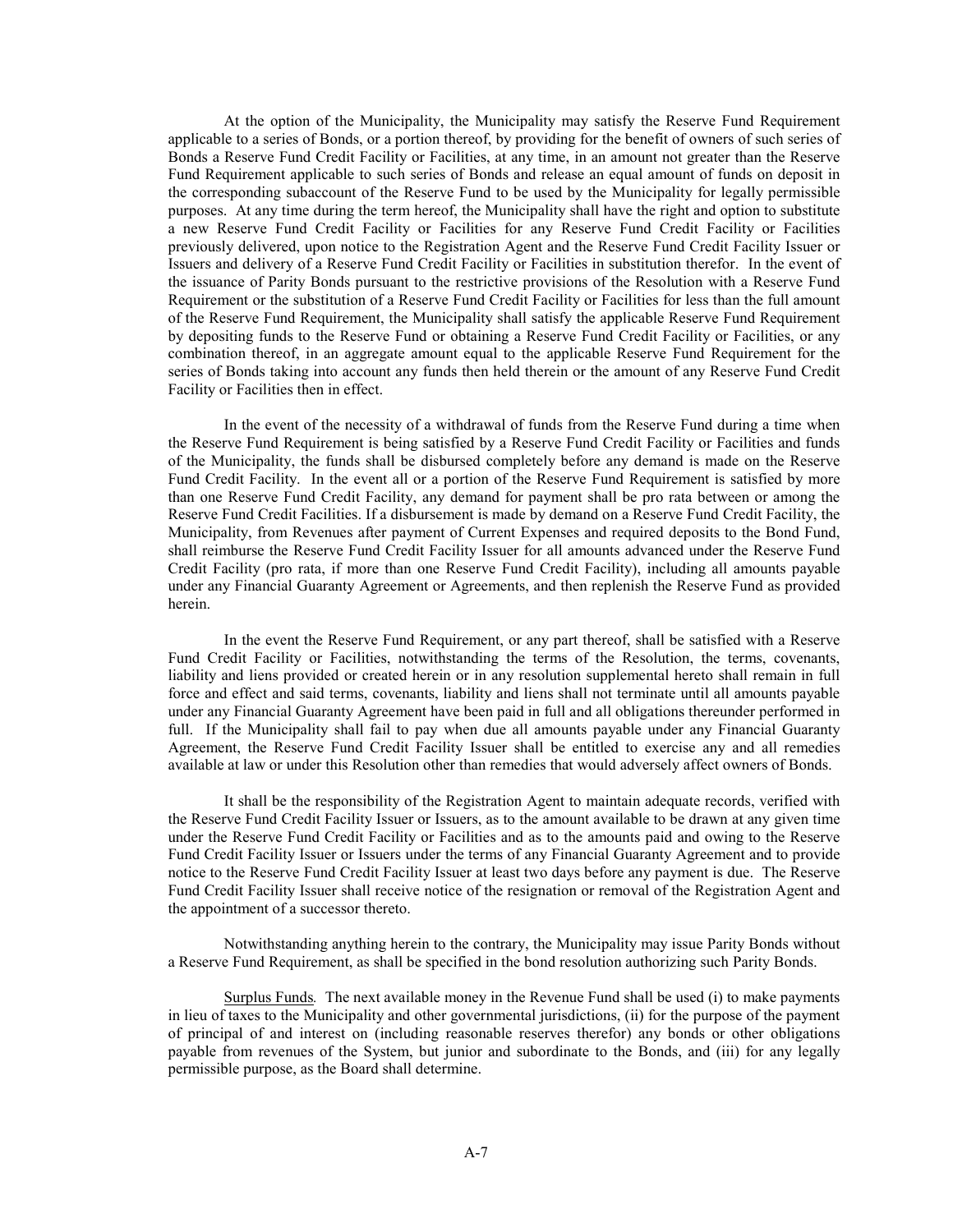At the option of the Municipality, the Municipality may satisfy the Reserve Fund Requirement applicable to a series of Bonds, or a portion thereof, by providing for the benefit of owners of such series of Bonds a Reserve Fund Credit Facility or Facilities, at any time, in an amount not greater than the Reserve Fund Requirement applicable to such series of Bonds and release an equal amount of funds on deposit in the corresponding subaccount of the Reserve Fund to be used by the Municipality for legally permissible purposes. At any time during the term hereof, the Municipality shall have the right and option to substitute a new Reserve Fund Credit Facility or Facilities for any Reserve Fund Credit Facility or Facilities previously delivered, upon notice to the Registration Agent and the Reserve Fund Credit Facility Issuer or Issuers and delivery of a Reserve Fund Credit Facility or Facilities in substitution therefor. In the event of the issuance of Parity Bonds pursuant to the restrictive provisions of the Resolution with a Reserve Fund Requirement or the substitution of a Reserve Fund Credit Facility or Facilities for less than the full amount of the Reserve Fund Requirement, the Municipality shall satisfy the applicable Reserve Fund Requirement by depositing funds to the Reserve Fund or obtaining a Reserve Fund Credit Facility or Facilities, or any combination thereof, in an aggregate amount equal to the applicable Reserve Fund Requirement for the series of Bonds taking into account any funds then held therein or the amount of any Reserve Fund Credit Facility or Facilities then in effect.

In the event of the necessity of a withdrawal of funds from the Reserve Fund during a time when the Reserve Fund Requirement is being satisfied by a Reserve Fund Credit Facility or Facilities and funds of the Municipality, the funds shall be disbursed completely before any demand is made on the Reserve Fund Credit Facility. In the event all or a portion of the Reserve Fund Requirement is satisfied by more than one Reserve Fund Credit Facility, any demand for payment shall be pro rata between or among the Reserve Fund Credit Facilities. If a disbursement is made by demand on a Reserve Fund Credit Facility, the Municipality, from Revenues after payment of Current Expenses and required deposits to the Bond Fund, shall reimburse the Reserve Fund Credit Facility Issuer for all amounts advanced under the Reserve Fund Credit Facility (pro rata, if more than one Reserve Fund Credit Facility), including all amounts payable under any Financial Guaranty Agreement or Agreements, and then replenish the Reserve Fund as provided herein.

In the event the Reserve Fund Requirement, or any part thereof, shall be satisfied with a Reserve Fund Credit Facility or Facilities, notwithstanding the terms of the Resolution, the terms, covenants, liability and liens provided or created herein or in any resolution supplemental hereto shall remain in full force and effect and said terms, covenants, liability and liens shall not terminate until all amounts payable under any Financial Guaranty Agreement have been paid in full and all obligations thereunder performed in full. If the Municipality shall fail to pay when due all amounts payable under any Financial Guaranty Agreement, the Reserve Fund Credit Facility Issuer shall be entitled to exercise any and all remedies available at law or under this Resolution other than remedies that would adversely affect owners of Bonds.

It shall be the responsibility of the Registration Agent to maintain adequate records, verified with the Reserve Fund Credit Facility Issuer or Issuers, as to the amount available to be drawn at any given time under the Reserve Fund Credit Facility or Facilities and as to the amounts paid and owing to the Reserve Fund Credit Facility Issuer or Issuers under the terms of any Financial Guaranty Agreement and to provide notice to the Reserve Fund Credit Facility Issuer at least two days before any payment is due. The Reserve Fund Credit Facility Issuer shall receive notice of the resignation or removal of the Registration Agent and the appointment of a successor thereto.

Notwithstanding anything herein to the contrary, the Municipality may issue Parity Bonds without a Reserve Fund Requirement, as shall be specified in the bond resolution authorizing such Parity Bonds.

Surplus Funds*.* The next available money in the Revenue Fund shall be used (i) to make payments in lieu of taxes to the Municipality and other governmental jurisdictions, (ii) for the purpose of the payment of principal of and interest on (including reasonable reserves therefor) any bonds or other obligations payable from revenues of the System, but junior and subordinate to the Bonds, and (iii) for any legally permissible purpose, as the Board shall determine.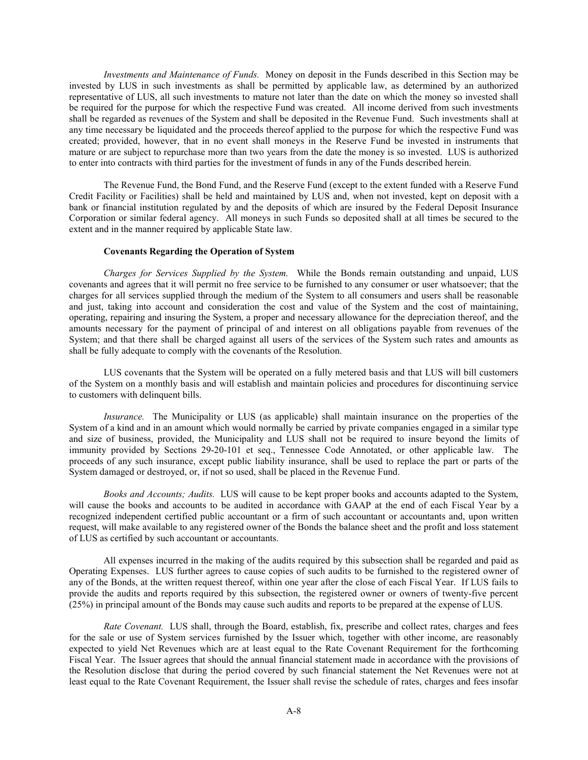*Investments and Maintenance of Funds.* Money on deposit in the Funds described in this Section may be invested by LUS in such investments as shall be permitted by applicable law, as determined by an authorized representative of LUS, all such investments to mature not later than the date on which the money so invested shall be required for the purpose for which the respective Fund was created. All income derived from such investments shall be regarded as revenues of the System and shall be deposited in the Revenue Fund. Such investments shall at any time necessary be liquidated and the proceeds thereof applied to the purpose for which the respective Fund was created; provided, however, that in no event shall moneys in the Reserve Fund be invested in instruments that mature or are subject to repurchase more than two years from the date the money is so invested. LUS is authorized to enter into contracts with third parties for the investment of funds in any of the Funds described herein.

The Revenue Fund, the Bond Fund, and the Reserve Fund (except to the extent funded with a Reserve Fund Credit Facility or Facilities) shall be held and maintained by LUS and, when not invested, kept on deposit with a bank or financial institution regulated by and the deposits of which are insured by the Federal Deposit Insurance Corporation or similar federal agency. All moneys in such Funds so deposited shall at all times be secured to the extent and in the manner required by applicable State law.

**Covenants Regarding the Operation of System**

*Charges for Services Supplied by the System.* While the Bonds remain outstanding and unpaid, LUS covenants and agrees that it will permit no free service to be furnished to any consumer or user whatsoever; that the charges for all services supplied through the medium of the System to all consumers and users shall be reasonable and just, taking into account and consideration the cost and value of the System and the cost of maintaining, operating, repairing and insuring the System, a proper and necessary allowance for the depreciation thereof, and the amounts necessary for the payment of principal of and interest on all obligations payable from revenues of the System; and that there shall be charged against all users of the services of the System such rates and amounts as shall be fully adequate to comply with the covenants of the Resolution.

LUS covenants that the System will be operated on a fully metered basis and that LUS will bill customers of the System on a monthly basis and will establish and maintain policies and procedures for discontinuing service to customers with delinquent bills.

*Insurance.* The Municipality or LUS (as applicable) shall maintain insurance on the properties of the System of a kind and in an amount which would normally be carried by private companies engaged in a similar type and size of business, provided, the Municipality and LUS shall not be required to insure beyond the limits of immunity provided by Sections 29-20-101 et seq., Tennessee Code Annotated, or other applicable law. The proceeds of any such insurance, except public liability insurance, shall be used to replace the part or parts of the System damaged or destroyed, or, if not so used, shall be placed in the Revenue Fund.

*Books and Accounts; Audits.* LUS will cause to be kept proper books and accounts adapted to the System, will cause the books and accounts to be audited in accordance with GAAP at the end of each Fiscal Year by a recognized independent certified public accountant or a firm of such accountant or accountants and, upon written request, will make available to any registered owner of the Bonds the balance sheet and the profit and loss statement of LUS as certified by such accountant or accountants.

All expenses incurred in the making of the audits required by this subsection shall be regarded and paid as Operating Expenses. LUS further agrees to cause copies of such audits to be furnished to the registered owner of any of the Bonds, at the written request thereof, within one year after the close of each Fiscal Year. If LUS fails to provide the audits and reports required by this subsection, the registered owner or owners of twenty-five percent (25%) in principal amount of the Bonds may cause such audits and reports to be prepared at the expense of LUS.

*Rate Covenant.* LUS shall, through the Board, establish, fix, prescribe and collect rates, charges and fees for the sale or use of System services furnished by the Issuer which, together with other income, are reasonably expected to yield Net Revenues which are at least equal to the Rate Covenant Requirement for the forthcoming Fiscal Year. The Issuer agrees that should the annual financial statement made in accordance with the provisions of the Resolution disclose that during the period covered by such financial statement the Net Revenues were not at least equal to the Rate Covenant Requirement, the Issuer shall revise the schedule of rates, charges and fees insofar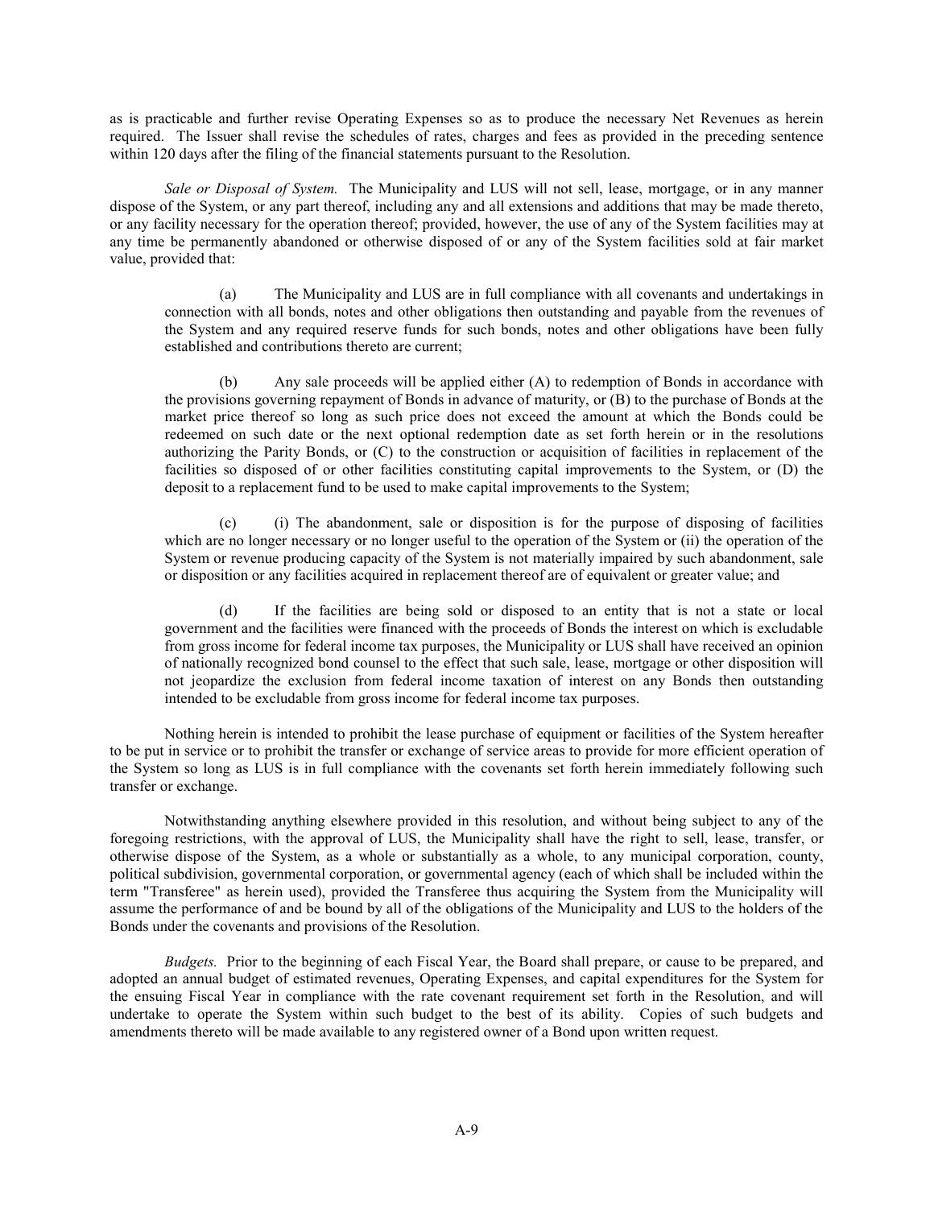as is practicable and further revise Operating Expenses so as to produce the necessary Net Revenues as herein required. The Issuer shall revise the schedules of rates, charges and fees as provided in the preceding sentence within 120 days after the filing of the financial statements pursuant to the Resolution.

*Sale or Disposal of System.* The Municipality and LUS will not sell, lease, mortgage, or in any manner dispose of the System, or any part thereof, including any and all extensions and additions that may be made thereto, or any facility necessary for the operation thereof; provided, however, the use of any of the System facilities may at any time be permanently abandoned or otherwise disposed of or any of the System facilities sold at fair market value, provided that:

(a) The Municipality and LUS are in full compliance with all covenants and undertakings in connection with all bonds, notes and other obligations then outstanding and payable from the revenues of the System and any required reserve funds for such bonds, notes and other obligations have been fully established and contributions thereto are current;

(b) Any sale proceeds will be applied either (A) to redemption of Bonds in accordance with the provisions governing repayment of Bonds in advance of maturity, or (B) to the purchase of Bonds at the market price thereof so long as such price does not exceed the amount at which the Bonds could be redeemed on such date or the next optional redemption date as set forth herein or in the resolutions authorizing the Parity Bonds, or (C) to the construction or acquisition of facilities in replacement of the facilities so disposed of or other facilities constituting capital improvements to the System, or (D) the deposit to a replacement fund to be used to make capital improvements to the System;

(c) (i) The abandonment, sale or disposition is for the purpose of disposing of facilities which are no longer necessary or no longer useful to the operation of the System or (ii) the operation of the System or revenue producing capacity of the System is not materially impaired by such abandonment, sale or disposition or any facilities acquired in replacement thereof are of equivalent or greater value; and

(d) If the facilities are being sold or disposed to an entity that is not a state or local government and the facilities were financed with the proceeds of Bonds the interest on which is excludable from gross income for federal income tax purposes, the Municipality or LUS shall have received an opinion of nationally recognized bond counsel to the effect that such sale, lease, mortgage or other disposition will not jeopardize the exclusion from federal income taxation of interest on any Bonds then outstanding intended to be excludable from gross income for federal income tax purposes.

Nothing herein is intended to prohibit the lease purchase of equipment or facilities of the System hereafter to be put in service or to prohibit the transfer or exchange of service areas to provide for more efficient operation of the System so long as LUS is in full compliance with the covenants set forth herein immediately following such transfer or exchange.

Notwithstanding anything elsewhere provided in this resolution, and without being subject to any of the foregoing restrictions, with the approval of LUS, the Municipality shall have the right to sell, lease, transfer, or otherwise dispose of the System, as a whole or substantially as a whole, to any municipal corporation, county, political subdivision, governmental corporation, or governmental agency (each of which shall be included within the term "Transferee" as herein used), provided the Transferee thus acquiring the System from the Municipality will assume the performance of and be bound by all of the obligations of the Municipality and LUS to the holders of the Bonds under the covenants and provisions of the Resolution.

*Budgets.* Prior to the beginning of each Fiscal Year, the Board shall prepare, or cause to be prepared, and adopted an annual budget of estimated revenues, Operating Expenses, and capital expenditures for the System for the ensuing Fiscal Year in compliance with the rate covenant requirement set forth in the Resolution, and will undertake to operate the System within such budget to the best of its ability. Copies of such budgets and amendments thereto will be made available to any registered owner of a Bond upon written request.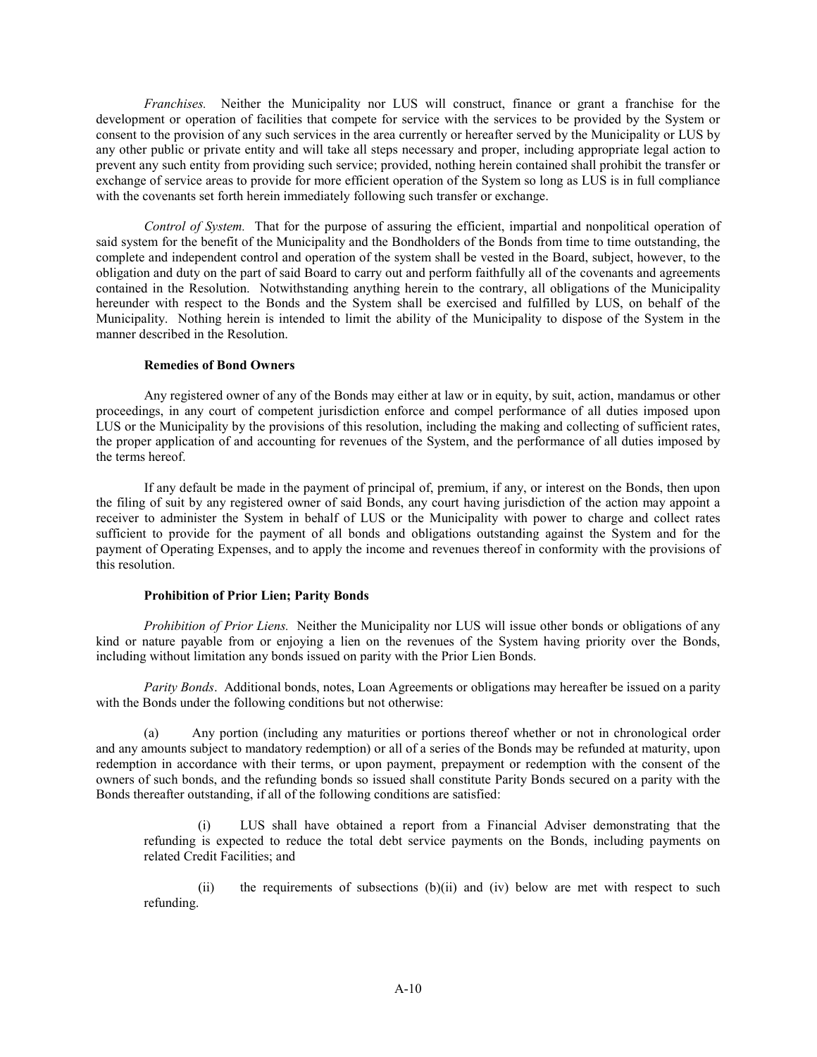*Franchises.* Neither the Municipality nor LUS will construct, finance or grant a franchise for the development or operation of facilities that compete for service with the services to be provided by the System or consent to the provision of any such services in the area currently or hereafter served by the Municipality or LUS by any other public or private entity and will take all steps necessary and proper, including appropriate legal action to prevent any such entity from providing such service; provided, nothing herein contained shall prohibit the transfer or exchange of service areas to provide for more efficient operation of the System so long as LUS is in full compliance with the covenants set forth herein immediately following such transfer or exchange.

*Control of System.* That for the purpose of assuring the efficient, impartial and nonpolitical operation of said system for the benefit of the Municipality and the Bondholders of the Bonds from time to time outstanding, the complete and independent control and operation of the system shall be vested in the Board, subject, however, to the obligation and duty on the part of said Board to carry out and perform faithfully all of the covenants and agreements contained in the Resolution. Notwithstanding anything herein to the contrary, all obligations of the Municipality hereunder with respect to the Bonds and the System shall be exercised and fulfilled by LUS, on behalf of the Municipality. Nothing herein is intended to limit the ability of the Municipality to dispose of the System in the manner described in the Resolution.

**Remedies of Bond Owners**

Any registered owner of any of the Bonds may either at law or in equity, by suit, action, mandamus or other proceedings, in any court of competent jurisdiction enforce and compel performance of all duties imposed upon LUS or the Municipality by the provisions of this resolution, including the making and collecting of sufficient rates, the proper application of and accounting for revenues of the System, and the performance of all duties imposed by the terms hereof.

If any default be made in the payment of principal of, premium, if any, or interest on the Bonds, then upon the filing of suit by any registered owner of said Bonds, any court having jurisdiction of the action may appoint a receiver to administer the System in behalf of LUS or the Municipality with power to charge and collect rates sufficient to provide for the payment of all bonds and obligations outstanding against the System and for the payment of Operating Expenses, and to apply the income and revenues thereof in conformity with the provisions of this resolution.

**Prohibition of Prior Lien; Parity Bonds**

*Prohibition of Prior Liens.* Neither the Municipality nor LUS will issue other bonds or obligations of any kind or nature payable from or enjoying a lien on the revenues of the System having priority over the Bonds, including without limitation any bonds issued on parity with the Prior Lien Bonds.

*Parity Bonds*. Additional bonds, notes, Loan Agreements or obligations may hereafter be issued on a parity with the Bonds under the following conditions but not otherwise:

(a) Any portion (including any maturities or portions thereof whether or not in chronological order and any amounts subject to mandatory redemption) or all of a series of the Bonds may be refunded at maturity, upon redemption in accordance with their terms, or upon payment, prepayment or redemption with the consent of the owners of such bonds, and the refunding bonds so issued shall constitute Parity Bonds secured on a parity with the Bonds thereafter outstanding, if all of the following conditions are satisfied:

(i) LUS shall have obtained a report from a Financial Adviser demonstrating that the refunding is expected to reduce the total debt service payments on the Bonds, including payments on related Credit Facilities; and

(ii) the requirements of subsections (b)(ii) and (iv) below are met with respect to such refunding.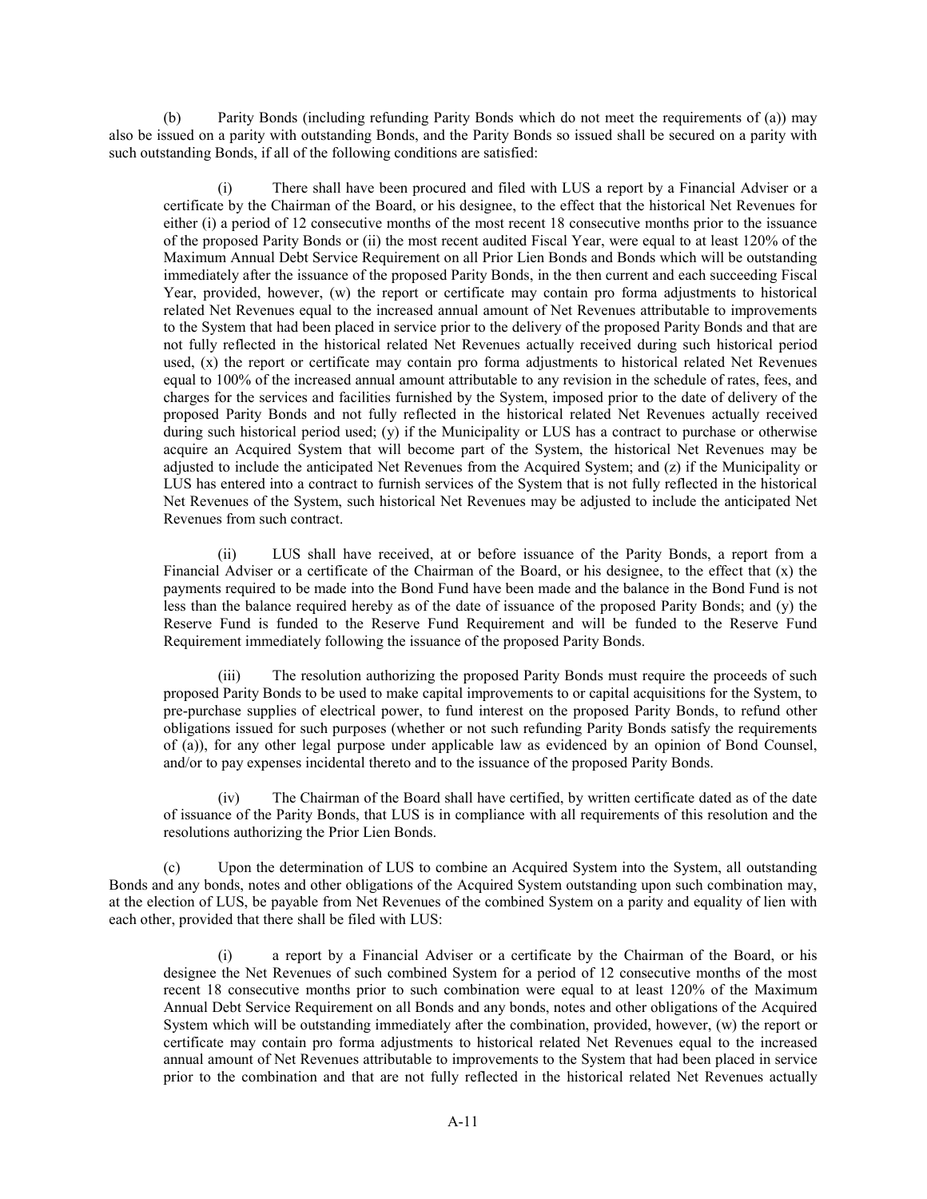(b) Parity Bonds (including refunding Parity Bonds which do not meet the requirements of (a)) may also be issued on a parity with outstanding Bonds, and the Parity Bonds so issued shall be secured on a parity with such outstanding Bonds, if all of the following conditions are satisfied:

(i) There shall have been procured and filed with LUS a report by a Financial Adviser or a certificate by the Chairman of the Board, or his designee, to the effect that the historical Net Revenues for either (i) a period of 12 consecutive months of the most recent 18 consecutive months prior to the issuance of the proposed Parity Bonds or (ii) the most recent audited Fiscal Year, were equal to at least 120% of the Maximum Annual Debt Service Requirement on all Prior Lien Bonds and Bonds which will be outstanding immediately after the issuance of the proposed Parity Bonds, in the then current and each succeeding Fiscal Year, provided, however, (w) the report or certificate may contain pro forma adjustments to historical related Net Revenues equal to the increased annual amount of Net Revenues attributable to improvements to the System that had been placed in service prior to the delivery of the proposed Parity Bonds and that are not fully reflected in the historical related Net Revenues actually received during such historical period used, (x) the report or certificate may contain pro forma adjustments to historical related Net Revenues equal to 100% of the increased annual amount attributable to any revision in the schedule of rates, fees, and charges for the services and facilities furnished by the System, imposed prior to the date of delivery of the proposed Parity Bonds and not fully reflected in the historical related Net Revenues actually received during such historical period used; (y) if the Municipality or LUS has a contract to purchase or otherwise acquire an Acquired System that will become part of the System, the historical Net Revenues may be adjusted to include the anticipated Net Revenues from the Acquired System; and (z) if the Municipality or LUS has entered into a contract to furnish services of the System that is not fully reflected in the historical Net Revenues of the System, such historical Net Revenues may be adjusted to include the anticipated Net Revenues from such contract.

(ii) LUS shall have received, at or before issuance of the Parity Bonds, a report from a Financial Adviser or a certificate of the Chairman of the Board, or his designee, to the effect that (x) the payments required to be made into the Bond Fund have been made and the balance in the Bond Fund is not less than the balance required hereby as of the date of issuance of the proposed Parity Bonds; and (y) the Reserve Fund is funded to the Reserve Fund Requirement and will be funded to the Reserve Fund Requirement immediately following the issuance of the proposed Parity Bonds.

(iii) The resolution authorizing the proposed Parity Bonds must require the proceeds of such proposed Parity Bonds to be used to make capital improvements to or capital acquisitions for the System, to pre-purchase supplies of electrical power, to fund interest on the proposed Parity Bonds, to refund other obligations issued for such purposes (whether or not such refunding Parity Bonds satisfy the requirements of (a)), for any other legal purpose under applicable law as evidenced by an opinion of Bond Counsel, and/or to pay expenses incidental thereto and to the issuance of the proposed Parity Bonds.

(iv) The Chairman of the Board shall have certified, by written certificate dated as of the date of issuance of the Parity Bonds, that LUS is in compliance with all requirements of this resolution and the resolutions authorizing the Prior Lien Bonds.

(c) Upon the determination of LUS to combine an Acquired System into the System, all outstanding Bonds and any bonds, notes and other obligations of the Acquired System outstanding upon such combination may, at the election of LUS, be payable from Net Revenues of the combined System on a parity and equality of lien with each other, provided that there shall be filed with LUS:

(i) a report by a Financial Adviser or a certificate by the Chairman of the Board, or his designee the Net Revenues of such combined System for a period of 12 consecutive months of the most recent 18 consecutive months prior to such combination were equal to at least 120% of the Maximum Annual Debt Service Requirement on all Bonds and any bonds, notes and other obligations of the Acquired System which will be outstanding immediately after the combination, provided, however, (w) the report or certificate may contain pro forma adjustments to historical related Net Revenues equal to the increased annual amount of Net Revenues attributable to improvements to the System that had been placed in service prior to the combination and that are not fully reflected in the historical related Net Revenues actually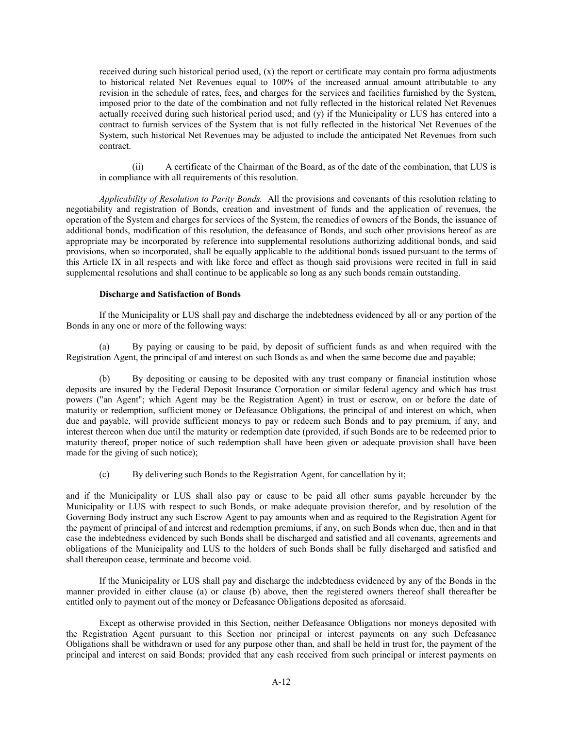received during such historical period used, (x) the report or certificate may contain pro forma adjustments to historical related Net Revenues equal to 100% of the increased annual amount attributable to any revision in the schedule of rates, fees, and charges for the services and facilities furnished by the System, imposed prior to the date of the combination and not fully reflected in the historical related Net Revenues actually received during such historical period used; and (y) if the Municipality or LUS has entered into a contract to furnish services of the System that is not fully reflected in the historical Net Revenues of the System, such historical Net Revenues may be adjusted to include the anticipated Net Revenues from such contract.

(ii) A certificate of the Chairman of the Board, as of the date of the combination, that LUS is in compliance with all requirements of this resolution.

*Applicability of Resolution to Parity Bonds.* All the provisions and covenants of this resolution relating to negotiability and registration of Bonds, creation and investment of funds and the application of revenues, the operation of the System and charges for services of the System, the remedies of owners of the Bonds, the issuance of additional bonds, modification of this resolution, the defeasance of Bonds, and such other provisions hereof as are appropriate may be incorporated by reference into supplemental resolutions authorizing additional bonds, and said provisions, when so incorporated, shall be equally applicable to the additional bonds issued pursuant to the terms of this Article IX in all respects and with like force and effect as though said provisions were recited in full in said supplemental resolutions and shall continue to be applicable so long as any such bonds remain outstanding.

**Discharge and Satisfaction of Bonds**

If the Municipality or LUS shall pay and discharge the indebtedness evidenced by all or any portion of the Bonds in any one or more of the following ways:

(a) By paying or causing to be paid, by deposit of sufficient funds as and when required with the Registration Agent, the principal of and interest on such Bonds as and when the same become due and payable;

(b) By depositing or causing to be deposited with any trust company or financial institution whose deposits are insured by the Federal Deposit Insurance Corporation or similar federal agency and which has trust powers ("an Agent"; which Agent may be the Registration Agent) in trust or escrow, on or before the date of maturity or redemption, sufficient money or Defeasance Obligations, the principal of and interest on which, when due and payable, will provide sufficient moneys to pay or redeem such Bonds and to pay premium, if any, and interest thereon when due until the maturity or redemption date (provided, if such Bonds are to be redeemed prior to maturity thereof, proper notice of such redemption shall have been given or adequate provision shall have been made for the giving of such notice);

(c) By delivering such Bonds to the Registration Agent, for cancellation by it;

and if the Municipality or LUS shall also pay or cause to be paid all other sums payable hereunder by the Municipality or LUS with respect to such Bonds, or make adequate provision therefor, and by resolution of the Governing Body instruct any such Escrow Agent to pay amounts when and as required to the Registration Agent for the payment of principal of and interest and redemption premiums, if any, on such Bonds when due, then and in that case the indebtedness evidenced by such Bonds shall be discharged and satisfied and all covenants, agreements and obligations of the Municipality and LUS to the holders of such Bonds shall be fully discharged and satisfied and shall thereupon cease, terminate and become void.

If the Municipality or LUS shall pay and discharge the indebtedness evidenced by any of the Bonds in the manner provided in either clause (a) or clause (b) above, then the registered owners thereof shall thereafter be entitled only to payment out of the money or Defeasance Obligations deposited as aforesaid.

Except as otherwise provided in this Section, neither Defeasance Obligations nor moneys deposited with the Registration Agent pursuant to this Section nor principal or interest payments on any such Defeasance Obligations shall be withdrawn or used for any purpose other than, and shall be held in trust for, the payment of the principal and interest on said Bonds; provided that any cash received from such principal or interest payments on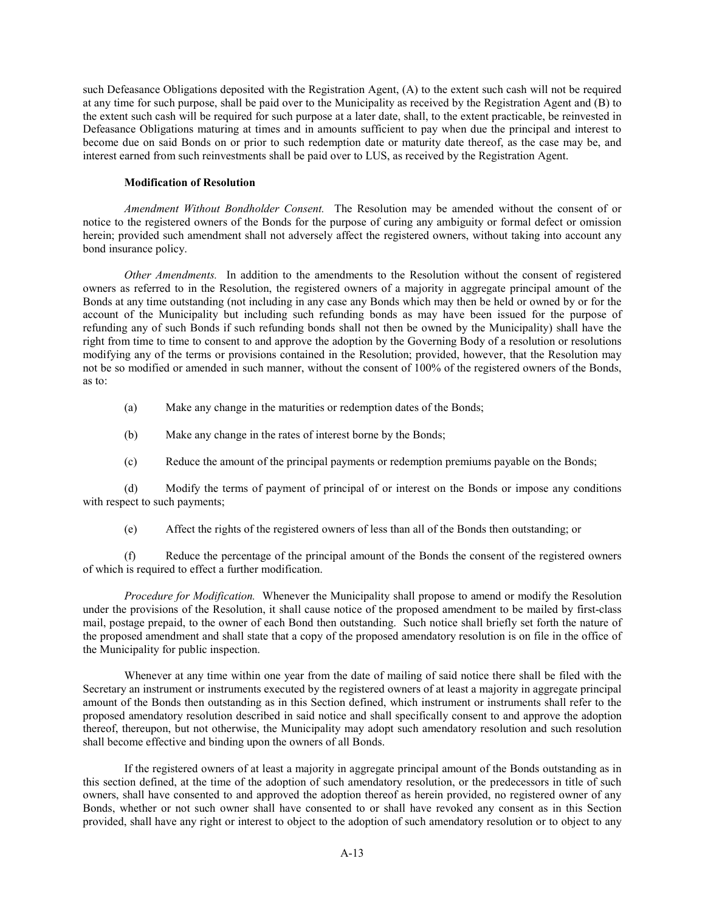such Defeasance Obligations deposited with the Registration Agent, (A) to the extent such cash will not be required at any time for such purpose, shall be paid over to the Municipality as received by the Registration Agent and (B) to the extent such cash will be required for such purpose at a later date, shall, to the extent practicable, be reinvested in Defeasance Obligations maturing at times and in amounts sufficient to pay when due the principal and interest to become due on said Bonds on or prior to such redemption date or maturity date thereof, as the case may be, and interest earned from such reinvestments shall be paid over to LUS, as received by the Registration Agent.

**Modification of Resolution**

*Amendment Without Bondholder Consent.* The Resolution may be amended without the consent of or notice to the registered owners of the Bonds for the purpose of curing any ambiguity or formal defect or omission herein; provided such amendment shall not adversely affect the registered owners, without taking into account any bond insurance policy.

*Other Amendments.* In addition to the amendments to the Resolution without the consent of registered owners as referred to in the Resolution, the registered owners of a majority in aggregate principal amount of the Bonds at any time outstanding (not including in any case any Bonds which may then be held or owned by or for the account of the Municipality but including such refunding bonds as may have been issued for the purpose of refunding any of such Bonds if such refunding bonds shall not then be owned by the Municipality) shall have the right from time to time to consent to and approve the adoption by the Governing Body of a resolution or resolutions modifying any of the terms or provisions contained in the Resolution; provided, however, that the Resolution may not be so modified or amended in such manner, without the consent of 100% of the registered owners of the Bonds, as to:

(a) Make any change in the maturities or redemption dates of the Bonds;

(b) Make any change in the rates of interest borne by the Bonds;

(c) Reduce the amount of the principal payments or redemption premiums payable on the Bonds;

(d) Modify the terms of payment of principal of or interest on the Bonds or impose any conditions with respect to such payments;

(e) Affect the rights of the registered owners of less than all of the Bonds then outstanding; or

(f) Reduce the percentage of the principal amount of the Bonds the consent of the registered owners of which is required to effect a further modification.

*Procedure for Modification.* Whenever the Municipality shall propose to amend or modify the Resolution under the provisions of the Resolution, it shall cause notice of the proposed amendment to be mailed by first-class mail, postage prepaid, to the owner of each Bond then outstanding. Such notice shall briefly set forth the nature of the proposed amendment and shall state that a copy of the proposed amendatory resolution is on file in the office of the Municipality for public inspection.

Whenever at any time within one year from the date of mailing of said notice there shall be filed with the Secretary an instrument or instruments executed by the registered owners of at least a majority in aggregate principal amount of the Bonds then outstanding as in this Section defined, which instrument or instruments shall refer to the proposed amendatory resolution described in said notice and shall specifically consent to and approve the adoption thereof, thereupon, but not otherwise, the Municipality may adopt such amendatory resolution and such resolution shall become effective and binding upon the owners of all Bonds.

If the registered owners of at least a majority in aggregate principal amount of the Bonds outstanding as in this section defined, at the time of the adoption of such amendatory resolution, or the predecessors in title of such owners, shall have consented to and approved the adoption thereof as herein provided, no registered owner of any Bonds, whether or not such owner shall have consented to or shall have revoked any consent as in this Section provided, shall have any right or interest to object to the adoption of such amendatory resolution or to object to any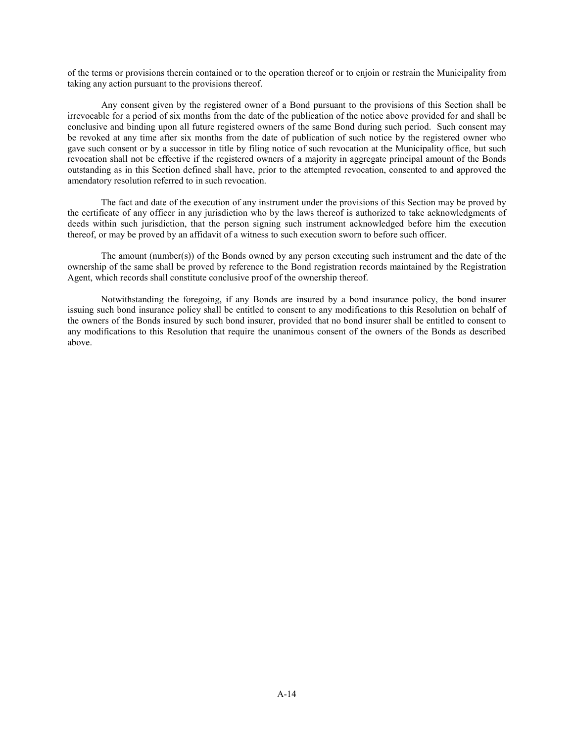of the terms or provisions therein contained or to the operation thereof or to enjoin or restrain the Municipality from taking any action pursuant to the provisions thereof.

Any consent given by the registered owner of a Bond pursuant to the provisions of this Section shall be irrevocable for a period of six months from the date of the publication of the notice above provided for and shall be conclusive and binding upon all future registered owners of the same Bond during such period. Such consent may be revoked at any time after six months from the date of publication of such notice by the registered owner who gave such consent or by a successor in title by filing notice of such revocation at the Municipality office, but such revocation shall not be effective if the registered owners of a majority in aggregate principal amount of the Bonds outstanding as in this Section defined shall have, prior to the attempted revocation, consented to and approved the amendatory resolution referred to in such revocation.

The fact and date of the execution of any instrument under the provisions of this Section may be proved by the certificate of any officer in any jurisdiction who by the laws thereof is authorized to take acknowledgments of deeds within such jurisdiction, that the person signing such instrument acknowledged before him the execution thereof, or may be proved by an affidavit of a witness to such execution sworn to before such officer.

The amount (number(s)) of the Bonds owned by any person executing such instrument and the date of the ownership of the same shall be proved by reference to the Bond registration records maintained by the Registration Agent, which records shall constitute conclusive proof of the ownership thereof.

Notwithstanding the foregoing, if any Bonds are insured by a bond insurance policy, the bond insurer issuing such bond insurance policy shall be entitled to consent to any modifications to this Resolution on behalf of the owners of the Bonds insured by such bond insurer, provided that no bond insurer shall be entitled to consent to any modifications to this Resolution that require the unanimous consent of the owners of the Bonds as described above.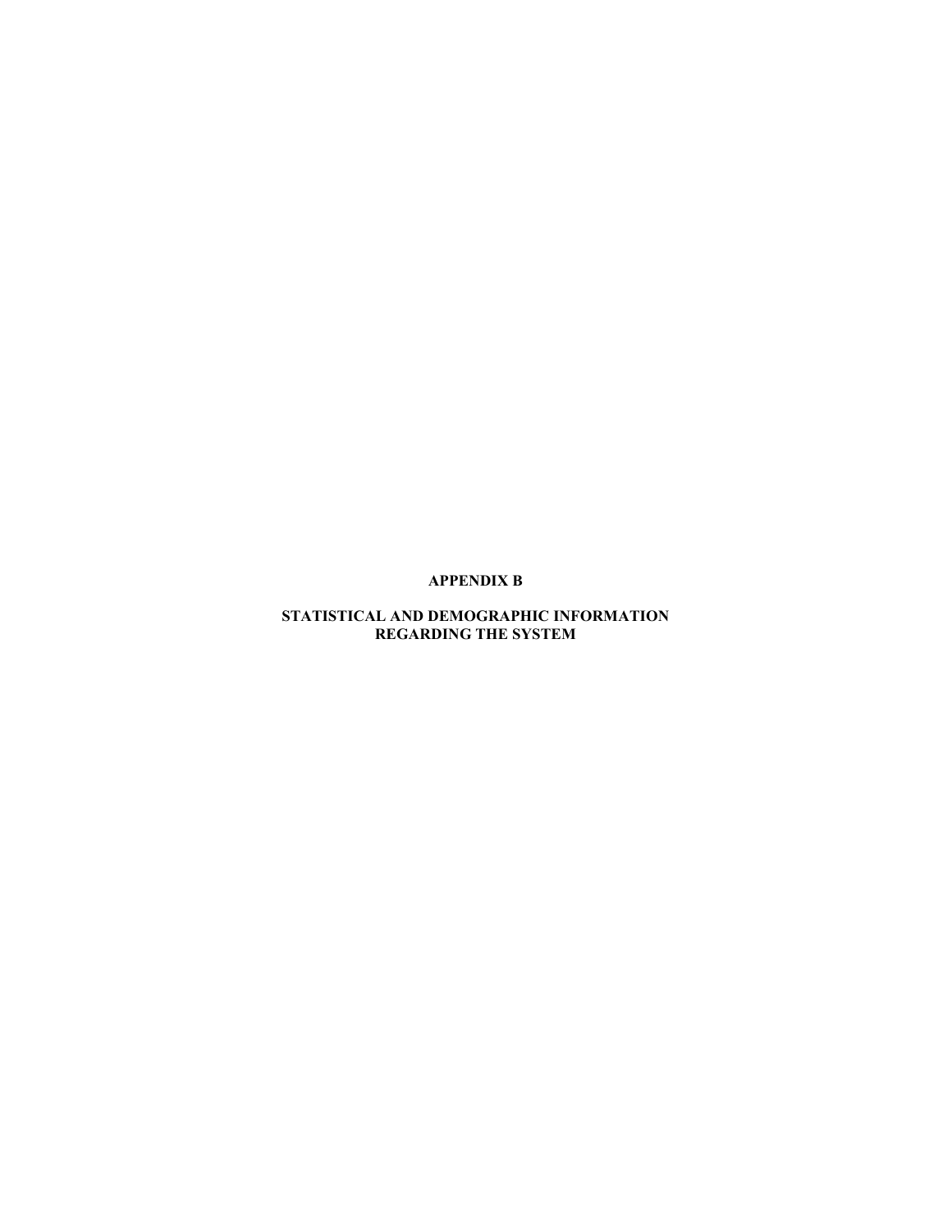# APPENDIX B

## STATISTICAL AND DEMOGRAPHIC INFORMATION REGARDING THE SYSTEM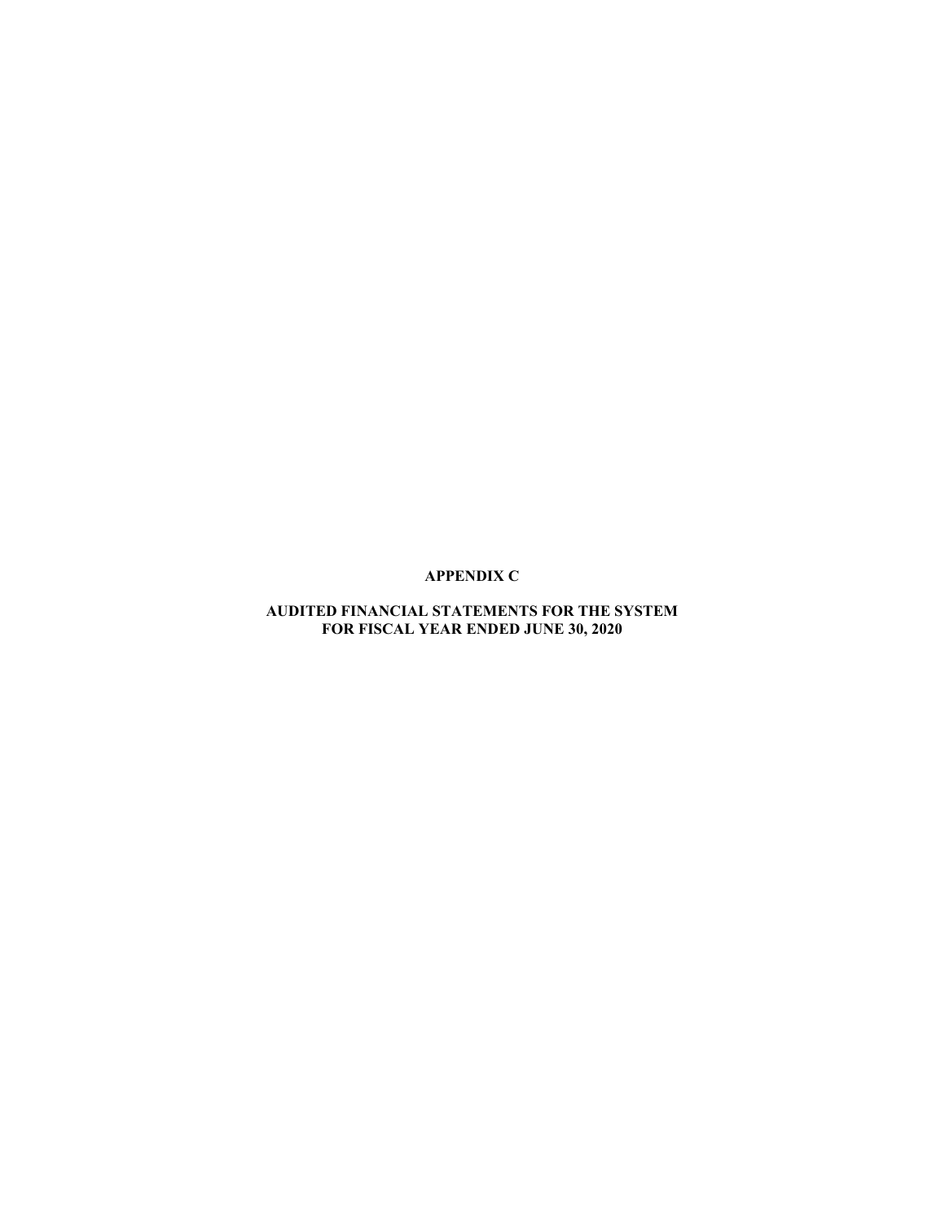# APPENDIX C

## AUDITED FINANCIAL STATEMENTS FOR THE SYSTEM FOR FISCAL YEAR ENDED JUNE 30, 2020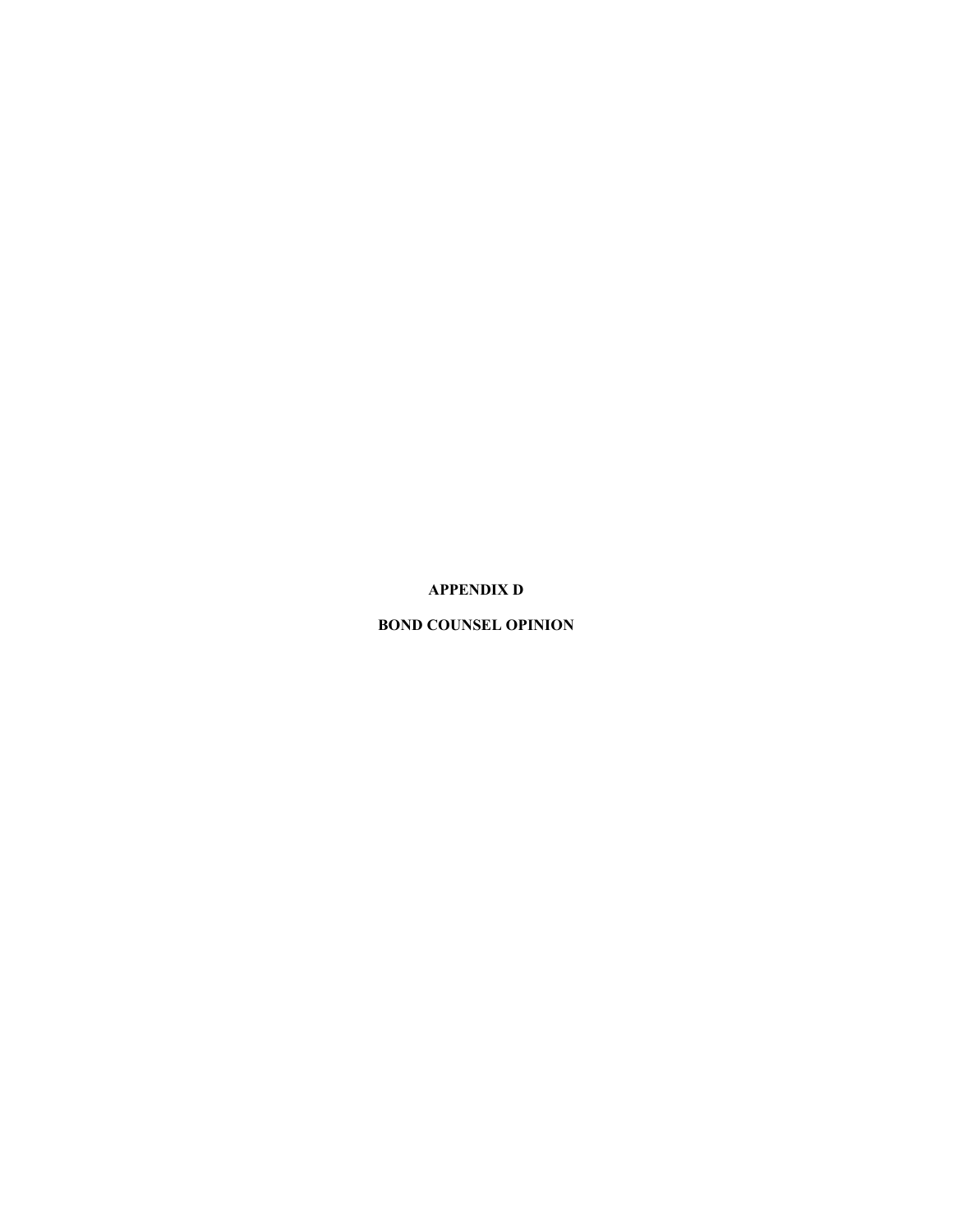# APPENDIX D

## BOND COUNSEL OPINION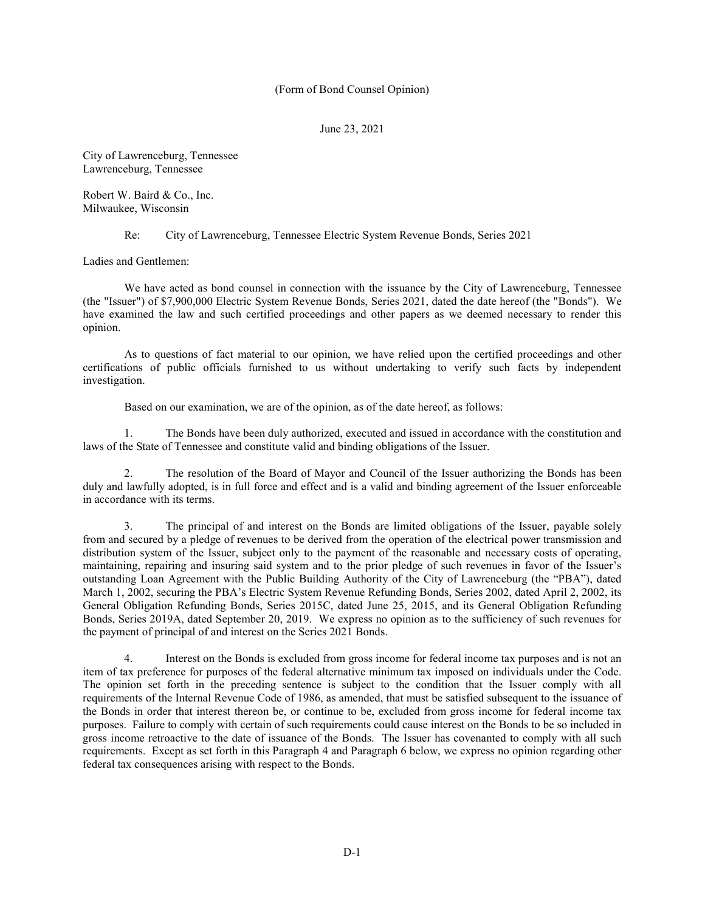(Form of Bond Counsel Opinion)

June 23, 2021

City of Lawrenceburg, Tennessee
Lawrenceburg, Tennessee

Robert W. Baird & Co., Inc.
Milwaukee, Wisconsin

Re: City of Lawrenceburg, Tennessee Electric System Revenue Bonds, Series 2021

Ladies and Gentlemen:

We have acted as bond counsel in connection with the issuance by the City of Lawrenceburg, Tennessee (the "Issuer") of $7,900,000 Electric System Revenue Bonds, Series 2021, dated the date hereof (the "Bonds"). We have examined the law and such certified proceedings and other papers as we deemed necessary to render this opinion.

As to questions of fact material to our opinion, we have relied upon the certified proceedings and other certifications of public officials furnished to us without undertaking to verify such facts by independent investigation.

Based on our examination, we are of the opinion, as of the date hereof, as follows:

1. The Bonds have been duly authorized, executed and issued in accordance with the constitution and laws of the State of Tennessee and constitute valid and binding obligations of the Issuer.

2. The resolution of the Board of Mayor and Council of the Issuer authorizing the Bonds has been duly and lawfully adopted, is in full force and effect and is a valid and binding agreement of the Issuer enforceable in accordance with its terms.

3. The principal of and interest on the Bonds are limited obligations of the Issuer, payable solely from and secured by a pledge of revenues to be derived from the operation of the electrical power transmission and distribution system of the Issuer, subject only to the payment of the reasonable and necessary costs of operating, maintaining, repairing and insuring said system and to the prior pledge of such revenues in favor of the Issuer's outstanding Loan Agreement with the Public Building Authority of the City of Lawrenceburg (the "PBA"), dated March 1, 2002, securing the PBA's Electric System Revenue Refunding Bonds, Series 2002, dated April 2, 2002, its General Obligation Refunding Bonds, Series 2015C, dated June 25, 2015, and its General Obligation Refunding Bonds, Series 2019A, dated September 20, 2019. We express no opinion as to the sufficiency of such revenues for the payment of principal of and interest on the Series 2021 Bonds.

4. Interest on the Bonds is excluded from gross income for federal income tax purposes and is not an item of tax preference for purposes of the federal alternative minimum tax imposed on individuals under the Code. The opinion set forth in the preceding sentence is subject to the condition that the Issuer comply with all requirements of the Internal Revenue Code of 1986, as amended, that must be satisfied subsequent to the issuance of the Bonds in order that interest thereon be, or continue to be, excluded from gross income for federal income tax purposes. Failure to comply with certain of such requirements could cause interest on the Bonds to be so included in gross income retroactive to the date of issuance of the Bonds. The Issuer has covenanted to comply with all such requirements. Except as set forth in this Paragraph 4 and Paragraph 6 below, we express no opinion regarding other federal tax consequences arising with respect to the Bonds.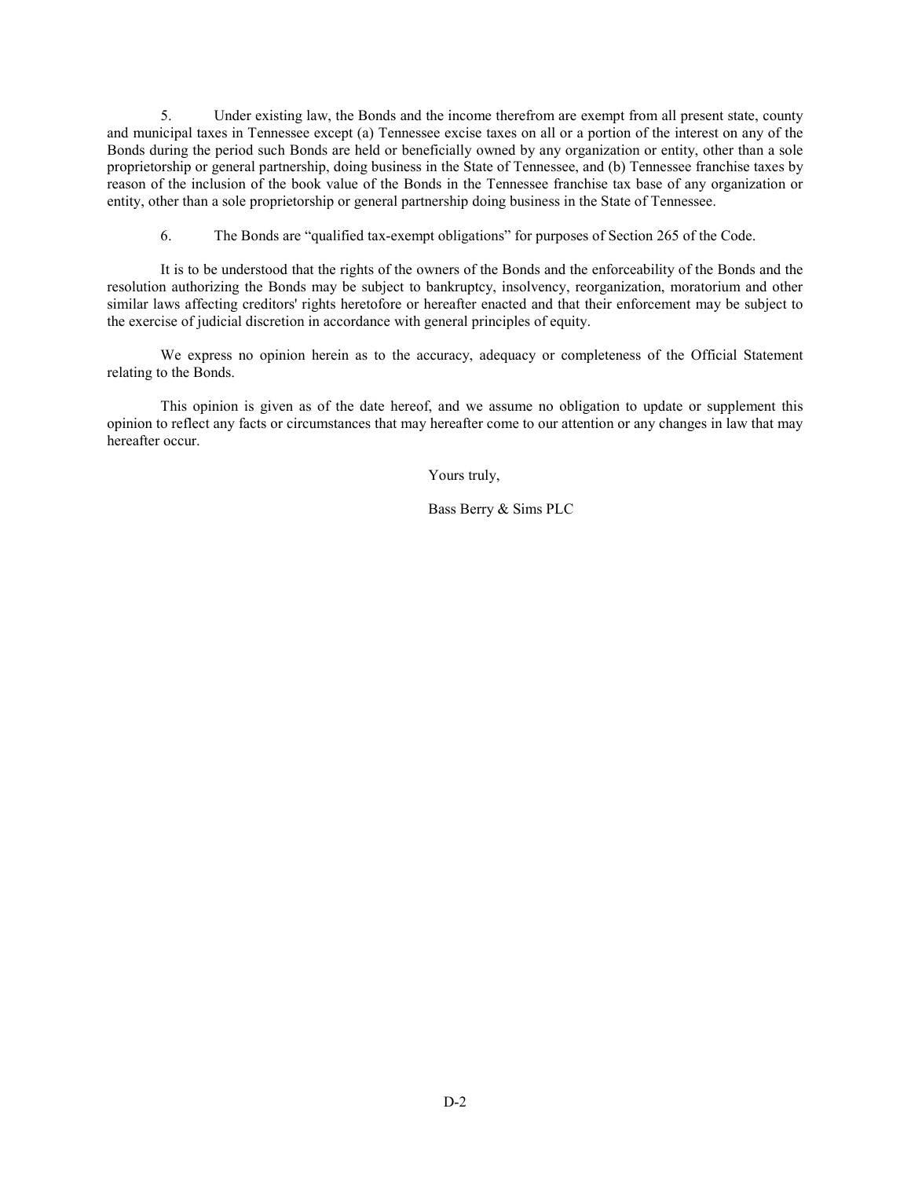5. Under existing law, the Bonds and the income therefrom are exempt from all present state, county and municipal taxes in Tennessee except (a) Tennessee excise taxes on all or a portion of the interest on any of the Bonds during the period such Bonds are held or beneficially owned by any organization or entity, other than a sole proprietorship or general partnership, doing business in the State of Tennessee, and (b) Tennessee franchise taxes by reason of the inclusion of the book value of the Bonds in the Tennessee franchise tax base of any organization or entity, other than a sole proprietorship or general partnership doing business in the State of Tennessee.

6. The Bonds are "qualified tax-exempt obligations" for purposes of Section 265 of the Code.

It is to be understood that the rights of the owners of the Bonds and the enforceability of the Bonds and the resolution authorizing the Bonds may be subject to bankruptcy, insolvency, reorganization, moratorium and other similar laws affecting creditors' rights heretofore or hereafter enacted and that their enforcement may be subject to the exercise of judicial discretion in accordance with general principles of equity.

We express no opinion herein as to the accuracy, adequacy or completeness of the Official Statement relating to the Bonds.

This opinion is given as of the date hereof, and we assume no obligation to update or supplement this opinion to reflect any facts or circumstances that may hereafter come to our attention or any changes in law that may hereafter occur.

Yours truly,

Bass Berry & Sims PLC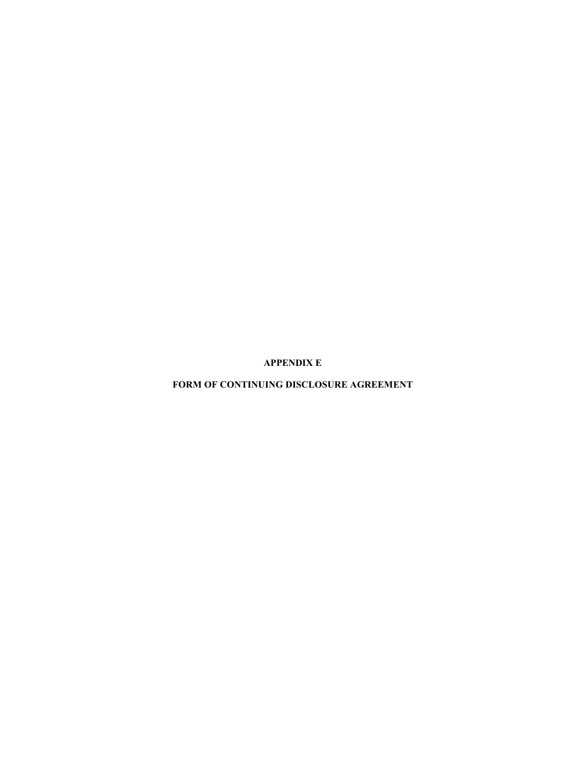# APPENDIX E

# FORM OF CONTINUING DISCLOSURE AGREEMENT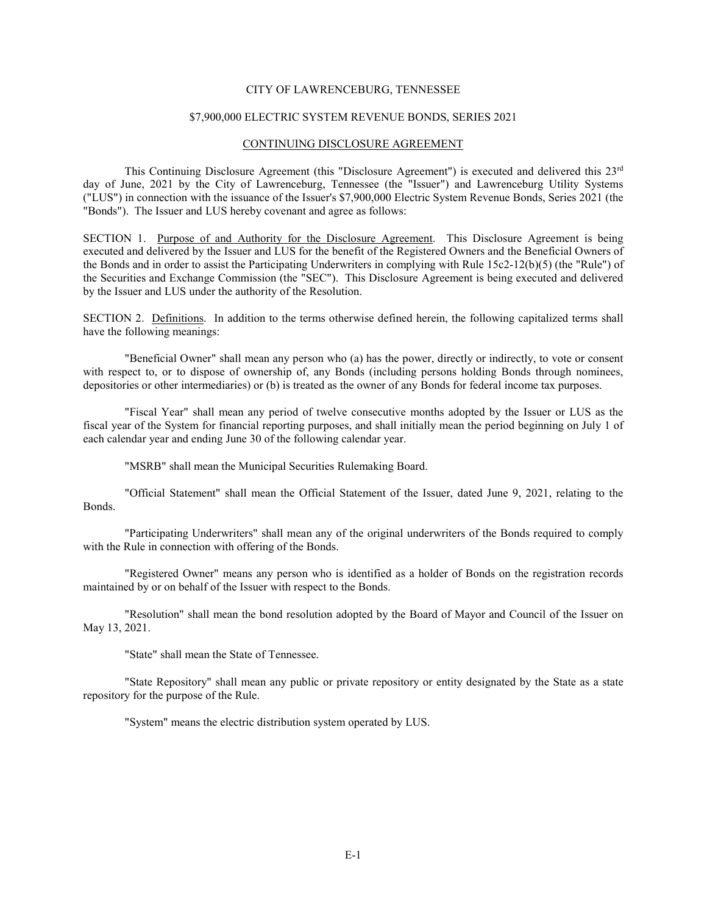CITY OF LAWRENCEBURG, TENNESSEE

$7,900,000 ELECTRIC SYSTEM REVENUE BONDS, SERIES 2021

CONTINUING DISCLOSURE AGREEMENT

This Continuing Disclosure Agreement (this "Disclosure Agreement") is executed and delivered this 23rd day of June, 2021 by the City of Lawrenceburg, Tennessee (the "Issuer") and Lawrenceburg Utility Systems ("LUS") in connection with the issuance of the Issuer's $7,900,000 Electric System Revenue Bonds, Series 2021 (the "Bonds"). The Issuer and LUS hereby covenant and agree as follows:

SECTION 1. Purpose of and Authority for the Disclosure Agreement. This Disclosure Agreement is being executed and delivered by the Issuer and LUS for the benefit of the Registered Owners and the Beneficial Owners of the Bonds and in order to assist the Participating Underwriters in complying with Rule 15c2-12(b)(5) (the "Rule") of the Securities and Exchange Commission (the "SEC"). This Disclosure Agreement is being executed and delivered by the Issuer and LUS under the authority of the Resolution.

SECTION 2. Definitions. In addition to the terms otherwise defined herein, the following capitalized terms shall have the following meanings:

"Beneficial Owner" shall mean any person who (a) has the power, directly or indirectly, to vote or consent with respect to, or to dispose of ownership of, any Bonds (including persons holding Bonds through nominees, depositories or other intermediaries) or (b) is treated as the owner of any Bonds for federal income tax purposes.

"Fiscal Year" shall mean any period of twelve consecutive months adopted by the Issuer or LUS as the fiscal year of the System for financial reporting purposes, and shall initially mean the period beginning on July 1 of each calendar year and ending June 30 of the following calendar year.

"MSRB" shall mean the Municipal Securities Rulemaking Board.

"Official Statement" shall mean the Official Statement of the Issuer, dated June 9, 2021, relating to the Bonds.

"Participating Underwriters" shall mean any of the original underwriters of the Bonds required to comply with the Rule in connection with offering of the Bonds.

"Registered Owner" means any person who is identified as a holder of Bonds on the registration records maintained by or on behalf of the Issuer with respect to the Bonds.

"Resolution" shall mean the bond resolution adopted by the Board of Mayor and Council of the Issuer on May 13, 2021.

"State" shall mean the State of Tennessee.

"State Repository" shall mean any public or private repository or entity designated by the State as a state repository for the purpose of the Rule.

"System" means the electric distribution system operated by LUS.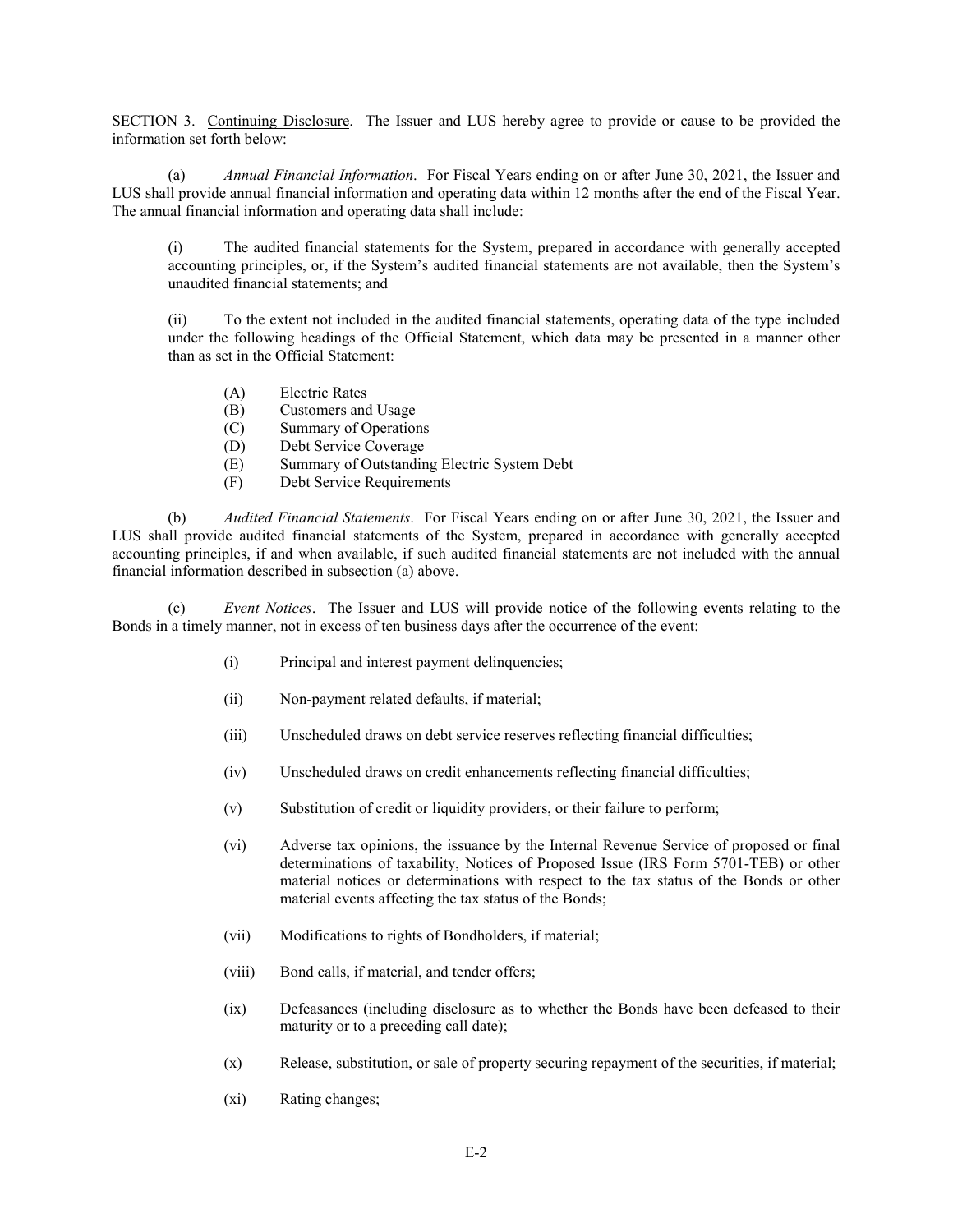SECTION 3. Continuing Disclosure. The Issuer and LUS hereby agree to provide or cause to be provided the information set forth below:

(a) *Annual Financial Information*. For Fiscal Years ending on or after June 30, 2021, the Issuer and LUS shall provide annual financial information and operating data within 12 months after the end of the Fiscal Year. The annual financial information and operating data shall include:

(i) The audited financial statements for the System, prepared in accordance with generally accepted accounting principles, or, if the System's audited financial statements are not available, then the System's unaudited financial statements; and

(ii) To the extent not included in the audited financial statements, operating data of the type included under the following headings of the Official Statement, which data may be presented in a manner other than as set in the Official Statement:

- (A) Electric Rates
- (B) Customers and Usage
- (C) Summary of Operations
- (D) Debt Service Coverage
- (E) Summary of Outstanding Electric System Debt
- (F) Debt Service Requirements

(b) *Audited Financial Statements*. For Fiscal Years ending on or after June 30, 2021, the Issuer and LUS shall provide audited financial statements of the System, prepared in accordance with generally accepted accounting principles, if and when available, if such audited financial statements are not included with the annual financial information described in subsection (a) above.

(c) *Event Notices*. The Issuer and LUS will provide notice of the following events relating to the Bonds in a timely manner, not in excess of ten business days after the occurrence of the event:

- (i) Principal and interest payment delinquencies;
- (ii) Non-payment related defaults, if material;
- (iii) Unscheduled draws on debt service reserves reflecting financial difficulties;
- (iv) Unscheduled draws on credit enhancements reflecting financial difficulties;
- (v) Substitution of credit or liquidity providers, or their failure to perform;
- (vi) Adverse tax opinions, the issuance by the Internal Revenue Service of proposed or final determinations of taxability, Notices of Proposed Issue (IRS Form 5701-TEB) or other material notices or determinations with respect to the tax status of the Bonds or other material events affecting the tax status of the Bonds;
- (vii) Modifications to rights of Bondholders, if material;
- (viii) Bond calls, if material, and tender offers;
- (ix) Defeasances (including disclosure as to whether the Bonds have been defeased to their maturity or to a preceding call date);
- (x) Release, substitution, or sale of property securing repayment of the securities, if material;
- (xi) Rating changes;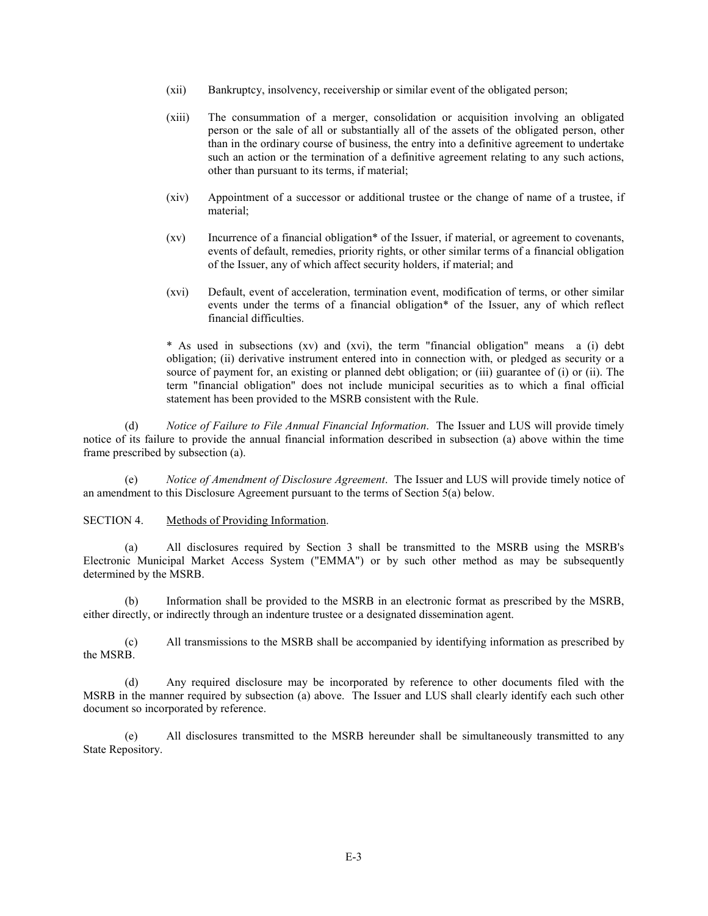(xii) Bankruptcy, insolvency, receivership or similar event of the obligated person;

(xiii) The consummation of a merger, consolidation or acquisition involving an obligated person or the sale of all or substantially all of the assets of the obligated person, other than in the ordinary course of business, the entry into a definitive agreement to undertake such an action or the termination of a definitive agreement relating to any such actions, other than pursuant to its terms, if material;

(xiv) Appointment of a successor or additional trustee or the change of name of a trustee, if material;

(xv) Incurrence of a financial obligation* of the Issuer, if material, or agreement to covenants, events of default, remedies, priority rights, or other similar terms of a financial obligation of the Issuer, any of which affect security holders, if material; and

(xvi) Default, event of acceleration, termination event, modification of terms, or other similar events under the terms of a financial obligation* of the Issuer, any of which reflect financial difficulties.

* As used in subsections (xv) and (xvi), the term "financial obligation" means a (i) debt obligation; (ii) derivative instrument entered into in connection with, or pledged as security or a source of payment for, an existing or planned debt obligation; or (iii) guarantee of (i) or (ii). The term "financial obligation" does not include municipal securities as to which a final official statement has been provided to the MSRB consistent with the Rule.

(d) *Notice of Failure to File Annual Financial Information*. The Issuer and LUS will provide timely notice of its failure to provide the annual financial information described in subsection (a) above within the time frame prescribed by subsection (a).

(e) *Notice of Amendment of Disclosure Agreement*. The Issuer and LUS will provide timely notice of an amendment to this Disclosure Agreement pursuant to the terms of Section 5(a) below.

SECTION 4. Methods of Providing Information.

(a) All disclosures required by Section 3 shall be transmitted to the MSRB using the MSRB's Electronic Municipal Market Access System ("EMMA") or by such other method as may be subsequently determined by the MSRB.

(b) Information shall be provided to the MSRB in an electronic format as prescribed by the MSRB, either directly, or indirectly through an indenture trustee or a designated dissemination agent.

(c) All transmissions to the MSRB shall be accompanied by identifying information as prescribed by the MSRB.

(d) Any required disclosure may be incorporated by reference to other documents filed with the MSRB in the manner required by subsection (a) above. The Issuer and LUS shall clearly identify each such other document so incorporated by reference.

(e) All disclosures transmitted to the MSRB hereunder shall be simultaneously transmitted to any State Repository.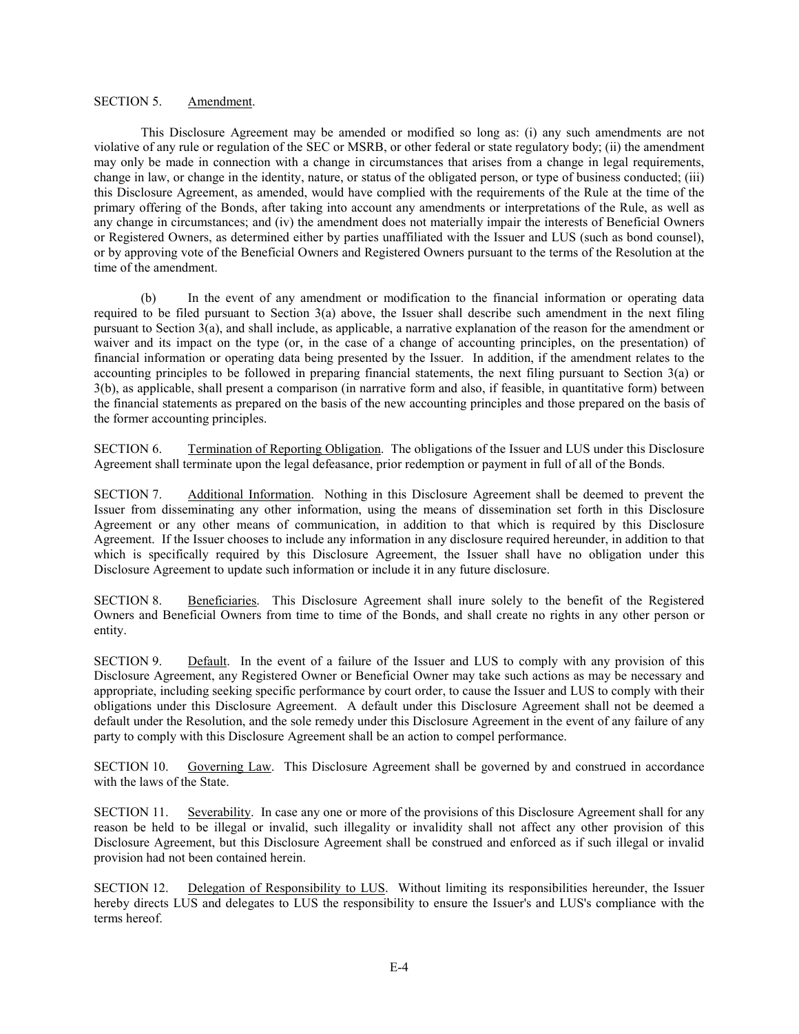SECTION 5. Amendment.

This Disclosure Agreement may be amended or modified so long as: (i) any such amendments are not violative of any rule or regulation of the SEC or MSRB, or other federal or state regulatory body; (ii) the amendment may only be made in connection with a change in circumstances that arises from a change in legal requirements, change in law, or change in the identity, nature, or status of the obligated person, or type of business conducted; (iii) this Disclosure Agreement, as amended, would have complied with the requirements of the Rule at the time of the primary offering of the Bonds, after taking into account any amendments or interpretations of the Rule, as well as any change in circumstances; and (iv) the amendment does not materially impair the interests of Beneficial Owners or Registered Owners, as determined either by parties unaffiliated with the Issuer and LUS (such as bond counsel), or by approving vote of the Beneficial Owners and Registered Owners pursuant to the terms of the Resolution at the time of the amendment.

(b) In the event of any amendment or modification to the financial information or operating data required to be filed pursuant to Section 3(a) above, the Issuer shall describe such amendment in the next filing pursuant to Section 3(a), and shall include, as applicable, a narrative explanation of the reason for the amendment or waiver and its impact on the type (or, in the case of a change of accounting principles, on the presentation) of financial information or operating data being presented by the Issuer. In addition, if the amendment relates to the accounting principles to be followed in preparing financial statements, the next filing pursuant to Section 3(a) or 3(b), as applicable, shall present a comparison (in narrative form and also, if feasible, in quantitative form) between the financial statements as prepared on the basis of the new accounting principles and those prepared on the basis of the former accounting principles.

SECTION 6. Termination of Reporting Obligation. The obligations of the Issuer and LUS under this Disclosure Agreement shall terminate upon the legal defeasance, prior redemption or payment in full of all of the Bonds.

SECTION 7. Additional Information. Nothing in this Disclosure Agreement shall be deemed to prevent the Issuer from disseminating any other information, using the means of dissemination set forth in this Disclosure Agreement or any other means of communication, in addition to that which is required by this Disclosure Agreement. If the Issuer chooses to include any information in any disclosure required hereunder, in addition to that which is specifically required by this Disclosure Agreement, the Issuer shall have no obligation under this Disclosure Agreement to update such information or include it in any future disclosure.

SECTION 8. Beneficiaries. This Disclosure Agreement shall inure solely to the benefit of the Registered Owners and Beneficial Owners from time to time of the Bonds, and shall create no rights in any other person or entity.

SECTION 9. Default. In the event of a failure of the Issuer and LUS to comply with any provision of this Disclosure Agreement, any Registered Owner or Beneficial Owner may take such actions as may be necessary and appropriate, including seeking specific performance by court order, to cause the Issuer and LUS to comply with their obligations under this Disclosure Agreement. A default under this Disclosure Agreement shall not be deemed a default under the Resolution, and the sole remedy under this Disclosure Agreement in the event of any failure of any party to comply with this Disclosure Agreement shall be an action to compel performance.

SECTION 10. Governing Law. This Disclosure Agreement shall be governed by and construed in accordance with the laws of the State.

SECTION 11. Severability. In case any one or more of the provisions of this Disclosure Agreement shall for any reason be held to be illegal or invalid, such illegality or invalidity shall not affect any other provision of this Disclosure Agreement, but this Disclosure Agreement shall be construed and enforced as if such illegal or invalid provision had not been contained herein.

SECTION 12. Delegation of Responsibility to LUS. Without limiting its responsibilities hereunder, the Issuer hereby directs LUS and delegates to LUS the responsibility to ensure the Issuer's and LUS's compliance with the terms hereof.